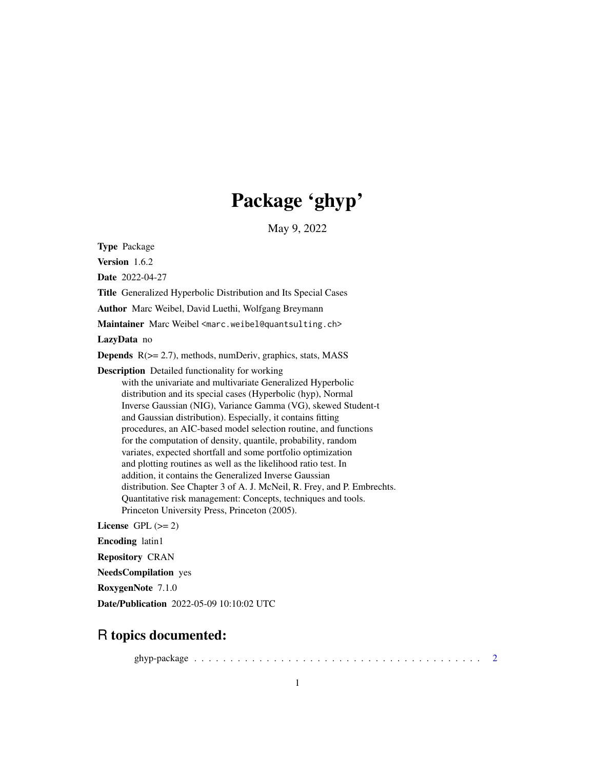# Package 'ghyp'

May 9, 2022

**Type** Package

**Version** 1.6.2

**Date** 2022-04-27

**Title** Generalized Hyperbolic Distribution and Its Special Cases

**Author** Marc Weibel, David Luethi, Wolfgang Breymann

**Maintainer** Marc Weibel <marc.weibel@quantsulting.ch>

**LazyData** no

**Depends** R(>= 2.7), methods, numDeriv, graphics, stats, MASS

**Description** Detailed functionality for working with the univariate and multivariate Generalized Hyperbolic distribution and its special cases (Hyperbolic (hyp), Normal Inverse Gaussian (NIG), Variance Gamma (VG), skewed Student-t and Gaussian distribution). Especially, it contains fitting procedures, an AIC-based model selection routine, and functions for the computation of density, quantile, probability, random variates, expected shortfall and some portfolio optimization and plotting routines as well as the likelihood ratio test. In addition, it contains the Generalized Inverse Gaussian distribution. See Chapter 3 of A. J. McNeil, R. Frey, and P. Embrechts. Quantitative risk management: Concepts, techniques and tools. Princeton University Press, Princeton (2005).

**License** GPL (>= 2)

**Encoding** latin1

**Repository** CRAN

**NeedsCompilation** yes

**RoxygenNote** 7.1.0

**Date/Publication** 2022-05-09 10:10:02 UTC

## R topics documented:

ghyp-package . . . . . . . . . . . . . . . . . . . . . . . . . . . . . . . . . . . . . . . . 2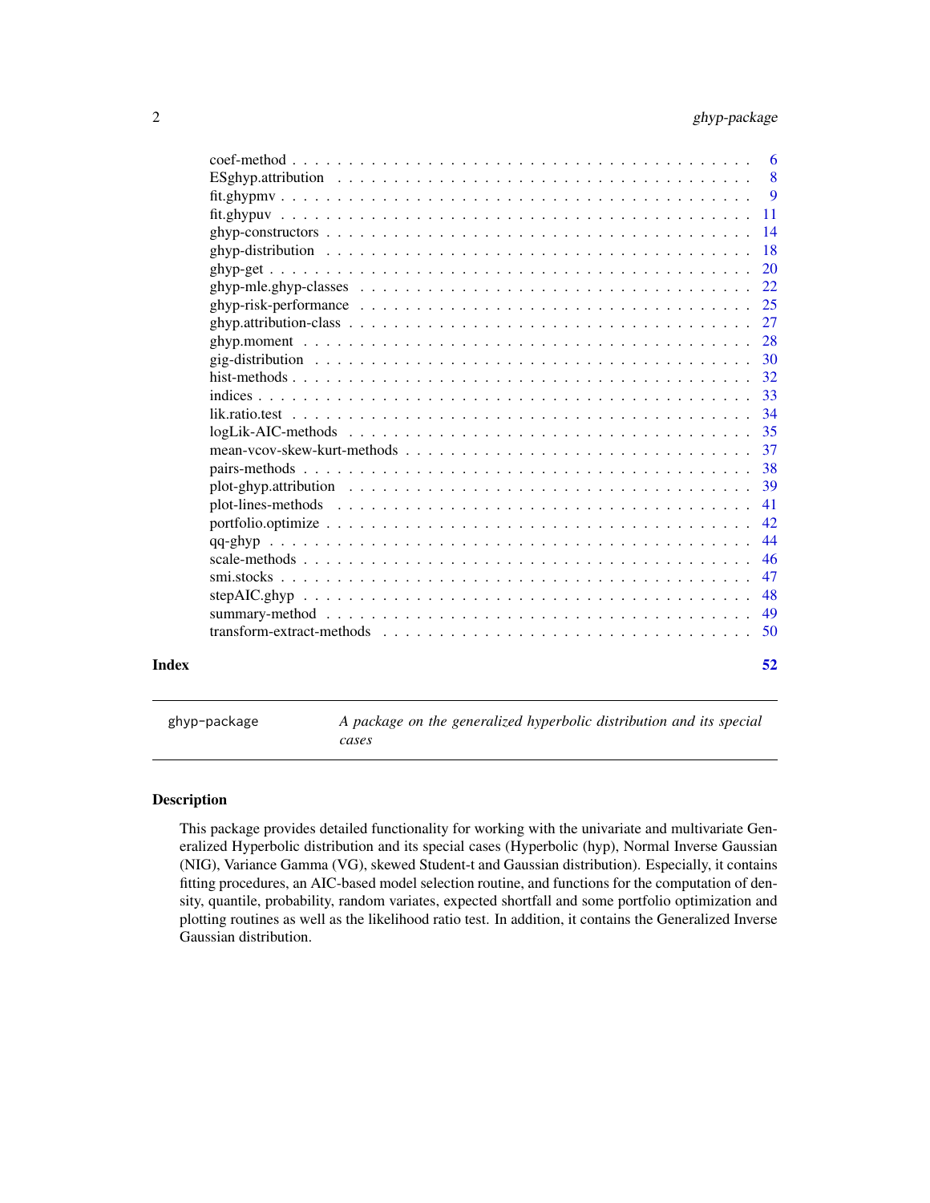| | |
|---|---|
| coef-method | 6 |
| ESghyp.attribution | 8 |
| fit.ghypmv | 9 |
| fit.ghypuv | 11 |
| ghyp-constructors | 14 |
| ghyp-distribution | 18 |
| ghyp-get | 20 |
| ghyp-mle.ghyp-classes | 22 |
| ghyp-risk-performance | 25 |
| ghyp.attribution-class | 27 |
| ghyp.moment | 28 |
| gig-distribution | 30 |
| hist-methods | 32 |
| indices | 33 |
| lik.ratio.test | 34 |
| logLik-AIC-methods | 35 |
| mean-vcov-skew-kurt-methods | 37 |
| pairs-methods | 38 |
| plot-ghyp.attribution | 39 |
| plot-lines-methods | 41 |
| portfolio.optimize | 42 |
| qq-ghyp | 44 |
| scale-methods | 46 |
| smi.stocks | 47 |
| stepAIC.ghyp | 48 |
| summary-method | 49 |
| transform-extract-methods | 50 |

**Index** 52

---

`ghyp-package` — *A package on the generalized hyperbolic distribution and its special cases*

---

## Description

This package provides detailed functionality for working with the univariate and multivariate Generalized Hyperbolic distribution and its special cases (Hyperbolic (hyp), Normal Inverse Gaussian (NIG), Variance Gamma (VG), skewed Student-t and Gaussian distribution). Especially, it contains fitting procedures, an AIC-based model selection routine, and functions for the computation of density, quantile, probability, random variates, expected shortfall and some portfolio optimization and plotting routines as well as the likelihood ratio test. In addition, it contains the Generalized Inverse Gaussian distribution.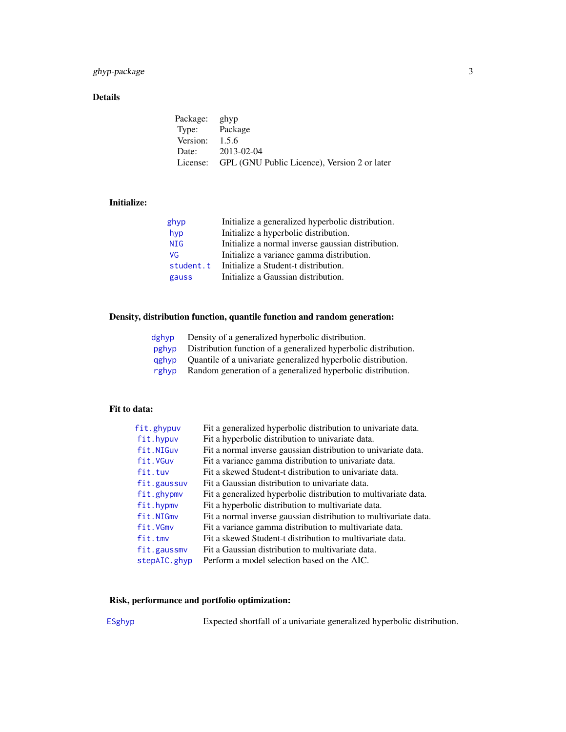## Details

| | |
|---|---|
| Package: | ghyp |
| Type: | Package |
| Version: | 1.5.6 |
| Date: | 2013-02-04 |
| License: | GPL (GNU Public Licence), Version 2 or later |

### Initialize:

| | |
|---|---|
| `ghyp` | Initialize a generalized hyperbolic distribution. |
| `hyp` | Initialize a hyperbolic distribution. |
| `NIG` | Initialize a normal inverse gaussian distribution. |
| `VG` | Initialize a variance gamma distribution. |
| `student.t` | Initialize a Student-t distribution. |
| `gauss` | Initialize a Gaussian distribution. |

### Density, distribution function, quantile function and random generation:

| | |
|---|---|
| `dghyp` | Density of a generalized hyperbolic distribution. |
| `pghyp` | Distribution function of a generalized hyperbolic distribution. |
| `qghyp` | Quantile of a univariate generalized hyperbolic distribution. |
| `rghyp` | Random generation of a generalized hyperbolic distribution. |

### Fit to data:

| | |
|---|---|
| `fit.ghypuv` | Fit a generalized hyperbolic distribution to univariate data. |
| `fit.hypuv` | Fit a hyperbolic distribution to univariate data. |
| `fit.NIGuv` | Fit a normal inverse gaussian distribution to univariate data. |
| `fit.VGuv` | Fit a variance gamma distribution to univariate data. |
| `fit.tuv` | Fit a skewed Student-t distribution to univariate data. |
| `fit.gaussuv` | Fit a Gaussian distribution to univariate data. |
| `fit.ghypmv` | Fit a generalized hyperbolic distribution to multivariate data. |
| `fit.hypmv` | Fit a hyperbolic distribution to multivariate data. |
| `fit.NIGmv` | Fit a normal inverse gaussian distribution to multivariate data. |
| `fit.VGmv` | Fit a variance gamma distribution to multivariate data. |
| `fit.tmv` | Fit a skewed Student-t distribution to multivariate data. |
| `fit.gaussmv` | Fit a Gaussian distribution to multivariate data. |
| `stepAIC.ghyp` | Perform a model selection based on the AIC. |

### Risk, performance and portfolio optimization:

| | |
|---|---|
| `ESghyp` | Expected shortfall of a univariate generalized hyperbolic distribution. |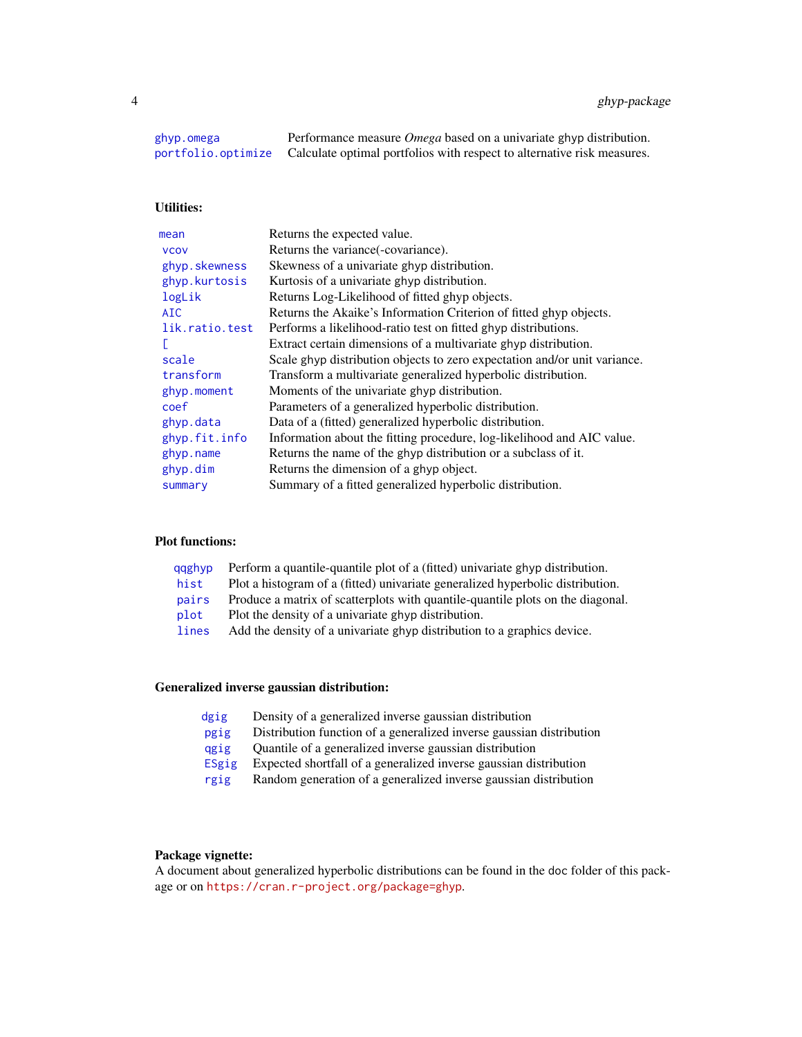| | |
|---|---|
| `ghyp.omega` | Performance measure *Omega* based on a univariate ghyp distribution. |
| `portfolio.optimize` | Calculate optimal portfolios with respect to alternative risk measures. |

**Utilities:**

| | |
|---|---|
| `mean` | Returns the expected value. |
| `vcov` | Returns the variance(-covariance). |
| `ghyp.skewness` | Skewness of a univariate ghyp distribution. |
| `ghyp.kurtosis` | Kurtosis of a univariate ghyp distribution. |
| `logLik` | Returns Log-Likelihood of fitted ghyp objects. |
| `AIC` | Returns the Akaike's Information Criterion of fitted ghyp objects. |
| `lik.ratio.test` | Performs a likelihood-ratio test on fitted ghyp distributions. |
| `[` | Extract certain dimensions of a multivariate ghyp distribution. |
| `scale` | Scale ghyp distribution objects to zero expectation and/or unit variance. |
| `transform` | Transform a multivariate generalized hyperbolic distribution. |
| `ghyp.moment` | Moments of the univariate ghyp distribution. |
| `coef` | Parameters of a generalized hyperbolic distribution. |
| `ghyp.data` | Data of a (fitted) generalized hyperbolic distribution. |
| `ghyp.fit.info` | Information about the fitting procedure, log-likelihood and AIC value. |
| `ghyp.name` | Returns the name of the ghyp distribution or a subclass of it. |
| `ghyp.dim` | Returns the dimension of a ghyp object. |
| `summary` | Summary of a fitted generalized hyperbolic distribution. |

**Plot functions:**

| | |
|---|---|
| `qqghyp` | Perform a quantile-quantile plot of a (fitted) univariate ghyp distribution. |
| `hist` | Plot a histogram of a (fitted) univariate generalized hyperbolic distribution. |
| `pairs` | Produce a matrix of scatterplots with quantile-quantile plots on the diagonal. |
| `plot` | Plot the density of a univariate ghyp distribution. |
| `lines` | Add the density of a univariate ghyp distribution to a graphics device. |

**Generalized inverse gaussian distribution:**

| | |
|---|---|
| `dgig` | Density of a generalized inverse gaussian distribution |
| `pgig` | Distribution function of a generalized inverse gaussian distribution |
| `qgig` | Quantile of a generalized inverse gaussian distribution |
| `ESgig` | Expected shortfall of a generalized inverse gaussian distribution |
| `rgig` | Random generation of a generalized inverse gaussian distribution |

**Package vignette:**
A document about generalized hyperbolic distributions can be found in the doc folder of this package or on `https://cran.r-project.org/package=ghyp`.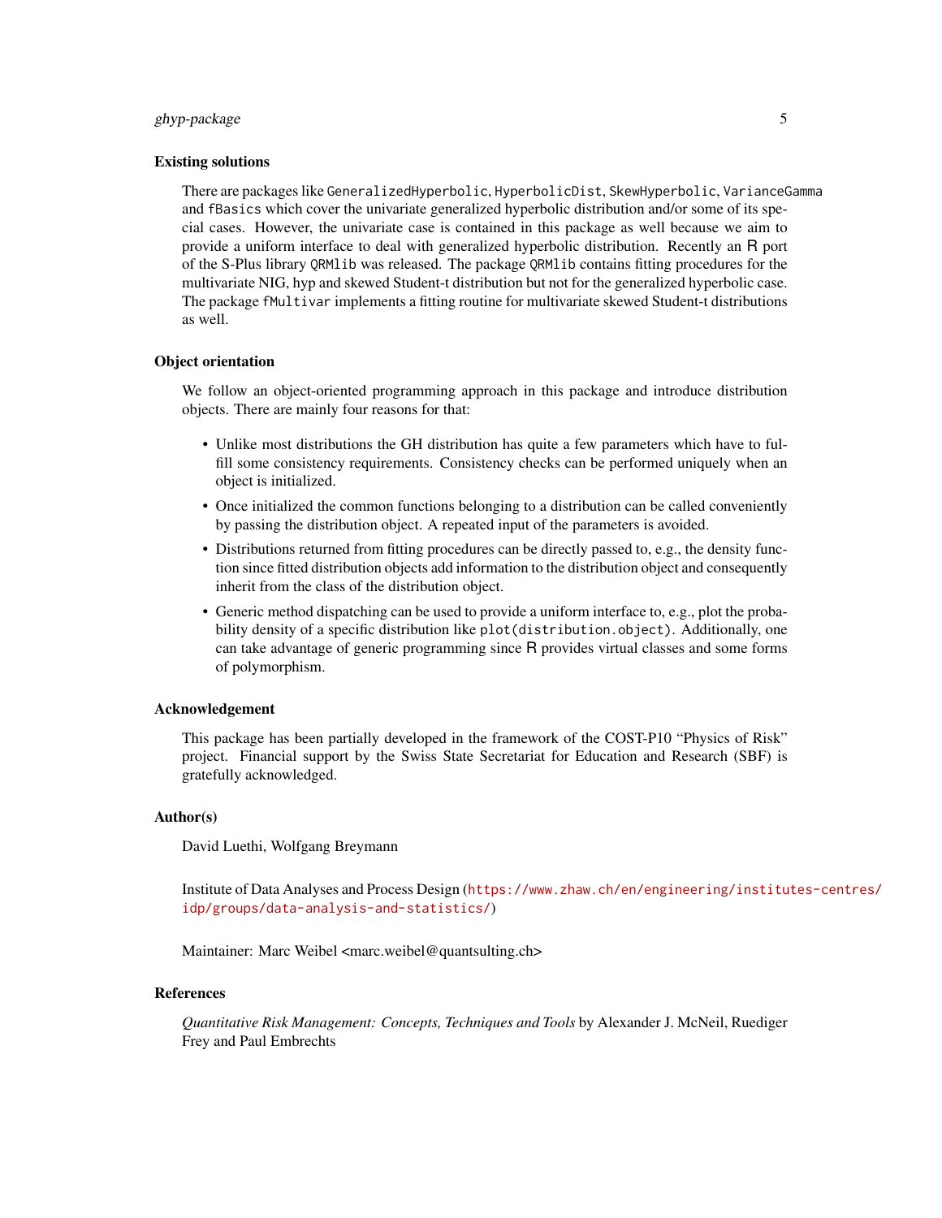## Existing solutions

There are packages like `GeneralizedHyperbolic`, `HyperbolicDist`, `SkewHyperbolic`, `VarianceGamma` and `fBasics` which cover the univariate generalized hyperbolic distribution and/or some of its special cases. However, the univariate case is contained in this package as well because we aim to provide a uniform interface to deal with generalized hyperbolic distribution. Recently an R port of the S-Plus library `QRMlib` was released. The package `QRMlib` contains fitting procedures for the multivariate NIG, hyp and skewed Student-t distribution but not for the generalized hyperbolic case. The package `fMultivar` implements a fitting routine for multivariate skewed Student-t distributions as well.

## Object orientation

We follow an object-oriented programming approach in this package and introduce distribution objects. There are mainly four reasons for that:

- Unlike most distributions the GH distribution has quite a few parameters which have to fulfill some consistency requirements. Consistency checks can be performed uniquely when an object is initialized.
- Once initialized the common functions belonging to a distribution can be called conveniently by passing the distribution object. A repeated input of the parameters is avoided.
- Distributions returned from fitting procedures can be directly passed to, e.g., the density function since fitted distribution objects add information to the distribution object and consequently inherit from the class of the distribution object.
- Generic method dispatching can be used to provide a uniform interface to, e.g., plot the probability density of a specific distribution like `plot(distribution.object)`. Additionally, one can take advantage of generic programming since R provides virtual classes and some forms of polymorphism.

## Acknowledgement

This package has been partially developed in the framework of the COST-P10 "Physics of Risk" project. Financial support by the Swiss State Secretariat for Education and Research (SBF) is gratefully acknowledged.

## Author(s)

David Luethi, Wolfgang Breymann

Institute of Data Analyses and Process Design (https://www.zhaw.ch/en/engineering/institutes-centres/idp/groups/data-analysis-and-statistics/)

Maintainer: Marc Weibel <marc.weibel@quantsulting.ch>

## References

*Quantitative Risk Management: Concepts, Techniques and Tools* by Alexander J. McNeil, Ruediger Frey and Paul Embrechts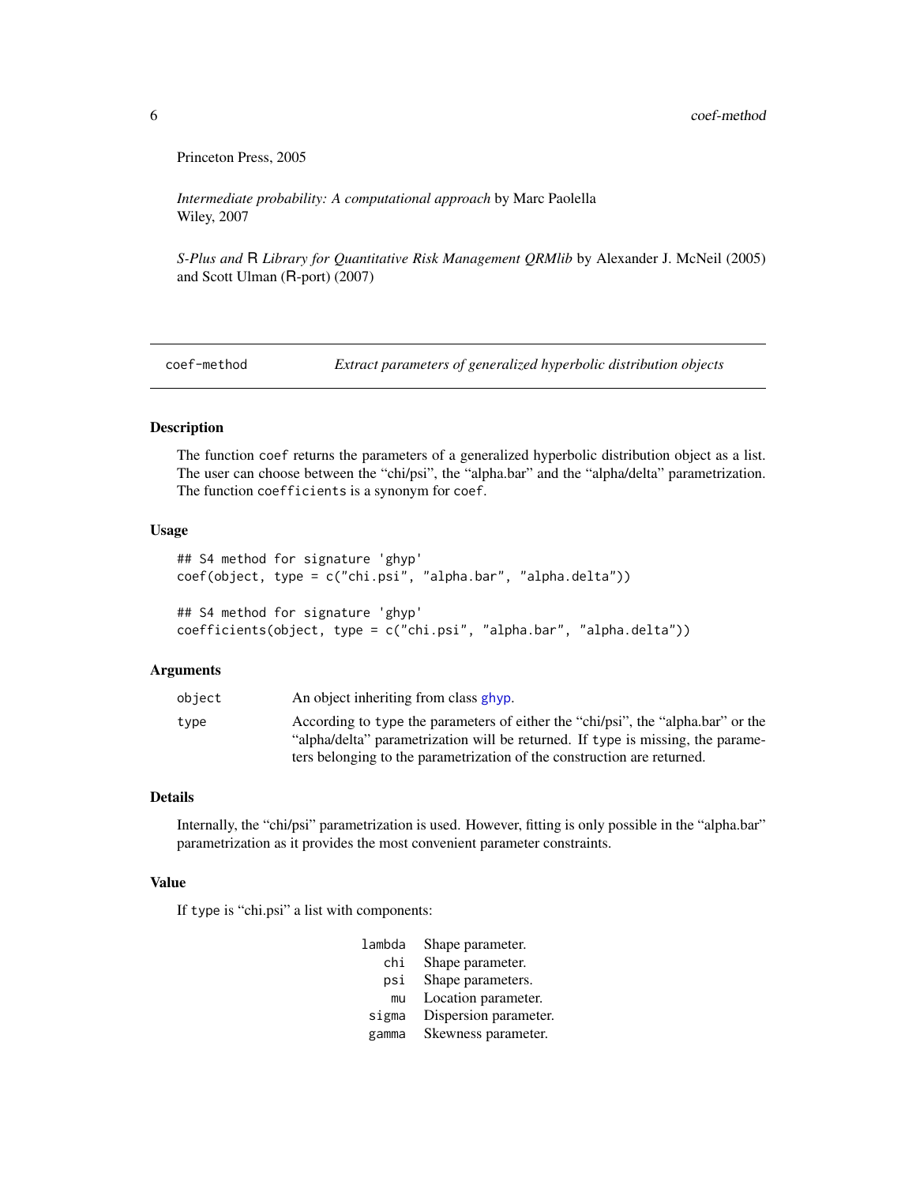Princeton Press, 2005

*Intermediate probability: A computational approach* by Marc Paolella
Wiley, 2007

*S-Plus and R Library for Quantitative Risk Management QRMlib* by Alexander J. McNeil (2005) and Scott Ulman (R-port) (2007)

## coef-method — *Extract parameters of generalized hyperbolic distribution objects*

### Description

The function `coef` returns the parameters of a generalized hyperbolic distribution object as a list. The user can choose between the "chi/psi", the "alpha.bar" and the "alpha/delta" parametrization. The function `coefficients` is a synonym for `coef`.

### Usage

```
## S4 method for signature 'ghyp'
coef(object, type = c("chi.psi", "alpha.bar", "alpha.delta"))

## S4 method for signature 'ghyp'
coefficients(object, type = c("chi.psi", "alpha.bar", "alpha.delta"))
```

### Arguments

| | |
|---|---|
| `object` | An object inheriting from class `ghyp`. |
| `type` | According to `type` the parameters of either the "chi/psi", the "alpha.bar" or the "alpha/delta" parametrization will be returned. If `type` is missing, the parameters belonging to the parametrization of the construction are returned. |

### Details

Internally, the "chi/psi" parametrization is used. However, fitting is only possible in the "alpha.bar" parametrization as it provides the most convenient parameter constraints.

### Value

If `type` is "chi.psi" a list with components:

| | |
|---|---|
| `lambda` | Shape parameter. |
| `chi` | Shape parameter. |
| `psi` | Shape parameters. |
| `mu` | Location parameter. |
| `sigma` | Dispersion parameter. |
| `gamma` | Skewness parameter. |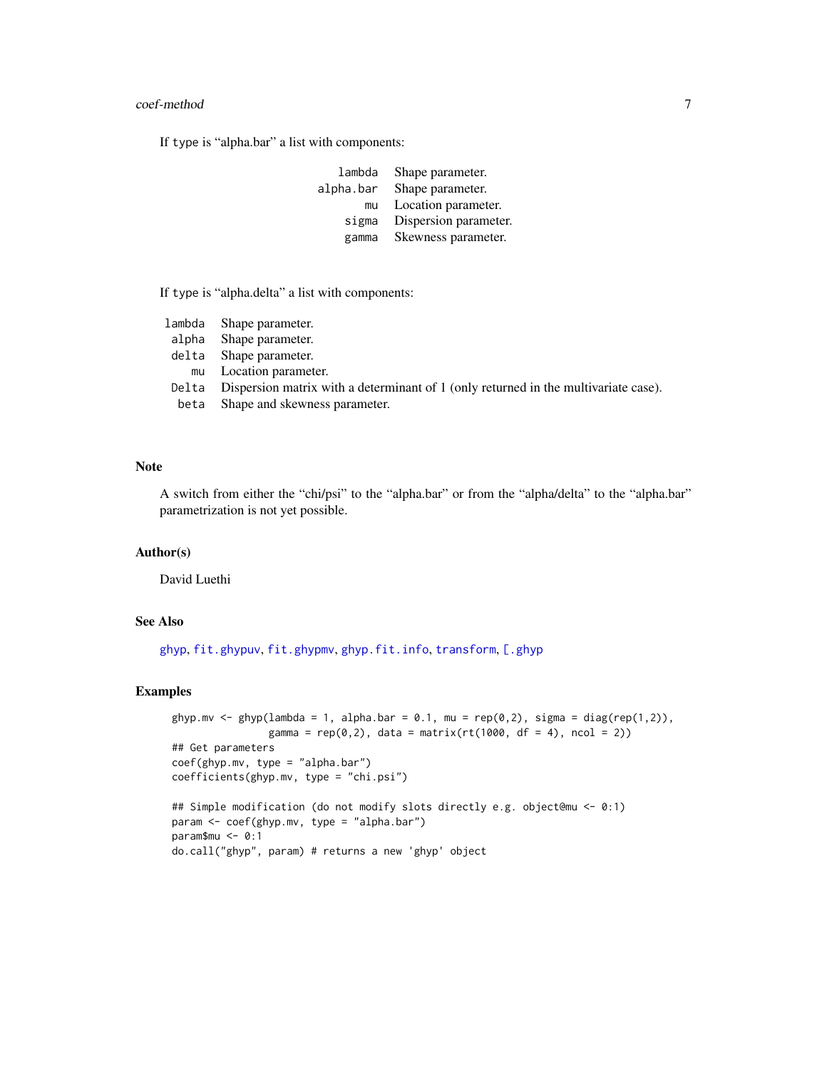If type is “alpha.bar” a list with components:

| | |
|---|---|
| `lambda` | Shape parameter. |
| `alpha.bar` | Shape parameter. |
| `mu` | Location parameter. |
| `sigma` | Dispersion parameter. |
| `gamma` | Skewness parameter. |

If type is “alpha.delta” a list with components:

| | |
|---|---|
| `lambda` | Shape parameter. |
| `alpha` | Shape parameter. |
| `delta` | Shape parameter. |
| `mu` | Location parameter. |
| `Delta` | Dispersion matrix with a determinant of 1 (only returned in the multivariate case). |
| `beta` | Shape and skewness parameter. |

## Note

A switch from either the “chi/psi” to the “alpha.bar” or from the “alpha/delta” to the “alpha.bar” parametrization is not yet possible.

## Author(s)

David Luethi

## See Also

ghyp, fit.ghypuv, fit.ghypmv, ghyp.fit.info, transform, [.ghyp

## Examples

```
ghyp.mv <- ghyp(lambda = 1, alpha.bar = 0.1, mu = rep(0,2), sigma = diag(rep(1,2)),
                gamma = rep(0,2), data = matrix(rt(1000, df = 4), ncol = 2))
## Get parameters
coef(ghyp.mv, type = "alpha.bar")
coefficients(ghyp.mv, type = "chi.psi")

## Simple modification (do not modify slots directly e.g. object@mu <- 0:1)
param <- coef(ghyp.mv, type = "alpha.bar")
param$mu <- 0:1
do.call("ghyp", param) # returns a new 'ghyp' object
```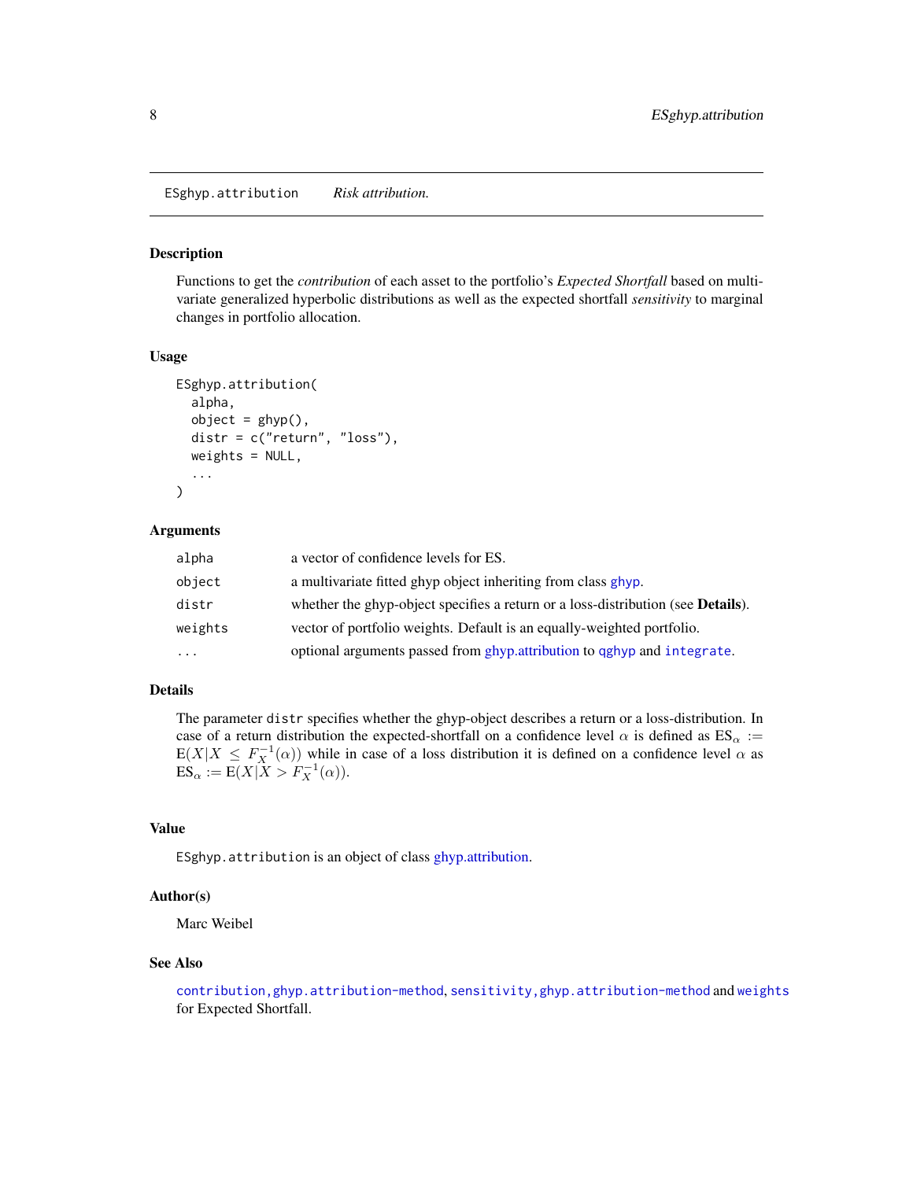ESghyp.attribution *Risk attribution.*

## Description

Functions to get the *contribution* of each asset to the portfolio's *Expected Shortfall* based on multivariate generalized hyperbolic distributions as well as the expected shortfall *sensitivity* to marginal changes in portfolio allocation.

## Usage

```
ESghyp.attribution(
  alpha,
  object = ghyp(),
  distr = c("return", "loss"),
  weights = NULL,
  ...
)
```

## Arguments

| | |
|---|---|
| `alpha` | a vector of confidence levels for ES. |
| `object` | a multivariate fitted ghyp object inheriting from class `ghyp`. |
| `distr` | whether the ghyp-object specifies a return or a loss-distribution (see **Details**). |
| `weights` | vector of portfolio weights. Default is an equally-weighted portfolio. |
| `...` | optional arguments passed from ghyp.attribution to `qghyp` and `integrate`. |

## Details

The parameter `distr` specifies whether the ghyp-object describes a return or a loss-distribution. In case of a return distribution the expected-shortfall on a confidence level $\alpha$ is defined as $\mathrm{ES}_\alpha := \mathrm{E}(X|X \leq F_X^{-1}(\alpha))$ while in case of a loss distribution it is defined on a confidence level $\alpha$ as $\mathrm{ES}_\alpha := \mathrm{E}(X|X > F_X^{-1}(\alpha))$.

## Value

`ESghyp.attribution` is an object of class ghyp.attribution.

## Author(s)

Marc Weibel

## See Also

`contribution,ghyp.attribution-method`, `sensitivity,ghyp.attribution-method` and `weights` for Expected Shortfall.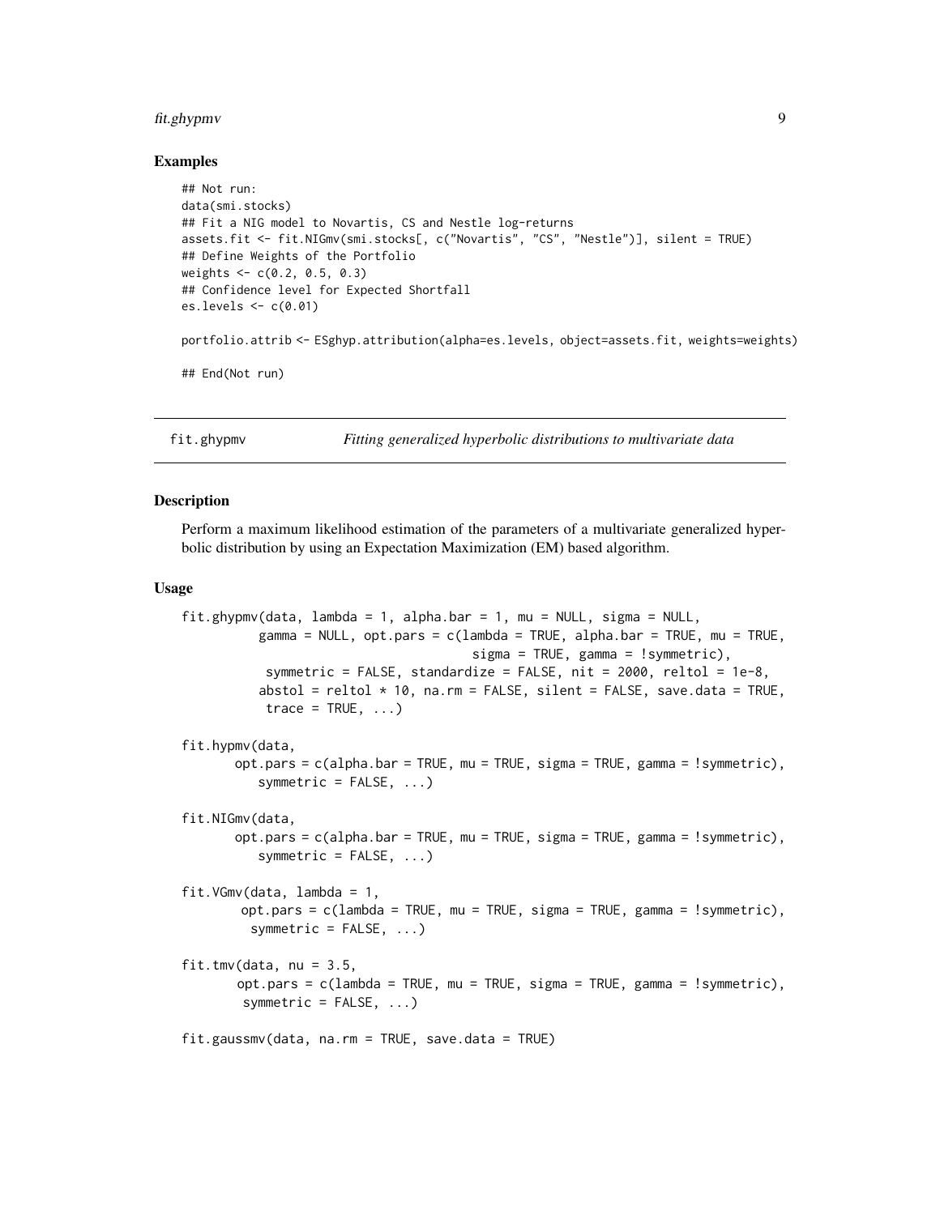### Examples

```
## Not run:
data(smi.stocks)
## Fit a NIG model to Novartis, CS and Nestle log-returns
assets.fit <- fit.NIGmv(smi.stocks[, c("Novartis", "CS", "Nestle")], silent = TRUE)
## Define Weights of the Portfolio
weights <- c(0.2, 0.5, 0.3)
## Confidence level for Expected Shortfall
es.levels <- c(0.01)

portfolio.attrib <- ESghyp.attribution(alpha=es.levels, object=assets.fit, weights=weights)

## End(Not run)
```

---

## fit.ghypmv *Fitting generalized hyperbolic distributions to multivariate data*

### Description

Perform a maximum likelihood estimation of the parameters of a multivariate generalized hyperbolic distribution by using an Expectation Maximization (EM) based algorithm.

### Usage

```
fit.ghypmv(data, lambda = 1, alpha.bar = 1, mu = NULL, sigma = NULL,
           gamma = NULL, opt.pars = c(lambda = TRUE, alpha.bar = TRUE, mu = TRUE,
                                      sigma = TRUE, gamma = !symmetric),
            symmetric = FALSE, standardize = FALSE, nit = 2000, reltol = 1e-8,
           abstol = reltol * 10, na.rm = FALSE, silent = FALSE, save.data = TRUE,
            trace = TRUE, ...)

fit.hypmv(data,
       opt.pars = c(alpha.bar = TRUE, mu = TRUE, sigma = TRUE, gamma = !symmetric),
          symmetric = FALSE, ...)

fit.NIGmv(data,
       opt.pars = c(alpha.bar = TRUE, mu = TRUE, sigma = TRUE, gamma = !symmetric),
          symmetric = FALSE, ...)

fit.VGmv(data, lambda = 1,
        opt.pars = c(lambda = TRUE, mu = TRUE, sigma = TRUE, gamma = !symmetric),
         symmetric = FALSE, ...)

fit.tmv(data, nu = 3.5,
       opt.pars = c(lambda = TRUE, mu = TRUE, sigma = TRUE, gamma = !symmetric),
        symmetric = FALSE, ...)

fit.gaussmv(data, na.rm = TRUE, save.data = TRUE)
```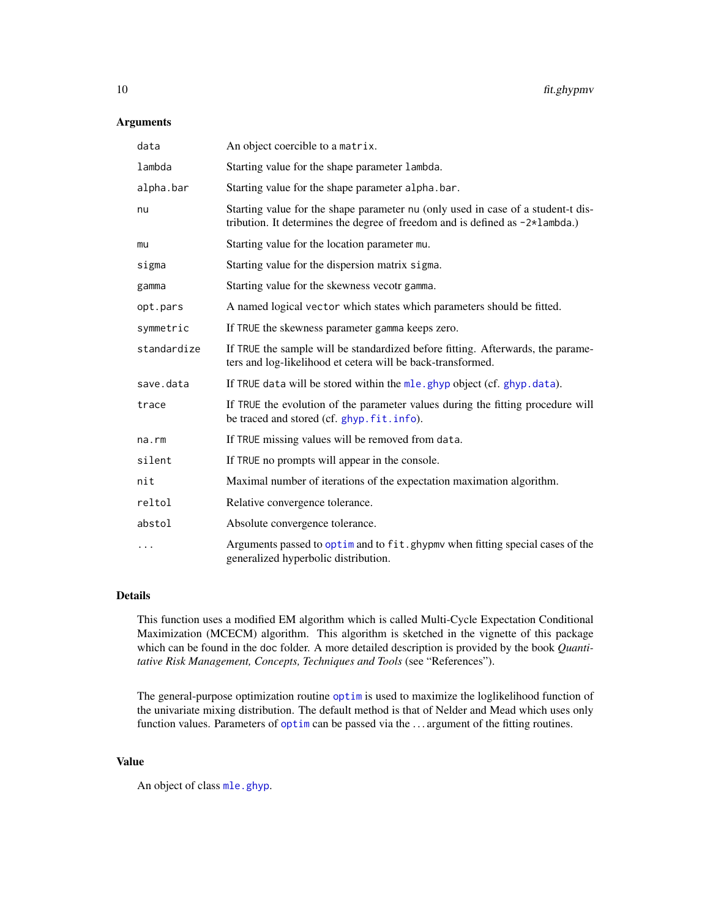## Arguments

| | |
|---|---|
| `data` | An object coercible to a `matrix`. |
| `lambda` | Starting value for the shape parameter `lambda`. |
| `alpha.bar` | Starting value for the shape parameter `alpha.bar`. |
| `nu` | Starting value for the shape parameter `nu` (only used in case of a student-t distribution. It determines the degree of freedom and is defined as `-2*lambda`.) |
| `mu` | Starting value for the location parameter `mu`. |
| `sigma` | Starting value for the dispersion matrix `sigma`. |
| `gamma` | Starting value for the skewness vecotr `gamma`. |
| `opt.pars` | A named logical `vector` which states which parameters should be fitted. |
| `symmetric` | If `TRUE` the skewness parameter `gamma` keeps zero. |
| `standardize` | If `TRUE` the sample will be standardized before fitting. Afterwards, the parameters and log-likelihood et cetera will be back-transformed. |
| `save.data` | If `TRUE` `data` will be stored within the `mle.ghyp` object (cf. `ghyp.data`). |
| `trace` | If `TRUE` the evolution of the parameter values during the fitting procedure will be traced and stored (cf. `ghyp.fit.info`). |
| `na.rm` | If `TRUE` missing values will be removed from `data`. |
| `silent` | If `TRUE` no prompts will appear in the console. |
| `nit` | Maximal number of iterations of the expectation maximation algorithm. |
| `reltol` | Relative convergence tolerance. |
| `abstol` | Absolute convergence tolerance. |
| `...` | Arguments passed to `optim` and to `fit.ghypmv` when fitting special cases of the generalized hyperbolic distribution. |

## Details

This function uses a modified EM algorithm which is called Multi-Cycle Expectation Conditional Maximization (MCECM) algorithm. This algorithm is sketched in the vignette of this package which can be found in the `doc` folder. A more detailed description is provided by the book *Quantitative Risk Management, Concepts, Techniques and Tools* (see "References").

The general-purpose optimization routine `optim` is used to maximize the loglikelihood function of the univariate mixing distribution. The default method is that of Nelder and Mead which uses only function values. Parameters of `optim` can be passed via the ... argument of the fitting routines.

## Value

An object of class `mle.ghyp`.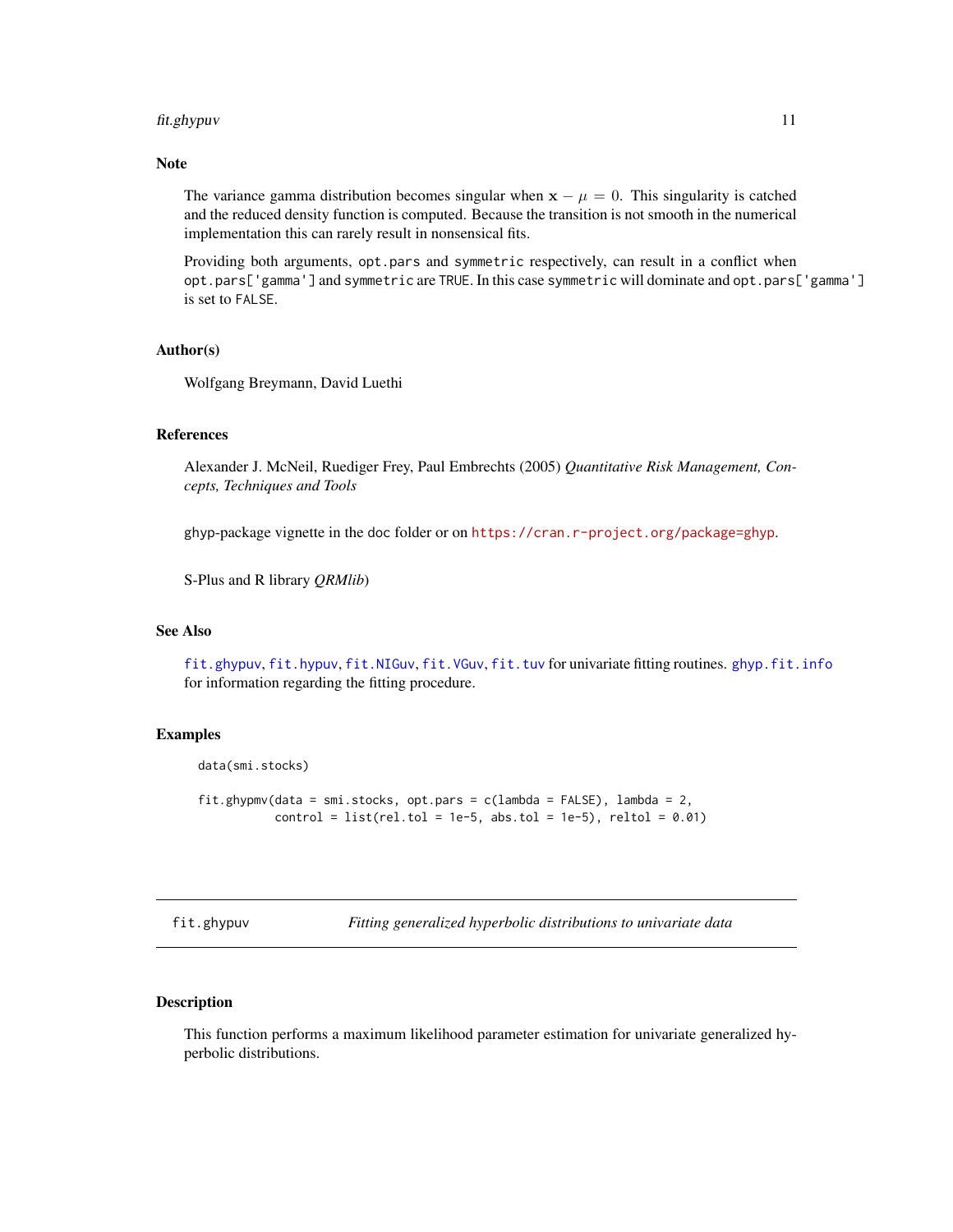## Note

The variance gamma distribution becomes singular when $\mathbf{x} - \mu = 0$. This singularity is catched and the reduced density function is computed. Because the transition is not smooth in the numerical implementation this can rarely result in nonsensical fits.

Providing both arguments, `opt.pars` and `symmetric` respectively, can result in a conflict when `opt.pars['gamma']` and `symmetric` are `TRUE`. In this case `symmetric` will dominate and `opt.pars['gamma']` is set to `FALSE`.

## Author(s)

Wolfgang Breymann, David Luethi

## References

Alexander J. McNeil, Ruediger Frey, Paul Embrechts (2005) *Quantitative Risk Management, Concepts, Techniques and Tools*

ghyp-package vignette in the doc folder or on https://cran.r-project.org/package=ghyp.

S-Plus and R library *QRMlib*)

## See Also

`fit.ghypuv`, `fit.hypuv`, `fit.NIGuv`, `fit.VGuv`, `fit.tuv` for univariate fitting routines. `ghyp.fit.info` for information regarding the fitting procedure.

## Examples

```
data(smi.stocks)

fit.ghypmv(data = smi.stocks, opt.pars = c(lambda = FALSE), lambda = 2,
           control = list(rel.tol = 1e-5, abs.tol = 1e-5), reltol = 0.01)
```

---

# fit.ghypuv — *Fitting generalized hyperbolic distributions to univariate data*

## Description

This function performs a maximum likelihood parameter estimation for univariate generalized hyperbolic distributions.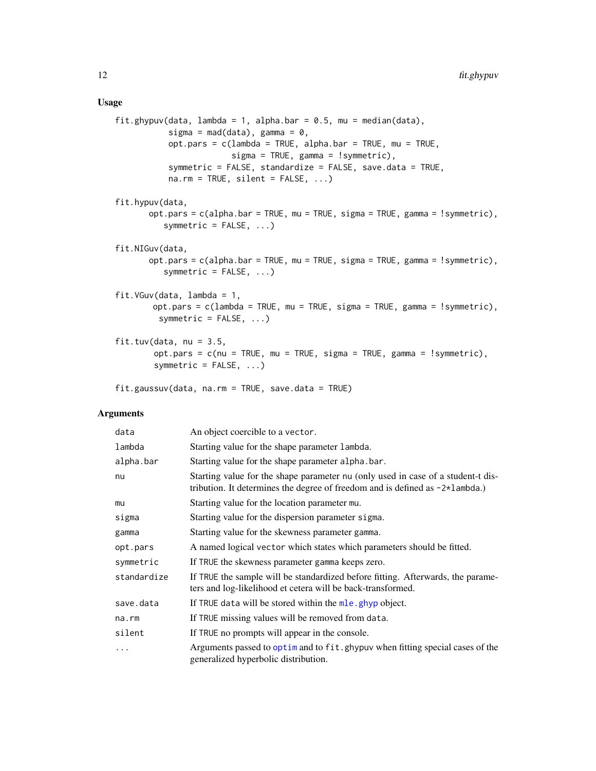### Usage

```
fit.ghypuv(data, lambda = 1, alpha.bar = 0.5, mu = median(data),
           sigma = mad(data), gamma = 0,
           opt.pars = c(lambda = TRUE, alpha.bar = TRUE, mu = TRUE,
                        sigma = TRUE, gamma = !symmetric),
           symmetric = FALSE, standardize = FALSE, save.data = TRUE,
           na.rm = TRUE, silent = FALSE, ...)

fit.hypuv(data,
        opt.pars = c(alpha.bar = TRUE, mu = TRUE, sigma = TRUE, gamma = !symmetric),
           symmetric = FALSE, ...)

fit.NIGuv(data,
        opt.pars = c(alpha.bar = TRUE, mu = TRUE, sigma = TRUE, gamma = !symmetric),
           symmetric = FALSE, ...)

fit.VGuv(data, lambda = 1,
         opt.pars = c(lambda = TRUE, mu = TRUE, sigma = TRUE, gamma = !symmetric),
          symmetric = FALSE, ...)

fit.tuv(data, nu = 3.5,
        opt.pars = c(nu = TRUE, mu = TRUE, sigma = TRUE, gamma = !symmetric),
        symmetric = FALSE, ...)

fit.gaussuv(data, na.rm = TRUE, save.data = TRUE)
```

### Arguments

| | |
|---|---|
| `data` | An object coercible to a `vector`. |
| `lambda` | Starting value for the shape parameter `lambda`. |
| `alpha.bar` | Starting value for the shape parameter `alpha.bar`. |
| `nu` | Starting value for the shape parameter `nu` (only used in case of a student-t distribution. It determines the degree of freedom and is defined as `-2*lambda`.) |
| `mu` | Starting value for the location parameter `mu`. |
| `sigma` | Starting value for the dispersion parameter `sigma`. |
| `gamma` | Starting value for the skewness parameter `gamma`. |
| `opt.pars` | A named logical `vector` which states which parameters should be fitted. |
| `symmetric` | If `TRUE` the skewness parameter `gamma` keeps zero. |
| `standardize` | If `TRUE` the sample will be standardized before fitting. Afterwards, the parameters and log-likelihood et cetera will be back-transformed. |
| `save.data` | If `TRUE` `data` will be stored within the `mle.ghyp` object. |
| `na.rm` | If `TRUE` missing values will be removed from `data`. |
| `silent` | If `TRUE` no prompts will appear in the console. |
| `...` | Arguments passed to `optim` and to `fit.ghypuv` when fitting special cases of the generalized hyperbolic distribution. |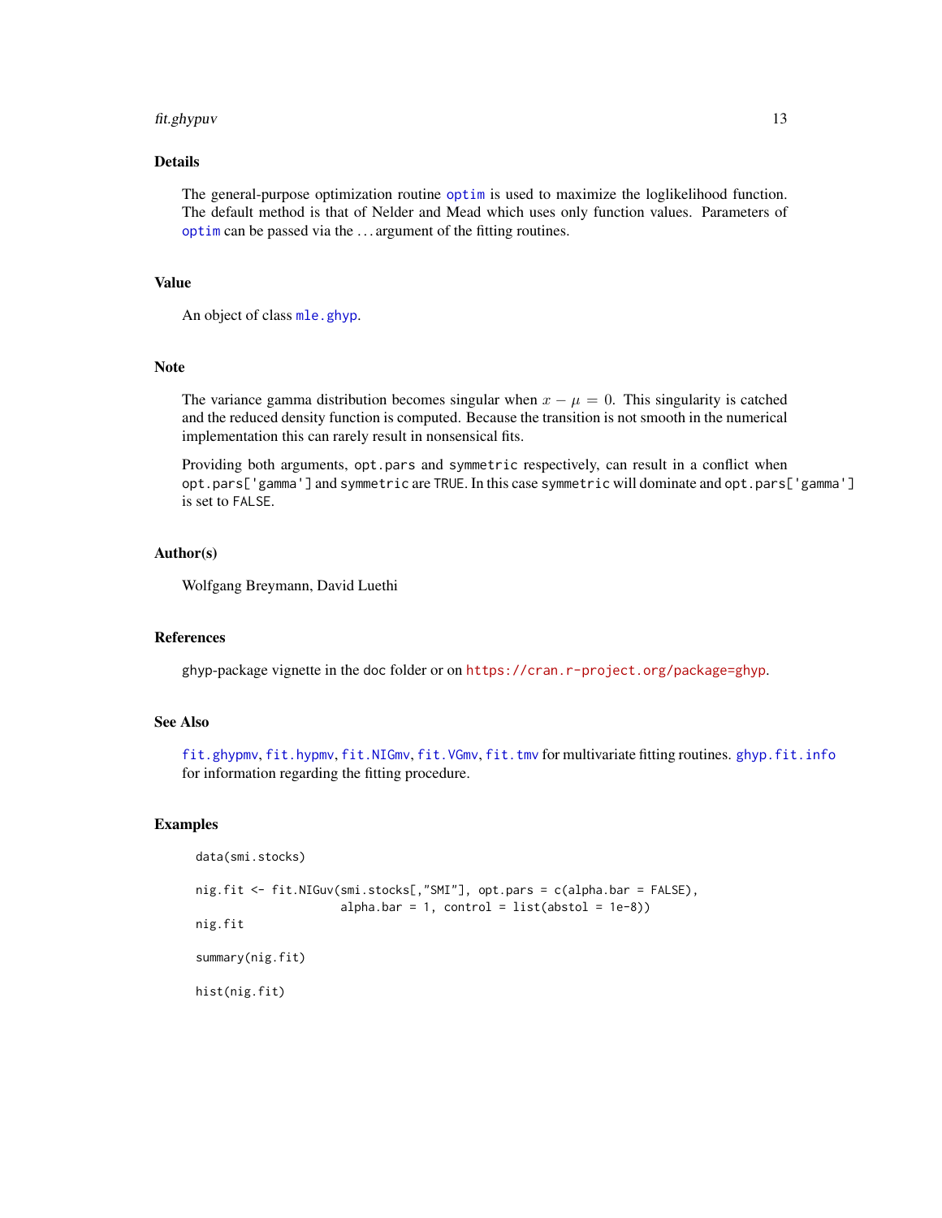## Details

The general-purpose optimization routine `optim` is used to maximize the loglikelihood function. The default method is that of Nelder and Mead which uses only function values. Parameters of `optim` can be passed via the ... argument of the fitting routines.

## Value

An object of class `mle.ghyp`.

## Note

The variance gamma distribution becomes singular when $x - \mu = 0$. This singularity is catched and the reduced density function is computed. Because the transition is not smooth in the numerical implementation this can rarely result in nonsensical fits.

Providing both arguments, `opt.pars` and `symmetric` respectively, can result in a conflict when `opt.pars['gamma']` and `symmetric` are `TRUE`. In this case `symmetric` will dominate and `opt.pars['gamma']` is set to `FALSE`.

## Author(s)

Wolfgang Breymann, David Luethi

## References

ghyp-package vignette in the doc folder or on https://cran.r-project.org/package=ghyp.

## See Also

`fit.ghypmv`, `fit.hypmv`, `fit.NIGmv`, `fit.VGmv`, `fit.tmv` for multivariate fitting routines. `ghyp.fit.info` for information regarding the fitting procedure.

## Examples

```
data(smi.stocks)

nig.fit <- fit.NIGuv(smi.stocks[,"SMI"], opt.pars = c(alpha.bar = FALSE),
                     alpha.bar = 1, control = list(abstol = 1e-8))
nig.fit

summary(nig.fit)

hist(nig.fit)
```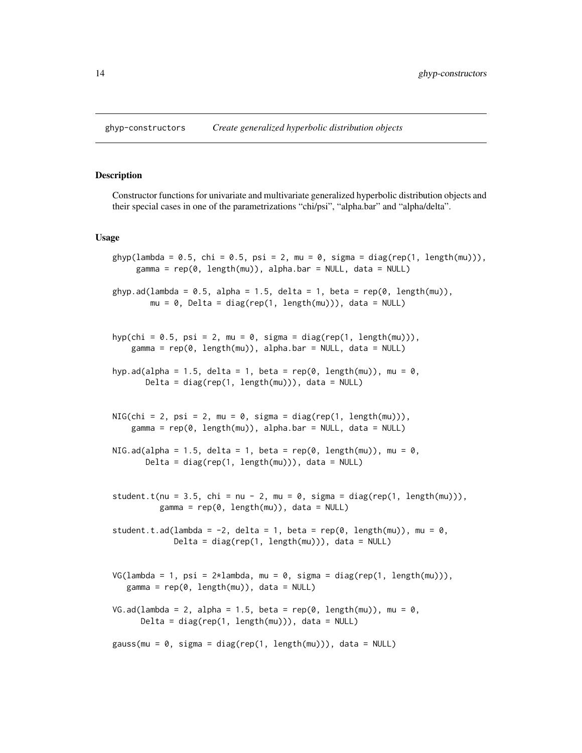## ghyp-constructors *Create generalized hyperbolic distribution objects*

### Description

Constructor functions for univariate and multivariate generalized hyperbolic distribution objects and their special cases in one of the parametrizations "chi/psi", "alpha.bar" and "alpha/delta".

### Usage

```
ghyp(lambda = 0.5, chi = 0.5, psi = 2, mu = 0, sigma = diag(rep(1, length(mu))),
     gamma = rep(0, length(mu)), alpha.bar = NULL, data = NULL)

ghyp.ad(lambda = 0.5, alpha = 1.5, delta = 1, beta = rep(0, length(mu)),
        mu = 0, Delta = diag(rep(1, length(mu))), data = NULL)


hyp(chi = 0.5, psi = 2, mu = 0, sigma = diag(rep(1, length(mu))),
    gamma = rep(0, length(mu)), alpha.bar = NULL, data = NULL)

hyp.ad(alpha = 1.5, delta = 1, beta = rep(0, length(mu)), mu = 0,
       Delta = diag(rep(1, length(mu))), data = NULL)


NIG(chi = 2, psi = 2, mu = 0, sigma = diag(rep(1, length(mu))),
    gamma = rep(0, length(mu)), alpha.bar = NULL, data = NULL)

NIG.ad(alpha = 1.5, delta = 1, beta = rep(0, length(mu)), mu = 0,
       Delta = diag(rep(1, length(mu))), data = NULL)


student.t(nu = 3.5, chi = nu - 2, mu = 0, sigma = diag(rep(1, length(mu))),
          gamma = rep(0, length(mu)), data = NULL)

student.t.ad(lambda = -2, delta = 1, beta = rep(0, length(mu)), mu = 0,
             Delta = diag(rep(1, length(mu))), data = NULL)


VG(lambda = 1, psi = 2*lambda, mu = 0, sigma = diag(rep(1, length(mu))),
   gamma = rep(0, length(mu)), data = NULL)

VG.ad(lambda = 2, alpha = 1.5, beta = rep(0, length(mu)), mu = 0,
      Delta = diag(rep(1, length(mu))), data = NULL)

gauss(mu = 0, sigma = diag(rep(1, length(mu))), data = NULL)
```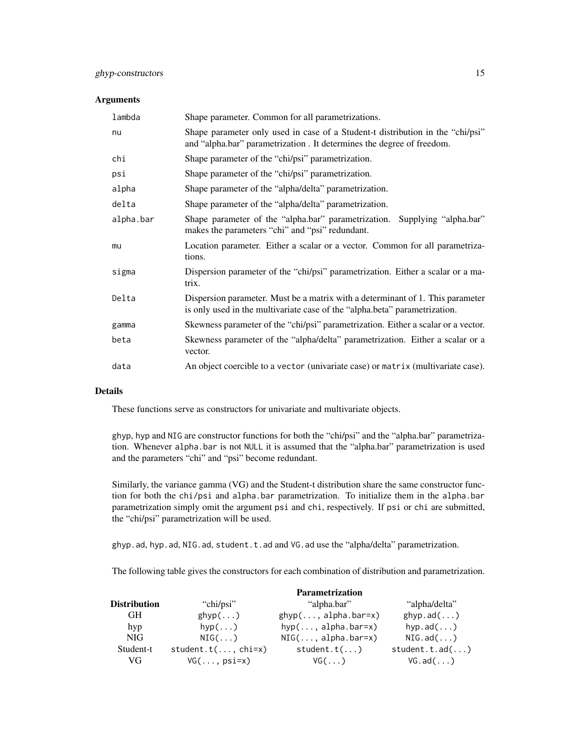### Arguments

| | |
|---|---|
| `lambda` | Shape parameter. Common for all parametrizations. |
| `nu` | Shape parameter only used in case of a Student-t distribution in the "chi/psi" and "alpha.bar" parametrization . It determines the degree of freedom. |
| `chi` | Shape parameter of the "chi/psi" parametrization. |
| `psi` | Shape parameter of the "chi/psi" parametrization. |
| `alpha` | Shape parameter of the "alpha/delta" parametrization. |
| `delta` | Shape parameter of the "alpha/delta" parametrization. |
| `alpha.bar` | Shape parameter of the "alpha.bar" parametrization. Supplying "alpha.bar" makes the parameters "chi" and "psi" redundant. |
| `mu` | Location parameter. Either a scalar or a vector. Common for all parametrizations. |
| `sigma` | Dispersion parameter of the "chi/psi" parametrization. Either a scalar or a matrix. |
| `Delta` | Dispersion parameter. Must be a matrix with a determinant of 1. This parameter is only used in the multivariate case of the "alpha.beta" parametrization. |
| `gamma` | Skewness parameter of the "chi/psi" parametrization. Either a scalar or a vector. |
| `beta` | Skewness parameter of the "alpha/delta" parametrization. Either a scalar or a vector. |
| `data` | An object coercible to a `vector` (univariate case) or `matrix` (multivariate case). |

### Details

These functions serve as constructors for univariate and multivariate objects.

`ghyp`, `hyp` and `NIG` are constructor functions for both the "chi/psi" and the "alpha.bar" parametrization. Whenever `alpha.bar` is not `NULL` it is assumed that the "alpha.bar" parametrization is used and the parameters "chi" and "psi" become redundant.

Similarly, the variance gamma (VG) and the Student-t distribution share the same constructor function for both the `chi/psi` and `alpha.bar` parametrization. To initialize them in the `alpha.bar` parametrization simply omit the argument `psi` and `chi`, respectively. If `psi` or `chi` are submitted, the "chi/psi" parametrization will be used.

`ghyp.ad`, `hyp.ad`, `NIG.ad`, `student.t.ad` and `VG.ad` use the "alpha/delta" parametrization.

The following table gives the constructors for each combination of distribution and parametrization.

| | **Parametrization** | | |
|---|---|---|---|
| **Distribution** | "chi/psi" | "alpha.bar" | "alpha/delta" |
| GH | `ghyp(...)` | `ghyp(..., alpha.bar=x)` | `ghyp.ad(...)` |
| hyp | `hyp(...)` | `hyp(..., alpha.bar=x)` | `hyp.ad(...)` |
| NIG | `NIG(...)` | `NIG(..., alpha.bar=x)` | `NIG.ad(...)` |
| Student-t | `student.t(..., chi=x)` | `student.t(...)` | `student.t.ad(...)` |
| VG | `VG(..., psi=x)` | `VG(...)` | `VG.ad(...)` |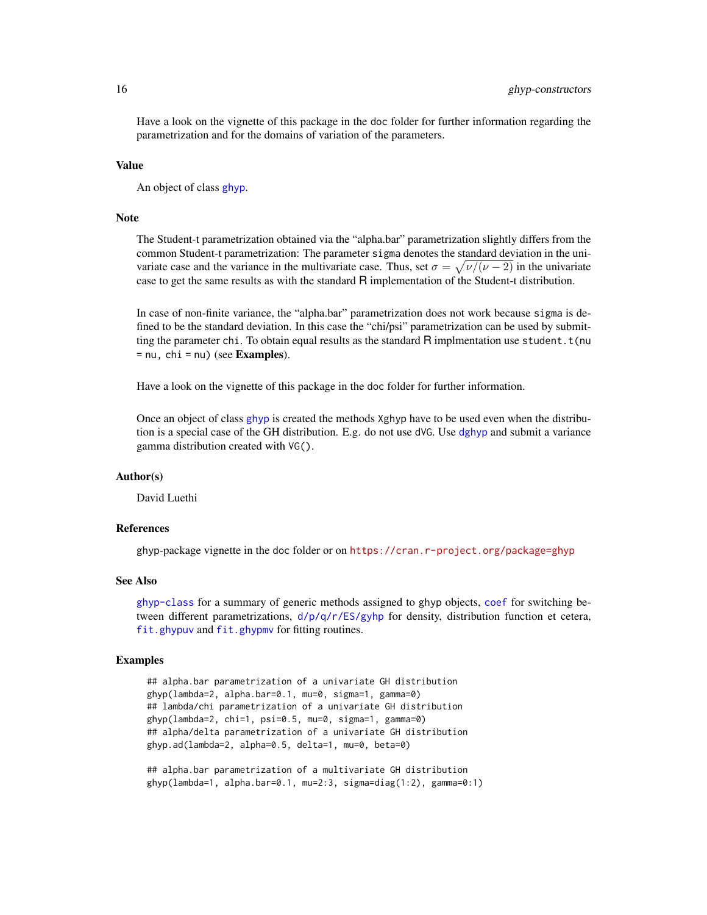Have a look on the vignette of this package in the doc folder for further information regarding the parametrization and for the domains of variation of the parameters.

## Value

An object of class ghyp.

## Note

The Student-t parametrization obtained via the “alpha.bar” parametrization slightly differs from the common Student-t parametrization: The parameter sigma denotes the standard deviation in the univariate case and the variance in the multivariate case. Thus, set $\sigma = \sqrt{\nu/(\nu - 2)}$ in the univariate case to get the same results as with the standard R implementation of the Student-t distribution.

In case of non-finite variance, the “alpha.bar” parametrization does not work because sigma is defined to be the standard deviation. In this case the “chi/psi” parametrization can be used by submitting the parameter chi. To obtain equal results as the standard R implmentation use student.t(nu = nu, chi = nu) (see **Examples**).

Have a look on the vignette of this package in the doc folder for further information.

Once an object of class ghyp is created the methods Xghyp have to be used even when the distribution is a special case of the GH distribution. E.g. do not use dVG. Use dghyp and submit a variance gamma distribution created with VG().

## Author(s)

David Luethi

## References

ghyp-package vignette in the doc folder or on https://cran.r-project.org/package=ghyp

## See Also

ghyp-class for a summary of generic methods assigned to ghyp objects, coef for switching between different parametrizations, d/p/q/r/ES/gyhp for density, distribution function et cetera, fit.ghypuv and fit.ghypmv for fitting routines.

## Examples

```
## alpha.bar parametrization of a univariate GH distribution
ghyp(lambda=2, alpha.bar=0.1, mu=0, sigma=1, gamma=0)
## lambda/chi parametrization of a univariate GH distribution
ghyp(lambda=2, chi=1, psi=0.5, mu=0, sigma=1, gamma=0)
## alpha/delta parametrization of a univariate GH distribution
ghyp.ad(lambda=2, alpha=0.5, delta=1, mu=0, beta=0)

## alpha.bar parametrization of a multivariate GH distribution
ghyp(lambda=1, alpha.bar=0.1, mu=2:3, sigma=diag(1:2), gamma=0:1)
```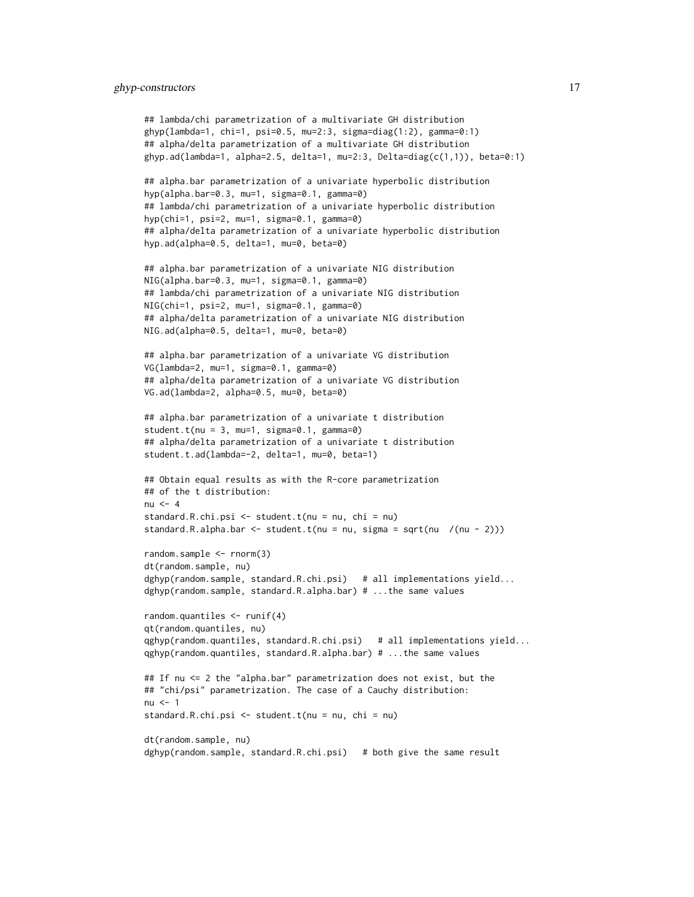```
## lambda/chi parametrization of a multivariate GH distribution
ghyp(lambda=1, chi=1, psi=0.5, mu=2:3, sigma=diag(1:2), gamma=0:1)
## alpha/delta parametrization of a multivariate GH distribution
ghyp.ad(lambda=1, alpha=2.5, delta=1, mu=2:3, Delta=diag(c(1,1)), beta=0:1)

## alpha.bar parametrization of a univariate hyperbolic distribution
hyp(alpha.bar=0.3, mu=1, sigma=0.1, gamma=0)
## lambda/chi parametrization of a univariate hyperbolic distribution
hyp(chi=1, psi=2, mu=1, sigma=0.1, gamma=0)
## alpha/delta parametrization of a univariate hyperbolic distribution
hyp.ad(alpha=0.5, delta=1, mu=0, beta=0)

## alpha.bar parametrization of a univariate NIG distribution
NIG(alpha.bar=0.3, mu=1, sigma=0.1, gamma=0)
## lambda/chi parametrization of a univariate NIG distribution
NIG(chi=1, psi=2, mu=1, sigma=0.1, gamma=0)
## alpha/delta parametrization of a univariate NIG distribution
NIG.ad(alpha=0.5, delta=1, mu=0, beta=0)

## alpha.bar parametrization of a univariate VG distribution
VG(lambda=2, mu=1, sigma=0.1, gamma=0)
## alpha/delta parametrization of a univariate VG distribution
VG.ad(lambda=2, alpha=0.5, mu=0, beta=0)

## alpha.bar parametrization of a univariate t distribution
student.t(nu = 3, mu=1, sigma=0.1, gamma=0)
## alpha/delta parametrization of a univariate t distribution
student.t.ad(lambda=-2, delta=1, mu=0, beta=1)

## Obtain equal results as with the R-core parametrization
## of the t distribution:
nu <- 4
standard.R.chi.psi <- student.t(nu = nu, chi = nu)
standard.R.alpha.bar <- student.t(nu = nu, sigma = sqrt(nu  /(nu - 2)))

random.sample <- rnorm(3)
dt(random.sample, nu)
dghyp(random.sample, standard.R.chi.psi)   # all implementations yield...
dghyp(random.sample, standard.R.alpha.bar) # ...the same values

random.quantiles <- runif(4)
qt(random.quantiles, nu)
qghyp(random.quantiles, standard.R.chi.psi)   # all implementations yield...
qghyp(random.quantiles, standard.R.alpha.bar) # ...the same values

## If nu <= 2 the "alpha.bar" parametrization does not exist, but the
## "chi/psi" parametrization. The case of a Cauchy distribution:
nu <- 1
standard.R.chi.psi <- student.t(nu = nu, chi = nu)

dt(random.sample, nu)
dghyp(random.sample, standard.R.chi.psi)   # both give the same result
```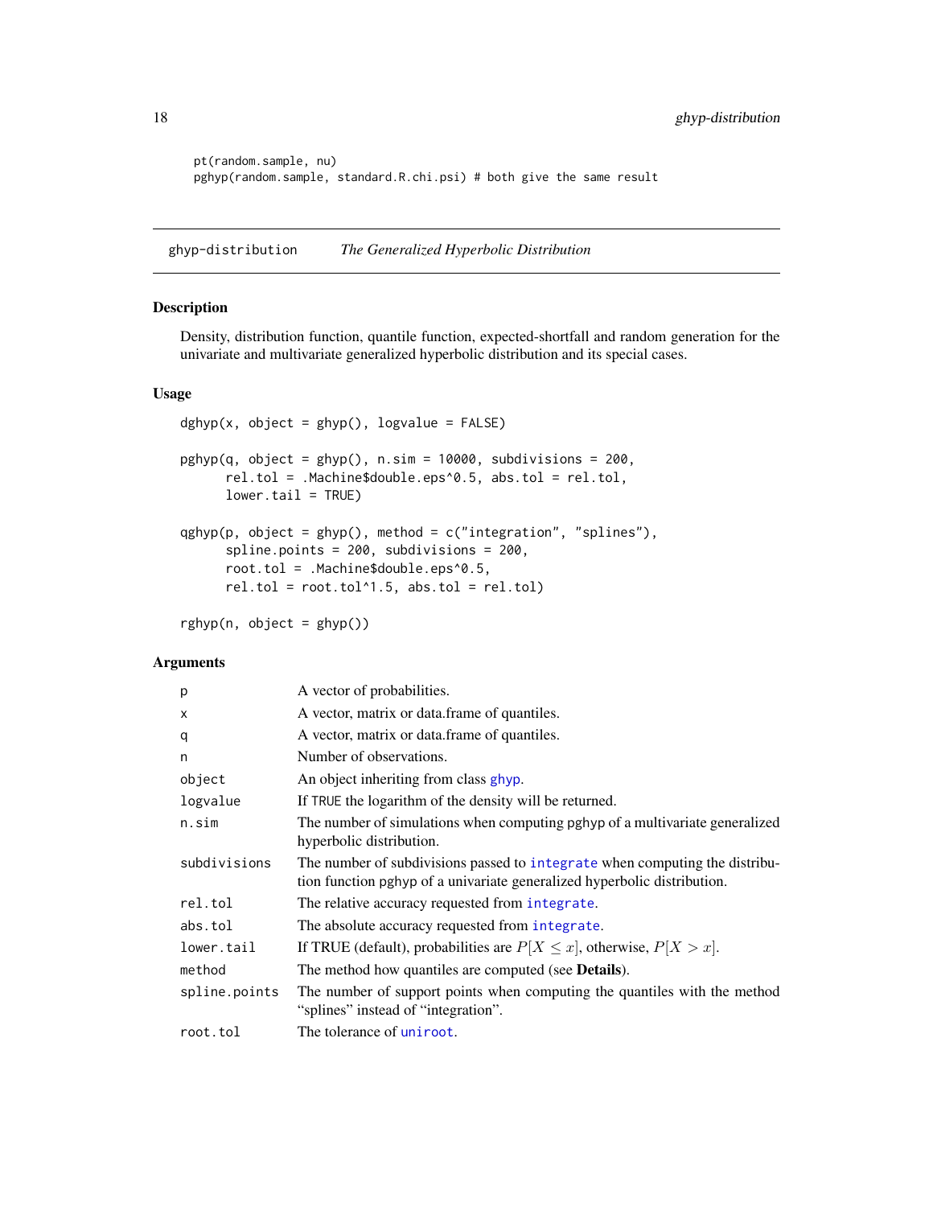```
pt(random.sample, nu)
pghyp(random.sample, standard.R.chi.psi) # both give the same result
```

---

## ghyp-distribution *The Generalized Hyperbolic Distribution*

### Description

Density, distribution function, quantile function, expected-shortfall and random generation for the univariate and multivariate generalized hyperbolic distribution and its special cases.

### Usage

```
dghyp(x, object = ghyp(), logvalue = FALSE)

pghyp(q, object = ghyp(), n.sim = 10000, subdivisions = 200,
      rel.tol = .Machine$double.eps^0.5, abs.tol = rel.tol,
      lower.tail = TRUE)

qghyp(p, object = ghyp(), method = c("integration", "splines"),
      spline.points = 200, subdivisions = 200,
      root.tol = .Machine$double.eps^0.5,
      rel.tol = root.tol^1.5, abs.tol = rel.tol)

rghyp(n, object = ghyp())
```

### Arguments

| | |
|---|---|
| `p` | A vector of probabilities. |
| `x` | A vector, matrix or data.frame of quantiles. |
| `q` | A vector, matrix or data.frame of quantiles. |
| `n` | Number of observations. |
| `object` | An object inheriting from class `ghyp`. |
| `logvalue` | If `TRUE` the logarithm of the density will be returned. |
| `n.sim` | The number of simulations when computing pghyp of a multivariate generalized hyperbolic distribution. |
| `subdivisions` | The number of subdivisions passed to `integrate` when computing the distribution function pghyp of a univariate generalized hyperbolic distribution. |
| `rel.tol` | The relative accuracy requested from `integrate`. |
| `abs.tol` | The absolute accuracy requested from `integrate`. |
| `lower.tail` | If TRUE (default), probabilities are $P[X \leq x]$, otherwise, $P[X > x]$. |
| `method` | The method how quantiles are computed (see **Details**). |
| `spline.points` | The number of support points when computing the quantiles with the method “splines” instead of “integration”. |
| `root.tol` | The tolerance of `uniroot`. |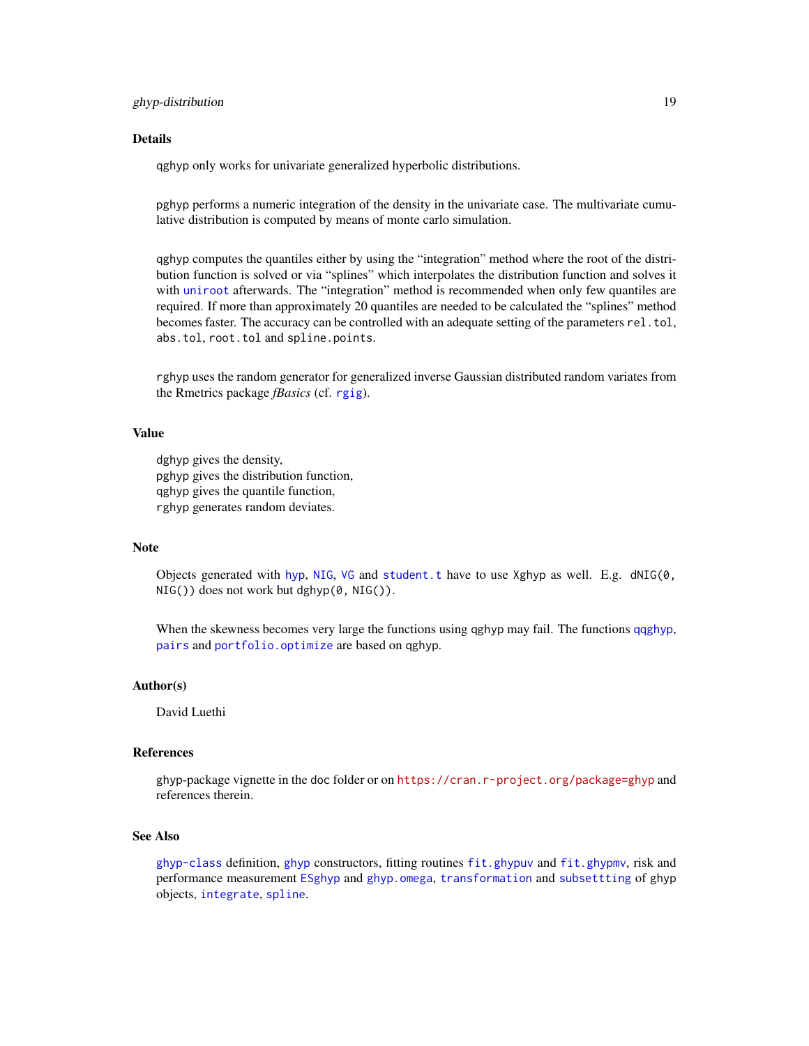## Details

qghyp only works for univariate generalized hyperbolic distributions.

pghyp performs a numeric integration of the density in the univariate case. The multivariate cumulative distribution is computed by means of monte carlo simulation.

qghyp computes the quantiles either by using the "integration" method where the root of the distribution function is solved or via "splines" which interpolates the distribution function and solves it with `uniroot` afterwards. The "integration" method is recommended when only few quantiles are required. If more than approximately 20 quantiles are needed to be calculated the "splines" method becomes faster. The accuracy can be controlled with an adequate setting of the parameters `rel.tol`, `abs.tol`, `root.tol` and `spline.points`.

rghyp uses the random generator for generalized inverse Gaussian distributed random variates from the Rmetrics package *fBasics* (cf. `rgig`).

## Value

dghyp gives the density,
pghyp gives the distribution function,
qghyp gives the quantile function,
rghyp generates random deviates.

## Note

Objects generated with `hyp`, `NIG`, `VG` and `student.t` have to use Xghyp as well. E.g. `dNIG(0, NIG())` does not work but `dghyp(0, NIG())`.

When the skewness becomes very large the functions using qghyp may fail. The functions `qqghyp`, `pairs` and `portfolio.optimize` are based on qghyp.

## Author(s)

David Luethi

## References

ghyp-package vignette in the doc folder or on https://cran.r-project.org/package=ghyp and references therein.

## See Also

`ghyp-class` definition, `ghyp` constructors, fitting routines `fit.ghypuv` and `fit.ghypmv`, risk and performance measurement `ESghyp` and `ghyp.omega`, `transformation` and `subsettting` of ghyp objects, `integrate`, `spline`.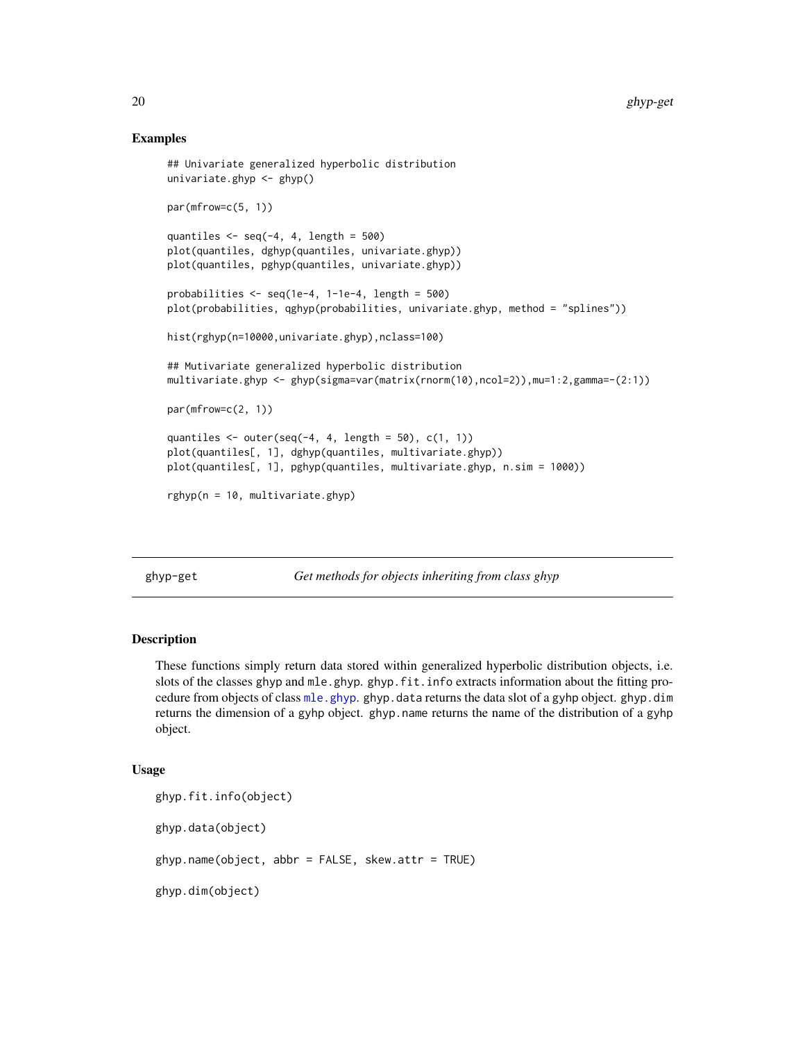## Examples

```
## Univariate generalized hyperbolic distribution
univariate.ghyp <- ghyp()

par(mfrow=c(5, 1))

quantiles <- seq(-4, 4, length = 500)
plot(quantiles, dghyp(quantiles, univariate.ghyp))
plot(quantiles, pghyp(quantiles, univariate.ghyp))

probabilities <- seq(1e-4, 1-1e-4, length = 500)
plot(probabilities, qghyp(probabilities, univariate.ghyp, method = "splines"))

hist(rghyp(n=10000,univariate.ghyp),nclass=100)

## Mutivariate generalized hyperbolic distribution
multivariate.ghyp <- ghyp(sigma=var(matrix(rnorm(10),ncol=2)),mu=1:2,gamma=-(2:1))

par(mfrow=c(2, 1))

quantiles <- outer(seq(-4, 4, length = 50), c(1, 1))
plot(quantiles[, 1], dghyp(quantiles, multivariate.ghyp))
plot(quantiles[, 1], pghyp(quantiles, multivariate.ghyp, n.sim = 1000))

rghyp(n = 10, multivariate.ghyp)
```

---

# ghyp-get — *Get methods for objects inheriting from class ghyp*

## Description

These functions simply return data stored within generalized hyperbolic distribution objects, i.e. slots of the classes ghyp and mle.ghyp. ghyp.fit.info extracts information about the fitting procedure from objects of class mle.ghyp. ghyp.data returns the data slot of a gyhp object. ghyp.dim returns the dimension of a gyhp object. ghyp.name returns the name of the distribution of a gyhp object.

## Usage

```
ghyp.fit.info(object)

ghyp.data(object)

ghyp.name(object, abbr = FALSE, skew.attr = TRUE)

ghyp.dim(object)
```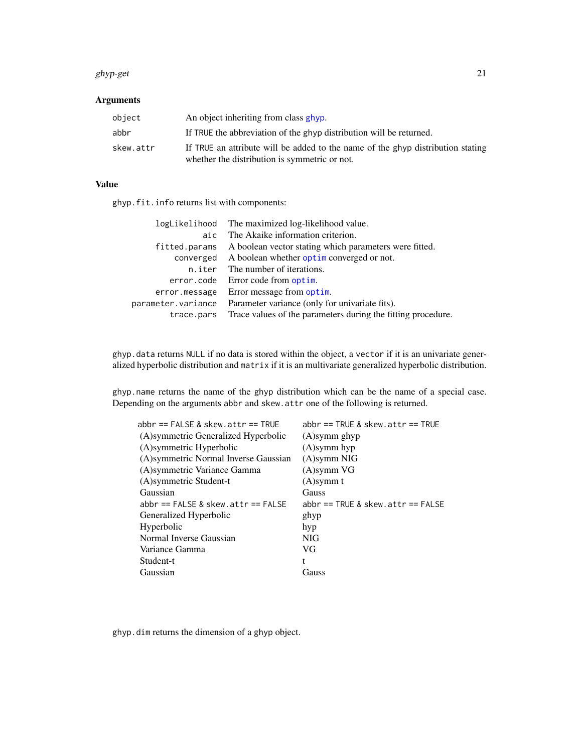### Arguments

| | |
|---|---|
| `object` | An object inheriting from class `ghyp`. |
| `abbr` | If `TRUE` the abbreviation of the ghyp distribution will be returned. |
| `skew.attr` | If `TRUE` an attribute will be added to the name of the ghyp distribution stating whether the distribution is symmetric or not. |

### Value

`ghyp.fit.info` returns list with components:

| | |
|---|---|
| `logLikelihood` | The maximized log-likelihood value. |
| `aic` | The Akaike information criterion. |
| `fitted.params` | A boolean vector stating which parameters were fitted. |
| `converged` | A boolean whether `optim` converged or not. |
| `n.iter` | The number of iterations. |
| `error.code` | Error code from `optim`. |
| `error.message` | Error message from `optim`. |
| `parameter.variance` | Parameter variance (only for univariate fits). |
| `trace.pars` | Trace values of the parameters during the fitting procedure. |

`ghyp.data` returns `NULL` if no data is stored within the object, a `vector` if it is an univariate generalized hyperbolic distribution and `matrix` if it is an multivariate generalized hyperbolic distribution.

`ghyp.name` returns the name of the ghyp distribution which can be the name of a special case. Depending on the arguments `abbr` and `skew.attr` one of the following is returned.

| `abbr == FALSE & skew.attr == TRUE` | `abbr == TRUE & skew.attr == TRUE` |
|---|---|
| (A)symmetric Generalized Hyperbolic | (A)symm ghyp |
| (A)symmetric Hyperbolic | (A)symm hyp |
| (A)symmetric Normal Inverse Gaussian | (A)symm NIG |
| (A)symmetric Variance Gamma | (A)symm VG |
| (A)symmetric Student-t | (A)symm t |
| Gaussian | Gauss |
| `abbr == FALSE & skew.attr == FALSE` | `abbr == TRUE & skew.attr == FALSE` |
| Generalized Hyperbolic | ghyp |
| Hyperbolic | hyp |
| Normal Inverse Gaussian | NIG |
| Variance Gamma | VG |
| Student-t | t |
| Gaussian | Gauss |

`ghyp.dim` returns the dimension of a ghyp object.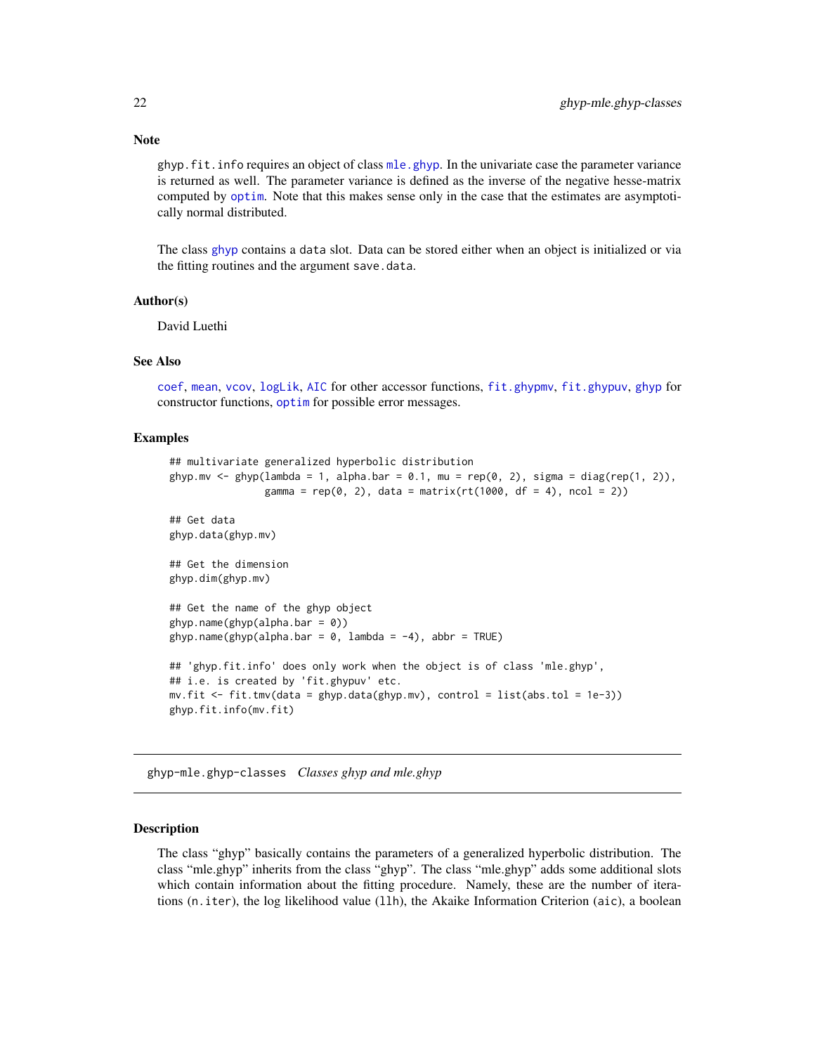### Note

ghyp.fit.info requires an object of class mle.ghyp. In the univariate case the parameter variance is returned as well. The parameter variance is defined as the inverse of the negative hesse-matrix computed by optim. Note that this makes sense only in the case that the estimates are asymptotically normal distributed.

The class ghyp contains a data slot. Data can be stored either when an object is initialized or via the fitting routines and the argument save.data.

### Author(s)

David Luethi

### See Also

coef, mean, vcov, logLik, AIC for other accessor functions, fit.ghypmv, fit.ghypuv, ghyp for constructor functions, optim for possible error messages.

### Examples

```
## multivariate generalized hyperbolic distribution
ghyp.mv <- ghyp(lambda = 1, alpha.bar = 0.1, mu = rep(0, 2), sigma = diag(rep(1, 2)),
                gamma = rep(0, 2), data = matrix(rt(1000, df = 4), ncol = 2))

## Get data
ghyp.data(ghyp.mv)

## Get the dimension
ghyp.dim(ghyp.mv)

## Get the name of the ghyp object
ghyp.name(ghyp(alpha.bar = 0))
ghyp.name(ghyp(alpha.bar = 0, lambda = -4), abbr = TRUE)

## 'ghyp.fit.info' does only work when the object is of class 'mle.ghyp',
## i.e. is created by 'fit.ghypuv' etc.
mv.fit <- fit.tmv(data = ghyp.data(ghyp.mv), control = list(abs.tol = 1e-3))
ghyp.fit.info(mv.fit)
```

---

## ghyp-mle.ghyp-classes *Classes ghyp and mle.ghyp*

### Description

The class “ghyp” basically contains the parameters of a generalized hyperbolic distribution. The class “mle.ghyp” inherits from the class “ghyp”. The class “mle.ghyp” adds some additional slots which contain information about the fitting procedure. Namely, these are the number of iterations (n.iter), the log likelihood value (llh), the Akaike Information Criterion (aic), a boolean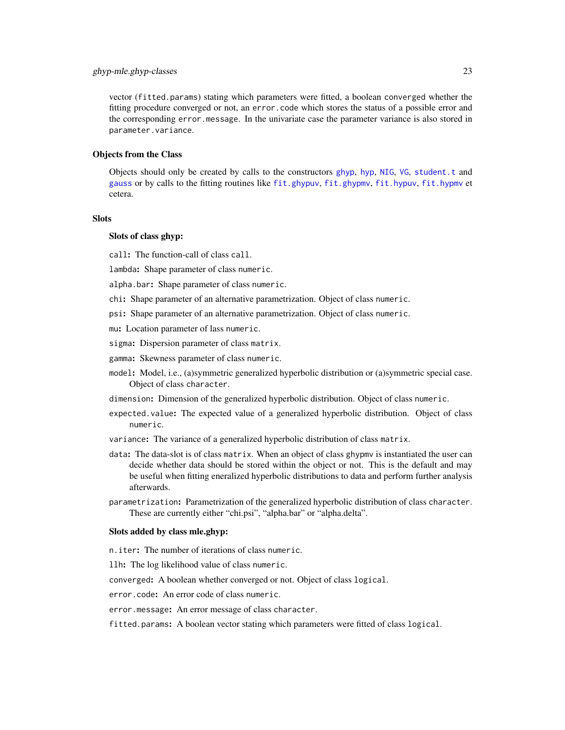vector (`fitted.params`) stating which parameters were fitted, a boolean `converged` whether the fitting procedure converged or not, an `error.code` which stores the status of a possible error and the corresponding `error.message`. In the univariate case the parameter variance is also stored in `parameter.variance`.

## Objects from the Class

Objects should only be created by calls to the constructors `ghyp`, `hyp`, `NIG`, `VG`, `student.t` and `gauss` or by calls to the fitting routines like `fit.ghypuv`, `fit.ghypmv`, `fit.hypuv`, `fit.hypmv` et cetera.

## Slots

### Slots of class ghyp:

**`call`:** The function-call of class `call`.

**`lambda`:** Shape parameter of class `numeric`.

**`alpha.bar`:** Shape parameter of class `numeric`.

**`chi`:** Shape parameter of an alternative parametrization. Object of class `numeric`.

**`psi`:** Shape parameter of an alternative parametrization. Object of class `numeric`.

**`mu`:** Location parameter of lass `numeric`.

**`sigma`:** Dispersion parameter of class `matrix`.

**`gamma`:** Skewness parameter of class `numeric`.

**`model`:** Model, i.e., (a)symmetric generalized hyperbolic distribution or (a)symmetric special case. Object of class `character`.

**`dimension`:** Dimension of the generalized hyperbolic distribution. Object of class `numeric`.

**`expected.value`:** The expected value of a generalized hyperbolic distribution. Object of class `numeric`.

**`variance`:** The variance of a generalized hyperbolic distribution of class `matrix`.

**`data`:** The data-slot is of class `matrix`. When an object of class ghypmv is instantiated the user can decide whether data should be stored within the object or not. This is the default and may be useful when fitting eneralized hyperbolic distributions to data and perform further analysis afterwards.

**`parametrization`:** Parametrization of the generalized hyperbolic distribution of class `character`. These are currently either "chi.psi", "alpha.bar" or "alpha.delta".

### Slots added by class mle.ghyp:

**`n.iter`:** The number of iterations of class `numeric`.

**`llh`:** The log likelihood value of class `numeric`.

**`converged`:** A boolean whether converged or not. Object of class `logical`.

**`error.code`:** An error code of class `numeric`.

**`error.message`:** An error message of class `character`.

**`fitted.params`:** A boolean vector stating which parameters were fitted of class `logical`.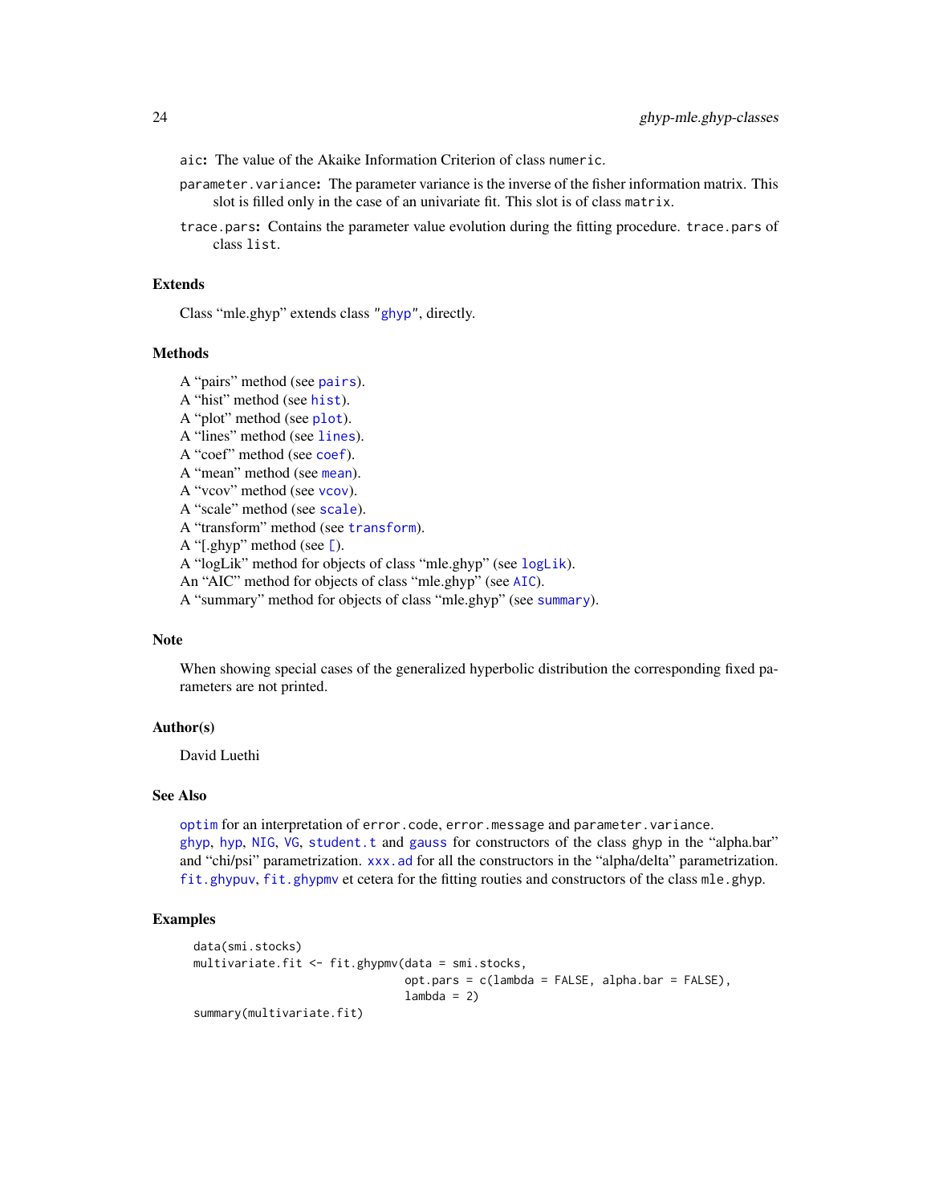aic: The value of the Akaike Information Criterion of class numeric.

parameter.variance: The parameter variance is the inverse of the fisher information matrix. This slot is filled only in the case of an univariate fit. This slot is of class matrix.

trace.pars: Contains the parameter value evolution during the fitting procedure. trace.pars of class list.

## Extends

Class "mle.ghyp" extends class "ghyp", directly.

## Methods

A "pairs" method (see pairs).
A "hist" method (see hist).
A "plot" method (see plot).
A "lines" method (see lines).
A "coef" method (see coef).
A "mean" method (see mean).
A "vcov" method (see vcov).
A "scale" method (see scale).
A "transform" method (see transform).
A "[.ghyp" method (see [).
A "logLik" method for objects of class "mle.ghyp" (see logLik).
An "AIC" method for objects of class "mle.ghyp" (see AIC).
A "summary" method for objects of class "mle.ghyp" (see summary).

## Note

When showing special cases of the generalized hyperbolic distribution the corresponding fixed parameters are not printed.

## Author(s)

David Luethi

## See Also

optim for an interpretation of error.code, error.message and parameter.variance.
ghyp, hyp, NIG, VG, student.t and gauss for constructors of the class ghyp in the "alpha.bar" and "chi/psi" parametrization. xxx.ad for all the constructors in the "alpha/delta" parametrization. fit.ghypuv, fit.ghypmv et cetera for the fitting routies and constructors of the class mle.ghyp.

## Examples

```
data(smi.stocks)
multivariate.fit <- fit.ghypmv(data = smi.stocks,
                               opt.pars = c(lambda = FALSE, alpha.bar = FALSE),
                               lambda = 2)
summary(multivariate.fit)
```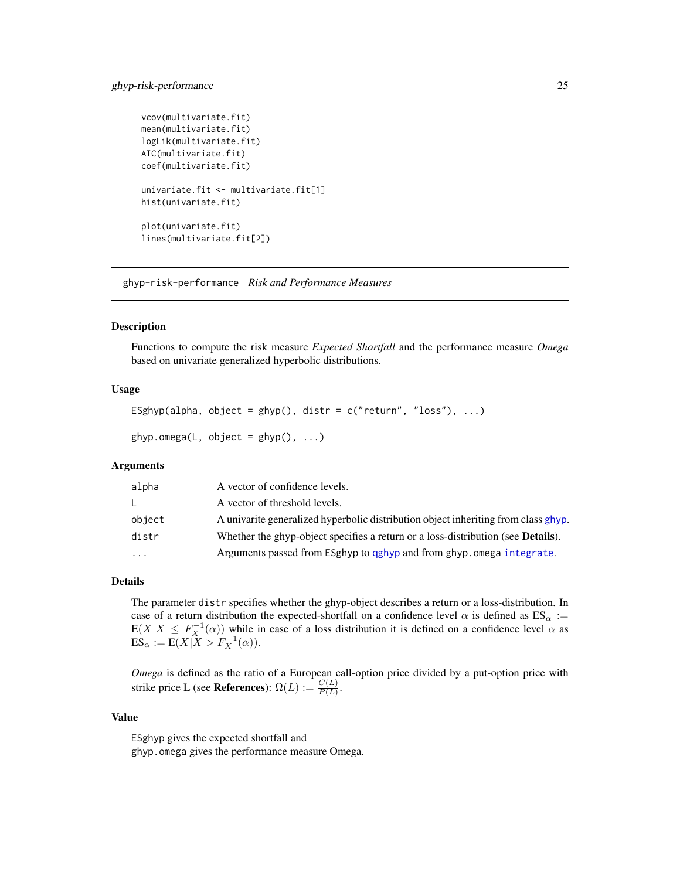```
vcov(multivariate.fit)
mean(multivariate.fit)
logLik(multivariate.fit)
AIC(multivariate.fit)
coef(multivariate.fit)

univariate.fit <- multivariate.fit[1]
hist(univariate.fit)

plot(univariate.fit)
lines(multivariate.fit[2])
```

## ghyp-risk-performance *Risk and Performance Measures*

### Description

Functions to compute the risk measure *Expected Shortfall* and the performance measure *Omega* based on univariate generalized hyperbolic distributions.

### Usage

```
ESghyp(alpha, object = ghyp(), distr = c("return", "loss"), ...)

ghyp.omega(L, object = ghyp(), ...)
```

### Arguments

| | |
|---|---|
| alpha | A vector of confidence levels. |
| L | A vector of threshold levels. |
| object | A univarite generalized hyperbolic distribution object inheriting from class ghyp. |
| distr | Whether the ghyp-object specifies a return or a loss-distribution (see **Details**). |
| ... | Arguments passed from ESghyp to qghyp and from ghyp.omega integrate. |

### Details

The parameter distr specifies whether the ghyp-object describes a return or a loss-distribution. In case of a return distribution the expected-shortfall on a confidence level $\alpha$ is defined as $\mathrm{ES}_\alpha := \mathrm{E}(X|X \le F_X^{-1}(\alpha))$ while in case of a loss distribution it is defined on a confidence level $\alpha$ as $\mathrm{ES}_\alpha := \mathrm{E}(X|X > F_X^{-1}(\alpha))$.

*Omega* is defined as the ratio of a European call-option price divided by a put-option price with strike price L (see **References**): $\Omega(L) := \frac{C(L)}{P(L)}$.

### Value

ESghyp gives the expected shortfall and
ghyp.omega gives the performance measure Omega.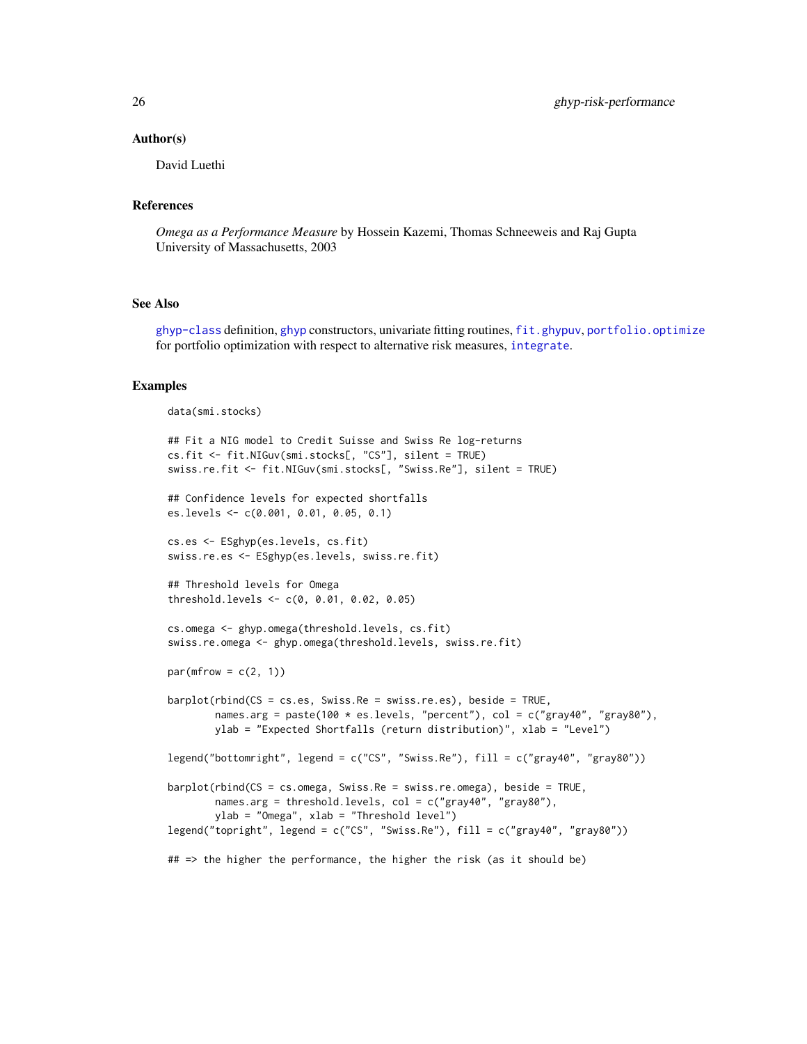## Author(s)

David Luethi

## References

*Omega as a Performance Measure* by Hossein Kazemi, Thomas Schneeweis and Raj Gupta
University of Massachusetts, 2003

## See Also

ghyp-class definition, ghyp constructors, univariate fitting routines, fit.ghypuv, portfolio.optimize for portfolio optimization with respect to alternative risk measures, integrate.

## Examples

```
data(smi.stocks)

## Fit a NIG model to Credit Suisse and Swiss Re log-returns
cs.fit <- fit.NIGuv(smi.stocks[, "CS"], silent = TRUE)
swiss.re.fit <- fit.NIGuv(smi.stocks[, "Swiss.Re"], silent = TRUE)

## Confidence levels for expected shortfalls
es.levels <- c(0.001, 0.01, 0.05, 0.1)

cs.es <- ESghyp(es.levels, cs.fit)
swiss.re.es <- ESghyp(es.levels, swiss.re.fit)

## Threshold levels for Omega
threshold.levels <- c(0, 0.01, 0.02, 0.05)

cs.omega <- ghyp.omega(threshold.levels, cs.fit)
swiss.re.omega <- ghyp.omega(threshold.levels, swiss.re.fit)

par(mfrow = c(2, 1))

barplot(rbind(CS = cs.es, Swiss.Re = swiss.re.es), beside = TRUE,
        names.arg = paste(100 * es.levels, "percent"), col = c("gray40", "gray80"),
        ylab = "Expected Shortfalls (return distribution)", xlab = "Level")

legend("bottomright", legend = c("CS", "Swiss.Re"), fill = c("gray40", "gray80"))

barplot(rbind(CS = cs.omega, Swiss.Re = swiss.re.omega), beside = TRUE,
        names.arg = threshold.levels, col = c("gray40", "gray80"),
        ylab = "Omega", xlab = "Threshold level")
legend("topright", legend = c("CS", "Swiss.Re"), fill = c("gray40", "gray80"))

## => the higher the performance, the higher the risk (as it should be)
```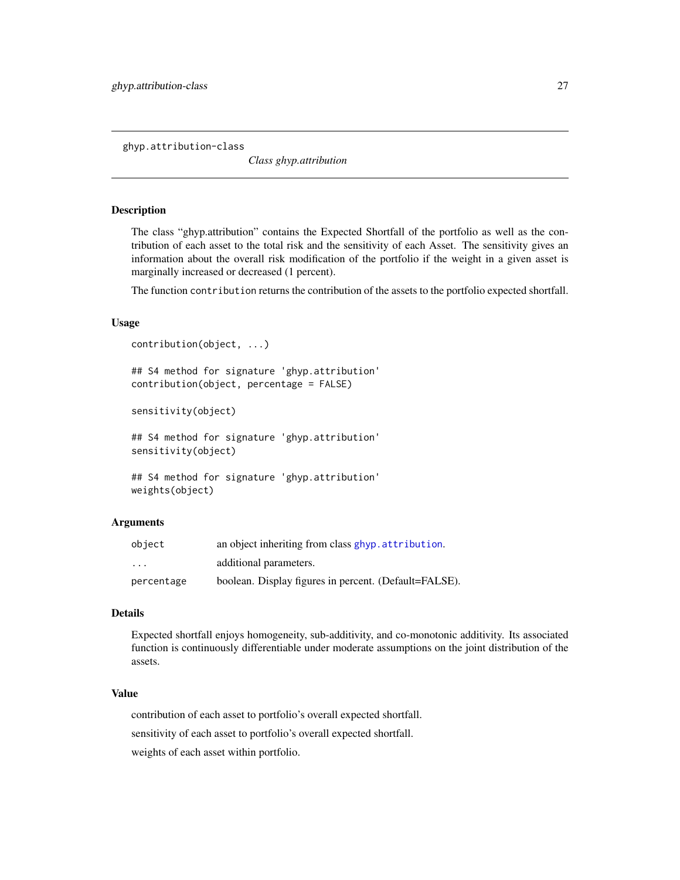## ghyp.attribution-class

*Class ghyp.attribution*

### Description

The class "ghyp.attribution" contains the Expected Shortfall of the portfolio as well as the contribution of each asset to the total risk and the sensitivity of each Asset. The sensitivity gives an information about the overall risk modification of the portfolio if the weight in a given asset is marginally increased or decreased (1 percent).

The function `contribution` returns the contribution of the assets to the portfolio expected shortfall.

### Usage

```
contribution(object, ...)

## S4 method for signature 'ghyp.attribution'
contribution(object, percentage = FALSE)

sensitivity(object)

## S4 method for signature 'ghyp.attribution'
sensitivity(object)

## S4 method for signature 'ghyp.attribution'
weights(object)
```

### Arguments

| | |
|---|---|
| `object` | an object inheriting from class `ghyp.attribution`. |
| `...` | additional parameters. |
| `percentage` | boolean. Display figures in percent. (Default=FALSE). |

### Details

Expected shortfall enjoys homogeneity, sub-additivity, and co-monotonic additivity. Its associated function is continuously differentiable under moderate assumptions on the joint distribution of the assets.

### Value

contribution of each asset to portfolio's overall expected shortfall.

sensitivity of each asset to portfolio's overall expected shortfall.

weights of each asset within portfolio.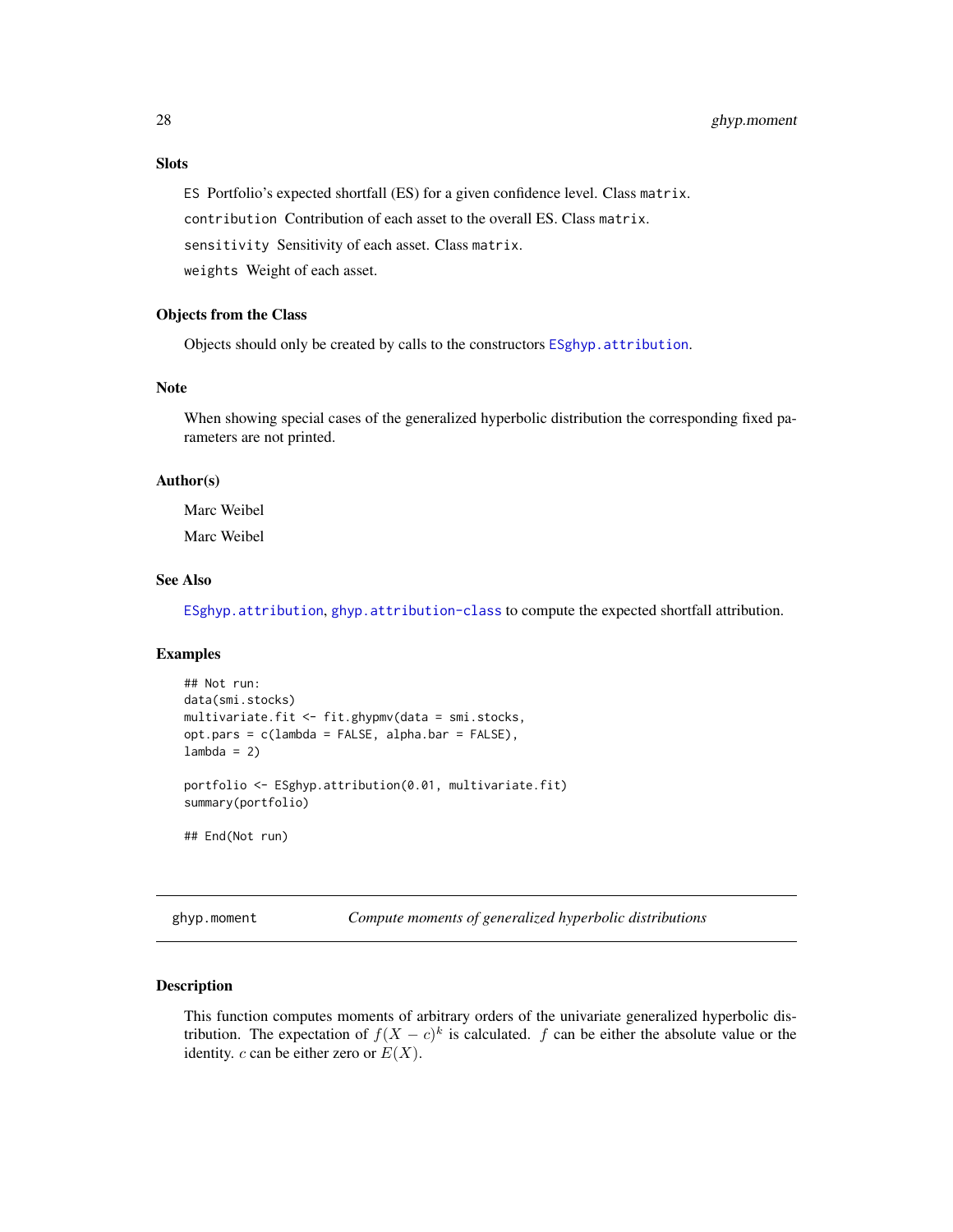### Slots

`ES` Portfolio's expected shortfall (ES) for a given confidence level. Class `matrix`.

`contribution` Contribution of each asset to the overall ES. Class `matrix`.

`sensitivity` Sensitivity of each asset. Class `matrix`.

`weights` Weight of each asset.

### Objects from the Class

Objects should only be created by calls to the constructors `ESghyp.attribution`.

### Note

When showing special cases of the generalized hyperbolic distribution the corresponding fixed parameters are not printed.

### Author(s)

Marc Weibel

Marc Weibel

### See Also

`ESghyp.attribution`, `ghyp.attribution-class` to compute the expected shortfall attribution.

### Examples

```
## Not run:
data(smi.stocks)
multivariate.fit <- fit.ghypmv(data = smi.stocks,
opt.pars = c(lambda = FALSE, alpha.bar = FALSE),
lambda = 2)

portfolio <- ESghyp.attribution(0.01, multivariate.fit)
summary(portfolio)

## End(Not run)
```

---

## ghyp.moment — *Compute moments of generalized hyperbolic distributions*

---

### Description

This function computes moments of arbitrary orders of the univariate generalized hyperbolic distribution. The expectation of $f(X - c)^k$ is calculated. $f$ can be either the absolute value or the identity. $c$ can be either zero or $E(X)$.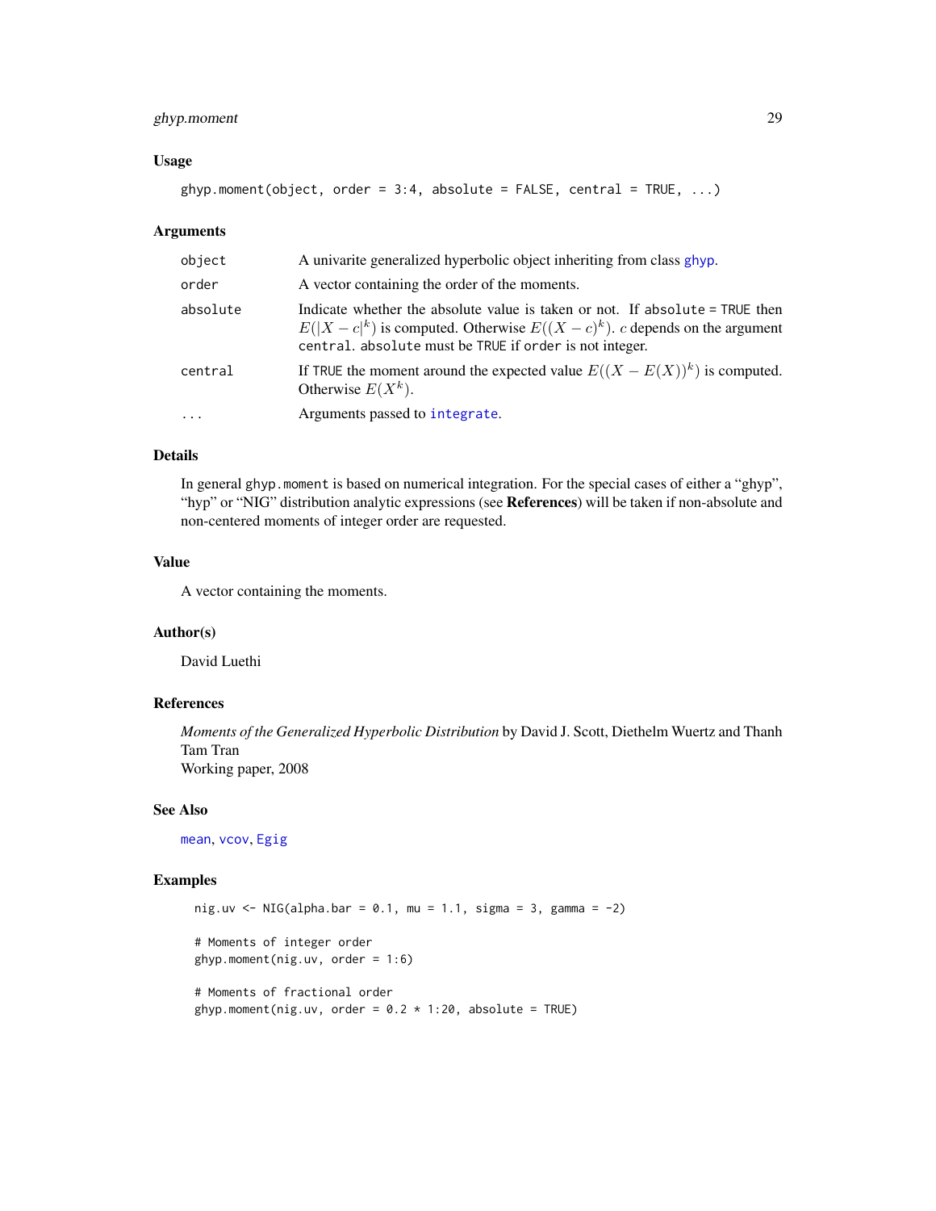### Usage

```
ghyp.moment(object, order = 3:4, absolute = FALSE, central = TRUE, ...)
```

### Arguments

| | |
|---|---|
| object | A univarite generalized hyperbolic object inheriting from class ghyp. |
| order | A vector containing the order of the moments. |
| absolute | Indicate whether the absolute value is taken or not. If `absolute = TRUE` then $E(\lvert X - c\rvert^k)$ is computed. Otherwise $E((X - c)^k)$. $c$ depends on the argument `central`. `absolute` must be `TRUE` if `order` is not integer. |
| central | If `TRUE` the moment around the expected value $E((X - E(X))^k)$ is computed. Otherwise $E(X^k)$. |
| ... | Arguments passed to integrate. |

### Details

In general `ghyp.moment` is based on numerical integration. For the special cases of either a "ghyp", "hyp" or "NIG" distribution analytic expressions (see **References**) will be taken if non-absolute and non-centered moments of integer order are requested.

### Value

A vector containing the moments.

### Author(s)

David Luethi

### References

*Moments of the Generalized Hyperbolic Distribution* by David J. Scott, Diethelm Wuertz and Thanh Tam Tran
Working paper, 2008

### See Also

mean, vcov, Egig

### Examples

```
nig.uv <- NIG(alpha.bar = 0.1, mu = 1.1, sigma = 3, gamma = -2)

# Moments of integer order
ghyp.moment(nig.uv, order = 1:6)

# Moments of fractional order
ghyp.moment(nig.uv, order = 0.2 * 1:20, absolute = TRUE)
```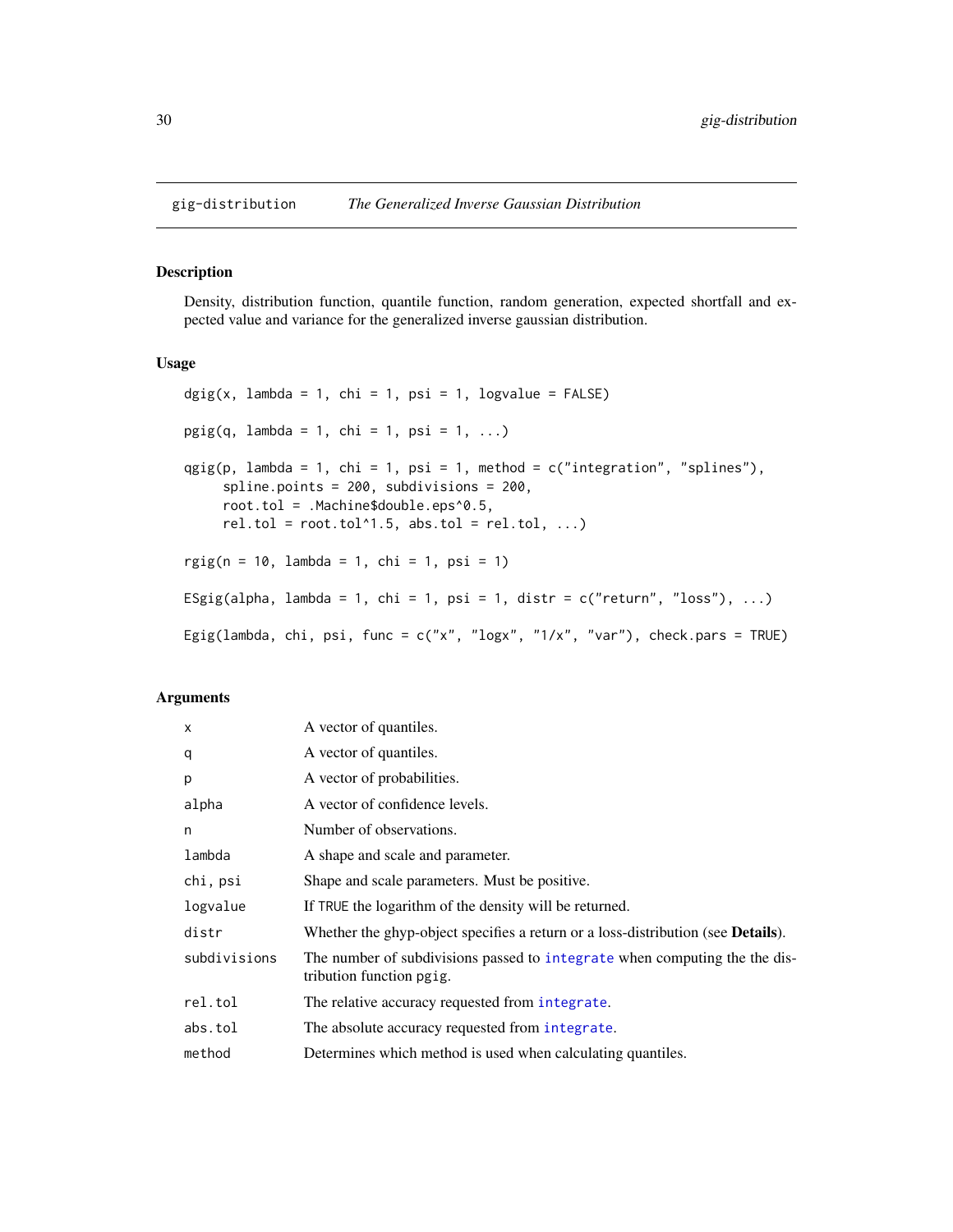## gig-distribution *The Generalized Inverse Gaussian Distribution*

### Description

Density, distribution function, quantile function, random generation, expected shortfall and expected value and variance for the generalized inverse gaussian distribution.

### Usage

```
dgig(x, lambda = 1, chi = 1, psi = 1, logvalue = FALSE)

pgig(q, lambda = 1, chi = 1, psi = 1, ...)

qgig(p, lambda = 1, chi = 1, psi = 1, method = c("integration", "splines"),
     spline.points = 200, subdivisions = 200,
     root.tol = .Machine$double.eps^0.5,
     rel.tol = root.tol^1.5, abs.tol = rel.tol, ...)

rgig(n = 10, lambda = 1, chi = 1, psi = 1)

ESgig(alpha, lambda = 1, chi = 1, psi = 1, distr = c("return", "loss"), ...)

Egig(lambda, chi, psi, func = c("x", "logx", "1/x", "var"), check.pars = TRUE)
```

### Arguments

| | |
|---|---|
| x | A vector of quantiles. |
| q | A vector of quantiles. |
| p | A vector of probabilities. |
| alpha | A vector of confidence levels. |
| n | Number of observations. |
| lambda | A shape and scale and parameter. |
| chi, psi | Shape and scale parameters. Must be positive. |
| logvalue | If TRUE the logarithm of the density will be returned. |
| distr | Whether the ghyp-object specifies a return or a loss-distribution (see **Details**). |
| subdivisions | The number of subdivisions passed to integrate when computing the the distribution function pgig. |
| rel.tol | The relative accuracy requested from integrate. |
| abs.tol | The absolute accuracy requested from integrate. |
| method | Determines which method is used when calculating quantiles. |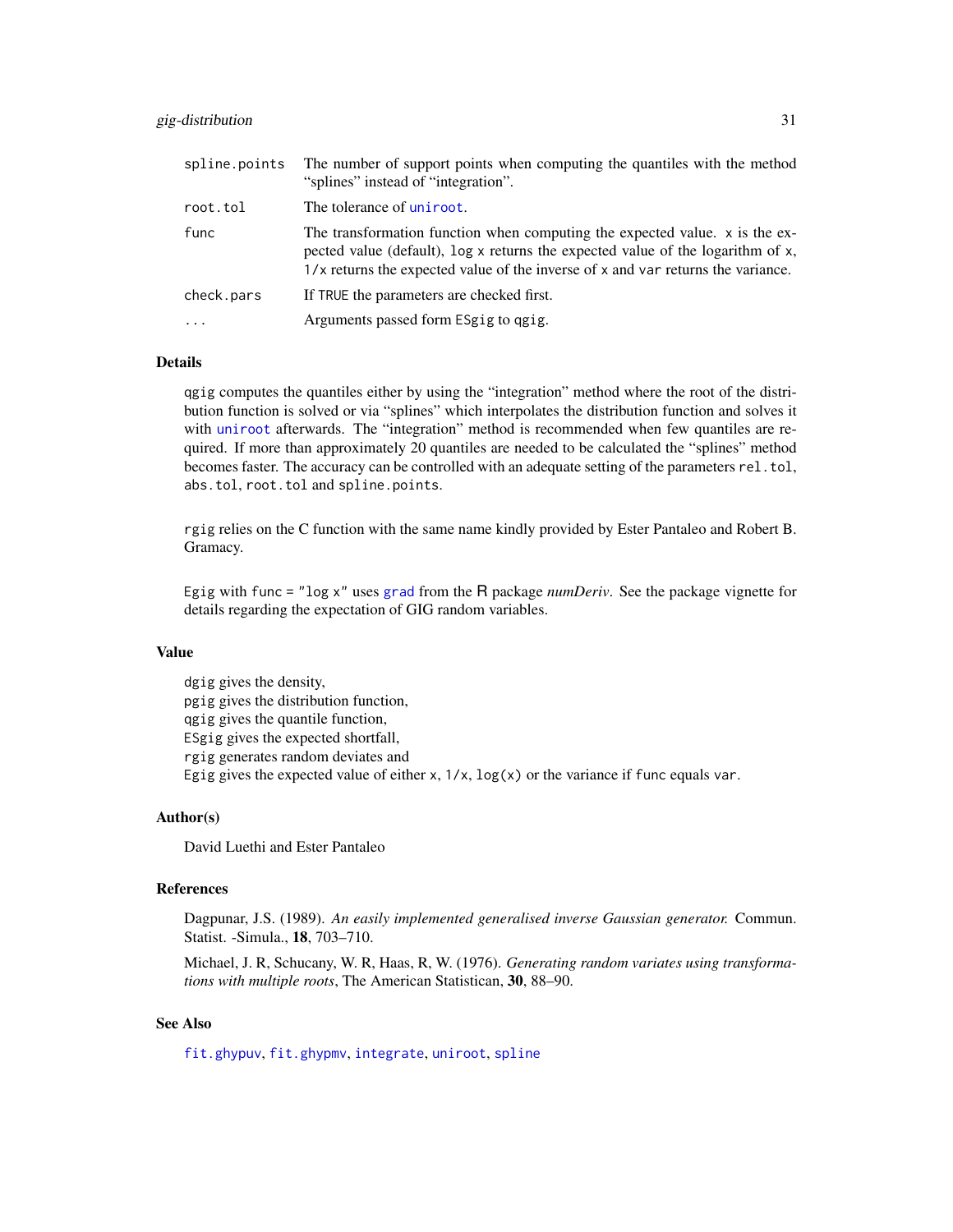| | |
|---|---|
| spline.points | The number of support points when computing the quantiles with the method "splines" instead of "integration". |
| root.tol | The tolerance of `uniroot`. |
| func | The transformation function when computing the expected value. `x` is the expected value (default), `log x` returns the expected value of the logarithm of `x`, `1/x` returns the expected value of the inverse of `x` and `var` returns the variance. |
| check.pars | If `TRUE` the parameters are checked first. |
| ... | Arguments passed form `ESgig` to `qgig`. |

## Details

`qgig` computes the quantiles either by using the "integration" method where the root of the distribution function is solved or via "splines" which interpolates the distribution function and solves it with `uniroot` afterwards. The "integration" method is recommended when few quantiles are required. If more than approximately 20 quantiles are needed to be calculated the "splines" method becomes faster. The accuracy can be controlled with an adequate setting of the parameters `rel.tol`, `abs.tol`, `root.tol` and `spline.points`.

`rgig` relies on the C function with the same name kindly provided by Ester Pantaleo and Robert B. Gramacy.

`Egig` with `func = "log x"` uses `grad` from the R package *numDeriv*. See the package vignette for details regarding the expectation of GIG random variables.

## Value

`dgig` gives the density,
`pgig` gives the distribution function,
`qgig` gives the quantile function,
`ESgig` gives the expected shortfall,
`rgig` generates random deviates and
`Egig` gives the expected value of either `x`, `1/x`, `log(x)` or the variance if `func` equals `var`.

## Author(s)

David Luethi and Ester Pantaleo

## References

Dagpunar, J.S. (1989). *An easily implemented generalised inverse Gaussian generator.* Commun. Statist. -Simula., **18**, 703–710.

Michael, J. R, Schucany, W. R, Haas, R, W. (1976). *Generating random variates using transformations with multiple roots*, The American Statistican, **30**, 88–90.

## See Also

`fit.ghypuv`, `fit.ghypmv`, `integrate`, `uniroot`, `spline`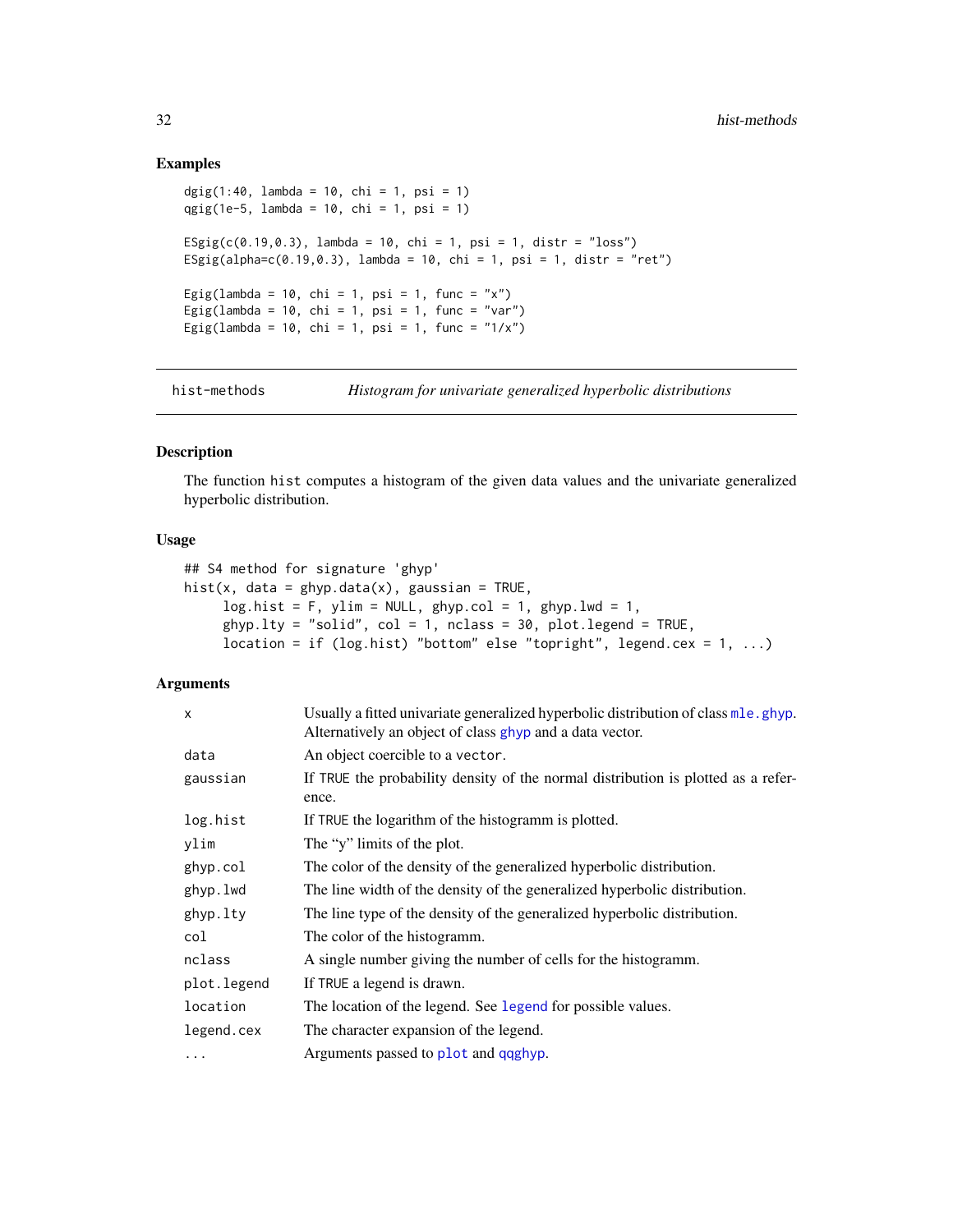## Examples

```
dgig(1:40, lambda = 10, chi = 1, psi = 1)
qgig(1e-5, lambda = 10, chi = 1, psi = 1)

ESgig(c(0.19,0.3), lambda = 10, chi = 1, psi = 1, distr = "loss")
ESgig(alpha=c(0.19,0.3), lambda = 10, chi = 1, psi = 1, distr = "ret")

Egig(lambda = 10, chi = 1, psi = 1, func = "x")
Egig(lambda = 10, chi = 1, psi = 1, func = "var")
Egig(lambda = 10, chi = 1, psi = 1, func = "1/x")
```

---

# hist-methods    *Histogram for univariate generalized hyperbolic distributions*

---

## Description

The function `hist` computes a histogram of the given data values and the univariate generalized hyperbolic distribution.

## Usage

```
## S4 method for signature 'ghyp'
hist(x, data = ghyp.data(x), gaussian = TRUE,
     log.hist = F, ylim = NULL, ghyp.col = 1, ghyp.lwd = 1,
     ghyp.lty = "solid", col = 1, nclass = 30, plot.legend = TRUE,
     location = if (log.hist) "bottom" else "topright", legend.cex = 1, ...)
```

## Arguments

| | |
|---|---|
| `x` | Usually a fitted univariate generalized hyperbolic distribution of class `mle.ghyp`. Alternatively an object of class `ghyp` and a data vector. |
| `data` | An object coercible to a `vector`. |
| `gaussian` | If `TRUE` the probability density of the normal distribution is plotted as a reference. |
| `log.hist` | If `TRUE` the logarithm of the histogramm is plotted. |
| `ylim` | The "y" limits of the plot. |
| `ghyp.col` | The color of the density of the generalized hyperbolic distribution. |
| `ghyp.lwd` | The line width of the density of the generalized hyperbolic distribution. |
| `ghyp.lty` | The line type of the density of the generalized hyperbolic distribution. |
| `col` | The color of the histogramm. |
| `nclass` | A single number giving the number of cells for the histogramm. |
| `plot.legend` | If `TRUE` a legend is drawn. |
| `location` | The location of the legend. See `legend` for possible values. |
| `legend.cex` | The character expansion of the legend. |
| `...` | Arguments passed to `plot` and `qqghyp`. |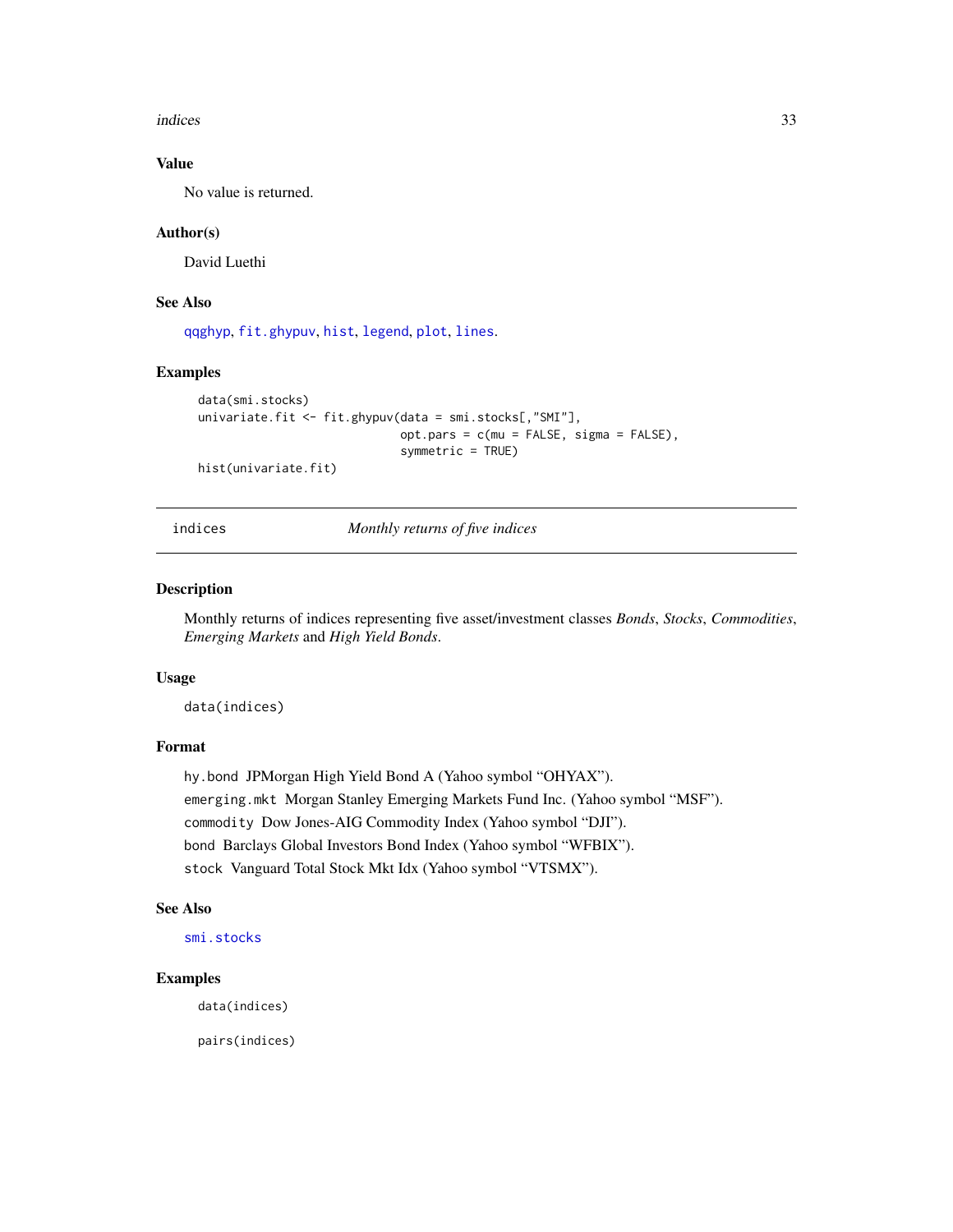### Value

No value is returned.

### Author(s)

David Luethi

### See Also

qqghyp, fit.ghypuv, hist, legend, plot, lines.

### Examples

```
data(smi.stocks)
univariate.fit <- fit.ghypuv(data = smi.stocks[,"SMI"],
                             opt.pars = c(mu = FALSE, sigma = FALSE),
                             symmetric = TRUE)
hist(univariate.fit)
```

---

## indices — *Monthly returns of five indices*

---

### Description

Monthly returns of indices representing five asset/investment classes *Bonds*, *Stocks*, *Commodities*, *Emerging Markets* and *High Yield Bonds*.

### Usage

```
data(indices)
```

### Format

`hy.bond` JPMorgan High Yield Bond A (Yahoo symbol "OHYAX").

`emerging.mkt` Morgan Stanley Emerging Markets Fund Inc. (Yahoo symbol "MSF").

`commodity` Dow Jones-AIG Commodity Index (Yahoo symbol "DJI").

`bond` Barclays Global Investors Bond Index (Yahoo symbol "WFBIX").

`stock` Vanguard Total Stock Mkt Idx (Yahoo symbol "VTSMX").

### See Also

smi.stocks

### Examples

```
data(indices)

pairs(indices)
```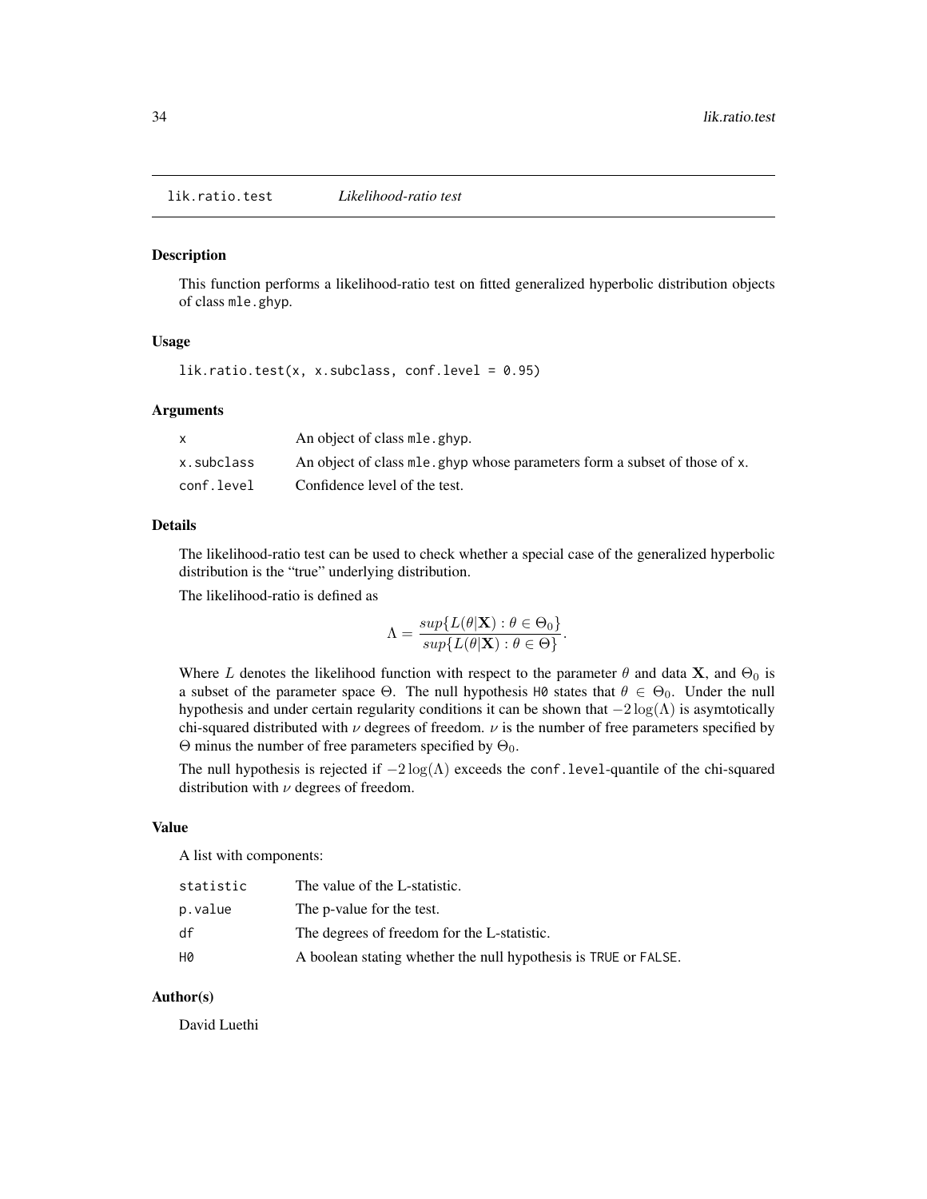# lik.ratio.test *Likelihood-ratio test*

## Description

This function performs a likelihood-ratio test on fitted generalized hyperbolic distribution objects of class `mle.ghyp`.

## Usage

```
lik.ratio.test(x, x.subclass, conf.level = 0.95)
```

## Arguments

| | |
|---|---|
| `x` | An object of class `mle.ghyp`. |
| `x.subclass` | An object of class `mle.ghyp` whose parameters form a subset of those of `x`. |
| `conf.level` | Confidence level of the test. |

## Details

The likelihood-ratio test can be used to check whether a special case of the generalized hyperbolic distribution is the "true" underlying distribution.

The likelihood-ratio is defined as

$$\Lambda = \frac{sup\{L(\theta|\mathbf{X}) : \theta \in \Theta_0\}}{sup\{L(\theta|\mathbf{X}) : \theta \in \Theta\}}.$$

Where $L$ denotes the likelihood function with respect to the parameter $\theta$ and data $\mathbf{X}$, and $\Theta_0$ is a subset of the parameter space $\Theta$. The null hypothesis `H0` states that $\theta \in \Theta_0$. Under the null hypothesis and under certain regularity conditions it can be shown that $-2\log(\Lambda)$ is asymtotically chi-squared distributed with $\nu$ degrees of freedom. $\nu$ is the number of free parameters specified by $\Theta$ minus the number of free parameters specified by $\Theta_0$.

The null hypothesis is rejected if $-2\log(\Lambda)$ exceeds the `conf.level`-quantile of the chi-squared distribution with $\nu$ degrees of freedom.

## Value

A list with components:

| | |
|---|---|
| `statistic` | The value of the L-statistic. |
| `p.value` | The p-value for the test. |
| `df` | The degrees of freedom for the L-statistic. |
| `H0` | A boolean stating whether the null hypothesis is `TRUE` or `FALSE`. |

## Author(s)

David Luethi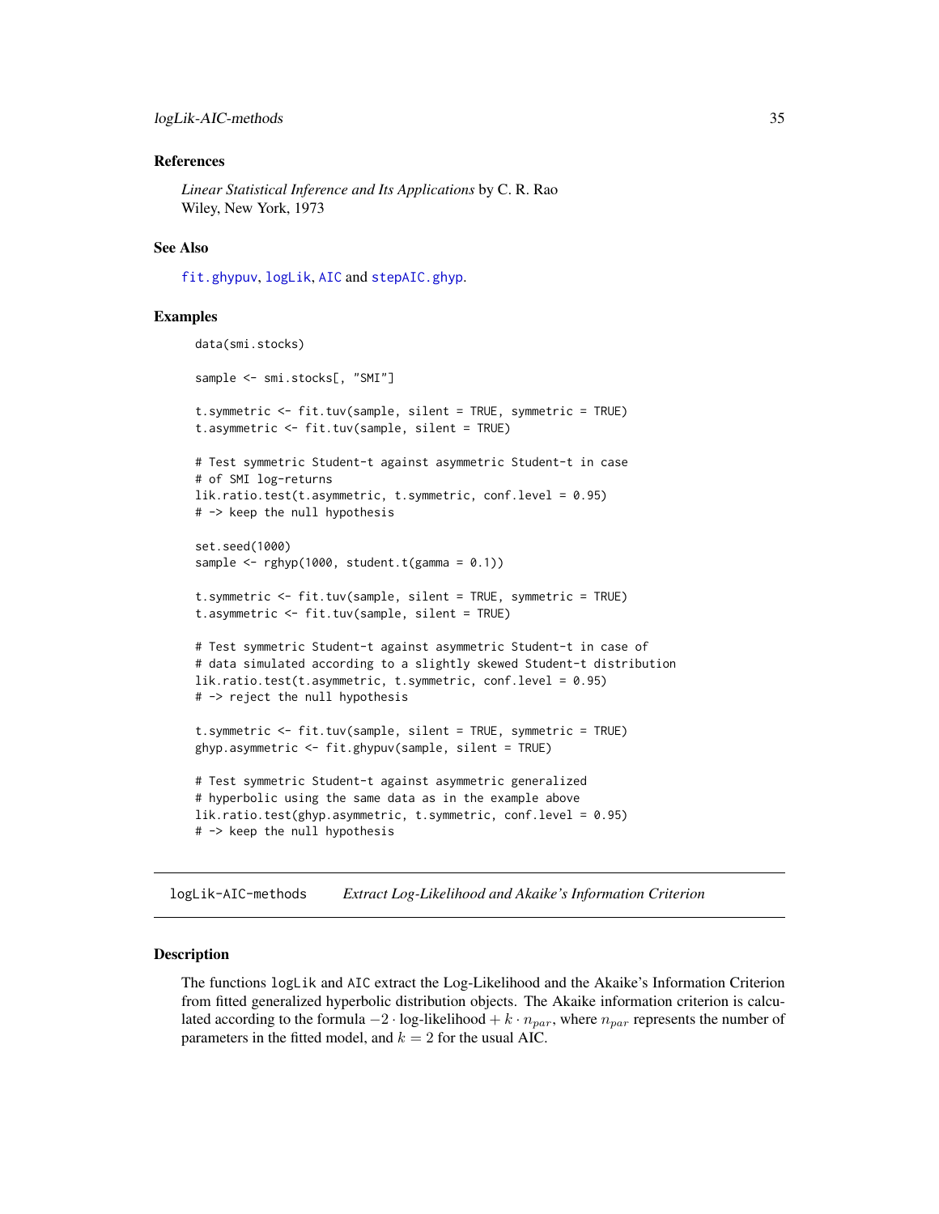## References

*Linear Statistical Inference and Its Applications* by C. R. Rao
Wiley, New York, 1973

## See Also

`fit.ghypuv`, `logLik`, `AIC` and `stepAIC.ghyp`.

## Examples

```
data(smi.stocks)

sample <- smi.stocks[, "SMI"]

t.symmetric <- fit.tuv(sample, silent = TRUE, symmetric = TRUE)
t.asymmetric <- fit.tuv(sample, silent = TRUE)

# Test symmetric Student-t against asymmetric Student-t in case
# of SMI log-returns
lik.ratio.test(t.asymmetric, t.symmetric, conf.level = 0.95)
# -> keep the null hypothesis

set.seed(1000)
sample <- rghyp(1000, student.t(gamma = 0.1))

t.symmetric <- fit.tuv(sample, silent = TRUE, symmetric = TRUE)
t.asymmetric <- fit.tuv(sample, silent = TRUE)

# Test symmetric Student-t against asymmetric Student-t in case of
# data simulated according to a slightly skewed Student-t distribution
lik.ratio.test(t.asymmetric, t.symmetric, conf.level = 0.95)
# -> reject the null hypothesis

t.symmetric <- fit.tuv(sample, silent = TRUE, symmetric = TRUE)
ghyp.asymmetric <- fit.ghypuv(sample, silent = TRUE)

# Test symmetric Student-t against asymmetric generalized
# hyperbolic using the same data as in the example above
lik.ratio.test(ghyp.asymmetric, t.symmetric, conf.level = 0.95)
# -> keep the null hypothesis
```

---

# logLik-AIC-methods *Extract Log-Likelihood and Akaike's Information Criterion*

---

## Description

The functions `logLik` and `AIC` extract the Log-Likelihood and the Akaike's Information Criterion from fitted generalized hyperbolic distribution objects. The Akaike information criterion is calculated according to the formula $-2 \cdot \text{log-likelihood} + k \cdot n_{par}$, where $n_{par}$ represents the number of parameters in the fitted model, and $k = 2$ for the usual AIC.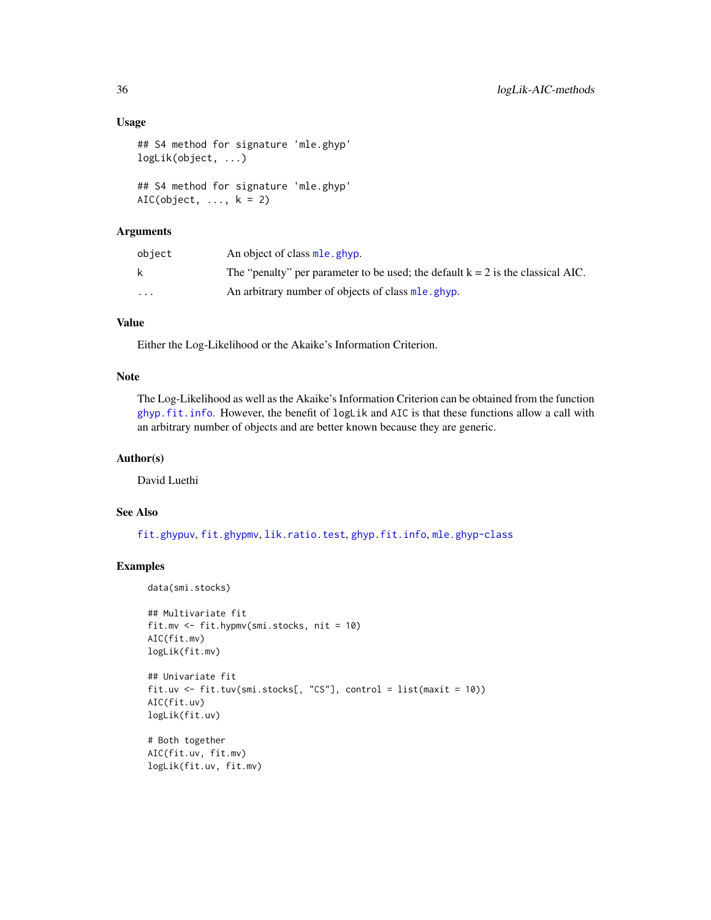### Usage

```
## S4 method for signature 'mle.ghyp'
logLik(object, ...)

## S4 method for signature 'mle.ghyp'
AIC(object, ..., k = 2)
```

### Arguments

| | |
|---|---|
| `object` | An object of class `mle.ghyp`. |
| `k` | The “penalty” per parameter to be used; the default k = 2 is the classical AIC. |
| `...` | An arbitrary number of objects of class `mle.ghyp`. |

### Value

Either the Log-Likelihood or the Akaike’s Information Criterion.

### Note

The Log-Likelihood as well as the Akaike’s Information Criterion can be obtained from the function `ghyp.fit.info`. However, the benefit of `logLik` and `AIC` is that these functions allow a call with an arbitrary number of objects and are better known because they are generic.

### Author(s)

David Luethi

### See Also

`fit.ghypuv`, `fit.ghypmv`, `lik.ratio.test`, `ghyp.fit.info`, `mle.ghyp-class`

### Examples

```
data(smi.stocks)

## Multivariate fit
fit.mv <- fit.hypmv(smi.stocks, nit = 10)
AIC(fit.mv)
logLik(fit.mv)

## Univariate fit
fit.uv <- fit.tuv(smi.stocks[, "CS"], control = list(maxit = 10))
AIC(fit.uv)
logLik(fit.uv)

# Both together
AIC(fit.uv, fit.mv)
logLik(fit.uv, fit.mv)
```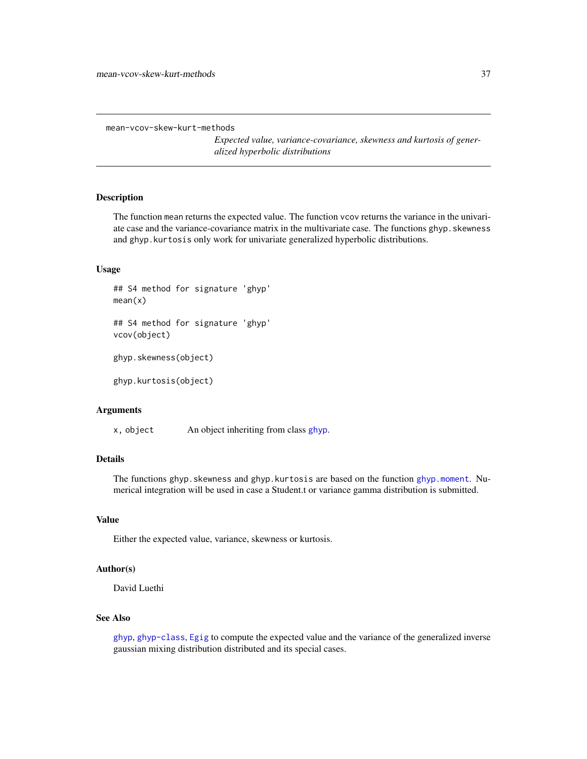mean-vcov-skew-kurt-methods

*Expected value, variance-covariance, skewness and kurtosis of generalized hyperbolic distributions*

## Description

The function `mean` returns the expected value. The function `vcov` returns the variance in the univariate case and the variance-covariance matrix in the multivariate case. The functions `ghyp.skewness` and `ghyp.kurtosis` only work for univariate generalized hyperbolic distributions.

## Usage

```
## S4 method for signature 'ghyp'
mean(x)

## S4 method for signature 'ghyp'
vcov(object)

ghyp.skewness(object)

ghyp.kurtosis(object)
```

## Arguments

| | |
|---|---|
| `x, object` | An object inheriting from class `ghyp`. |

## Details

The functions `ghyp.skewness` and `ghyp.kurtosis` are based on the function `ghyp.moment`. Numerical integration will be used in case a Student.t or variance gamma distribution is submitted.

## Value

Either the expected value, variance, skewness or kurtosis.

## Author(s)

David Luethi

## See Also

`ghyp`, `ghyp-class`, `Egig` to compute the expected value and the variance of the generalized inverse gaussian mixing distribution distributed and its special cases.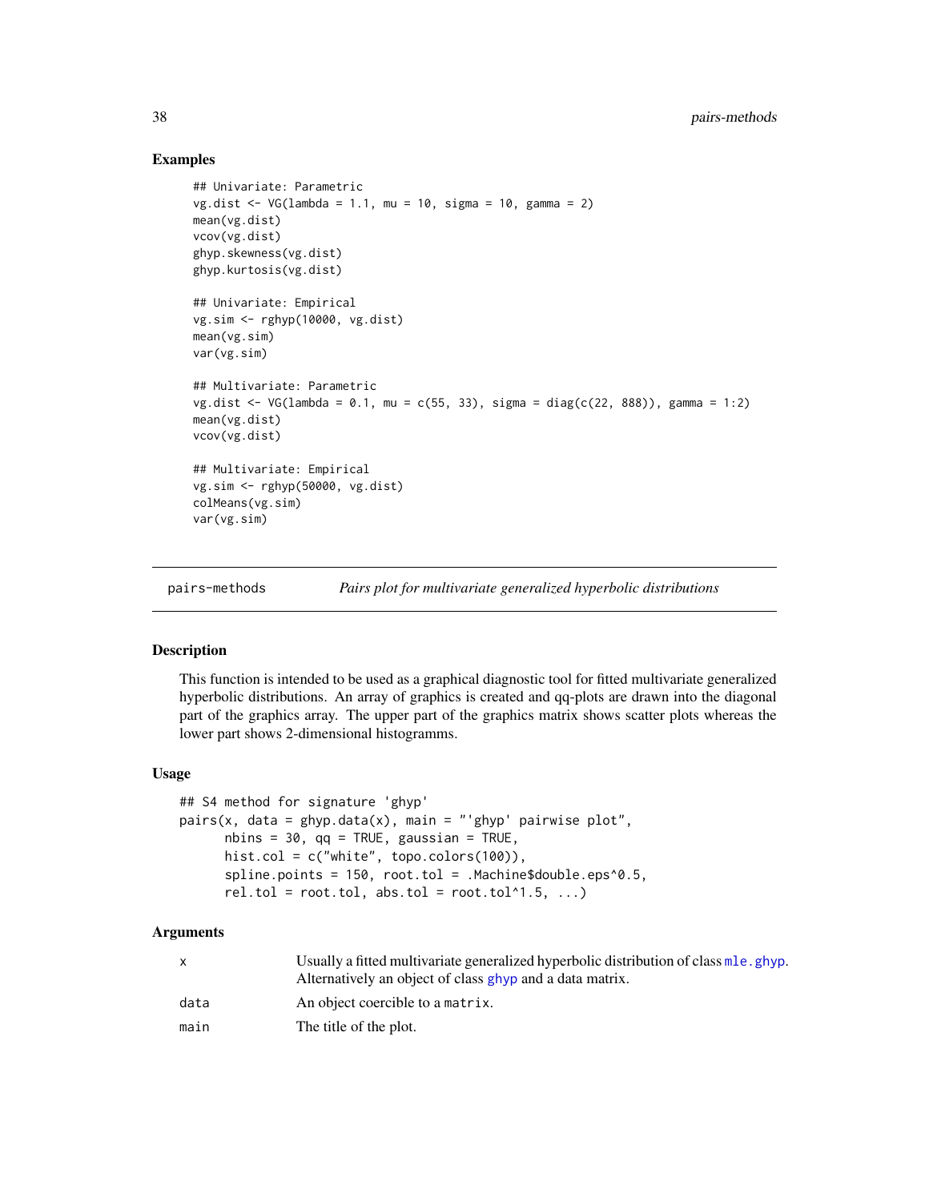### Examples

```
## Univariate: Parametric
vg.dist <- VG(lambda = 1.1, mu = 10, sigma = 10, gamma = 2)
mean(vg.dist)
vcov(vg.dist)
ghyp.skewness(vg.dist)
ghyp.kurtosis(vg.dist)

## Univariate: Empirical
vg.sim <- rghyp(10000, vg.dist)
mean(vg.sim)
var(vg.sim)

## Multivariate: Parametric
vg.dist <- VG(lambda = 0.1, mu = c(55, 33), sigma = diag(c(22, 888)), gamma = 1:2)
mean(vg.dist)
vcov(vg.dist)

## Multivariate: Empirical
vg.sim <- rghyp(50000, vg.dist)
colMeans(vg.sim)
var(vg.sim)
```

## pairs-methods — *Pairs plot for multivariate generalized hyperbolic distributions*

### Description

This function is intended to be used as a graphical diagnostic tool for fitted multivariate generalized hyperbolic distributions. An array of graphics is created and qq-plots are drawn into the diagonal part of the graphics array. The upper part of the graphics matrix shows scatter plots whereas the lower part shows 2-dimensional histogramms.

### Usage

```
## S4 method for signature 'ghyp'
pairs(x, data = ghyp.data(x), main = "'ghyp' pairwise plot",
      nbins = 30, qq = TRUE, gaussian = TRUE,
      hist.col = c("white", topo.colors(100)),
      spline.points = 150, root.tol = .Machine$double.eps^0.5,
      rel.tol = root.tol, abs.tol = root.tol^1.5, ...)
```

### Arguments

| | |
|---|---|
| x | Usually a fitted multivariate generalized hyperbolic distribution of class `mle.ghyp`. Alternatively an object of class `ghyp` and a data matrix. |
| data | An object coercible to a `matrix`. |
| main | The title of the plot. |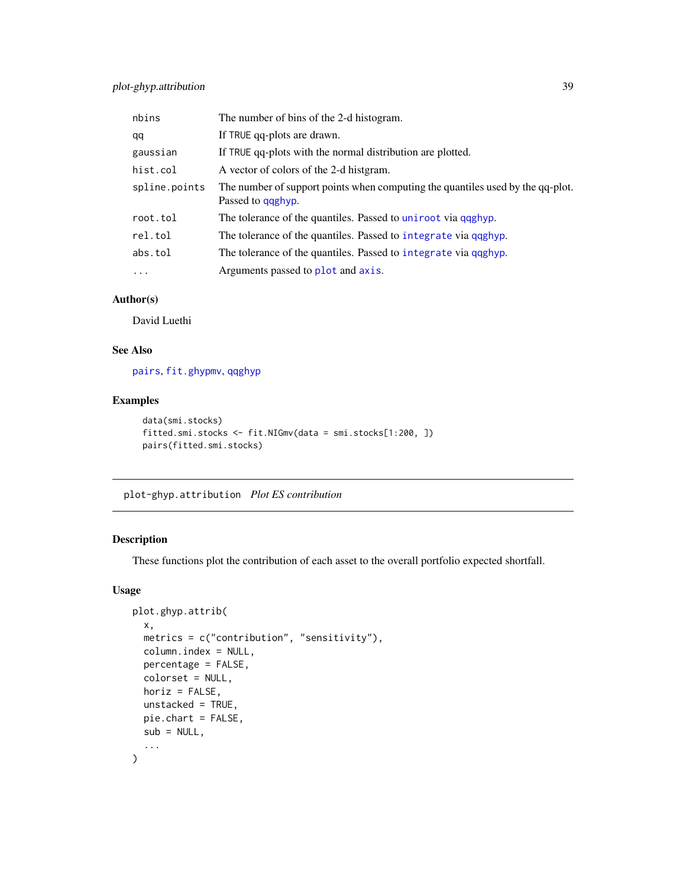| | |
|---|---|
| nbins | The number of bins of the 2-d histogram. |
| qq | If TRUE qq-plots are drawn. |
| gaussian | If TRUE qq-plots with the normal distribution are plotted. |
| hist.col | A vector of colors of the 2-d histgram. |
| spline.points | The number of support points when computing the quantiles used by the qq-plot. Passed to qqghyp. |
| root.tol | The tolerance of the quantiles. Passed to uniroot via qqghyp. |
| rel.tol | The tolerance of the quantiles. Passed to integrate via qqghyp. |
| abs.tol | The tolerance of the quantiles. Passed to integrate via qqghyp. |
| ... | Arguments passed to plot and axis. |

### Author(s)

David Luethi

### See Also

pairs, fit.ghypmv, qqghyp

### Examples

```
data(smi.stocks)
fitted.smi.stocks <- fit.NIGmv(data = smi.stocks[1:200, ])
pairs(fitted.smi.stocks)
```

---

## plot-ghyp.attribution *Plot ES contribution*

---

### Description

These functions plot the contribution of each asset to the overall portfolio expected shortfall.

### Usage

```
plot.ghyp.attrib(
  x,
  metrics = c("contribution", "sensitivity"),
  column.index = NULL,
  percentage = FALSE,
  colorset = NULL,
  horiz = FALSE,
  unstacked = TRUE,
  pie.chart = FALSE,
  sub = NULL,
  ...
)
```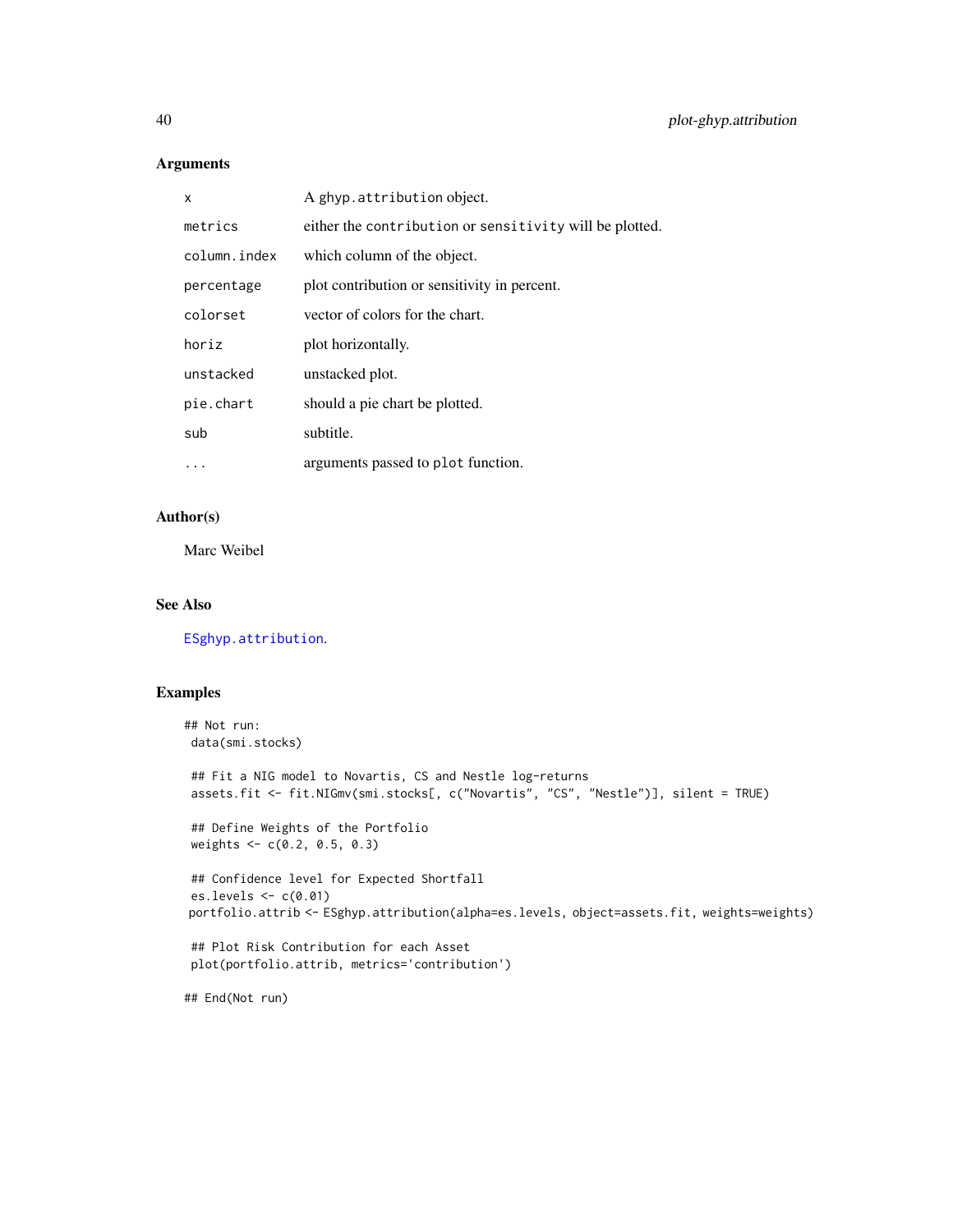### Arguments

| | |
|---|---|
| `x` | A `ghyp.attribution` object. |
| `metrics` | either the `contribution` or `sensitivity` will be plotted. |
| `column.index` | which column of the object. |
| `percentage` | plot contribution or sensitivity in percent. |
| `colorset` | vector of colors for the chart. |
| `horiz` | plot horizontally. |
| `unstacked` | unstacked plot. |
| `pie.chart` | should a pie chart be plotted. |
| `sub` | subtitle. |
| `...` | arguments passed to `plot` function. |

### Author(s)

Marc Weibel

### See Also

`ESghyp.attribution`.

### Examples

```
## Not run:
 data(smi.stocks)

 ## Fit a NIG model to Novartis, CS and Nestle log-returns
 assets.fit <- fit.NIGmv(smi.stocks[, c("Novartis", "CS", "Nestle")], silent = TRUE)

 ## Define Weights of the Portfolio
 weights <- c(0.2, 0.5, 0.3)

 ## Confidence level for Expected Shortfall
 es.levels <- c(0.01)
 portfolio.attrib <- ESghyp.attribution(alpha=es.levels, object=assets.fit, weights=weights)

 ## Plot Risk Contribution for each Asset
 plot(portfolio.attrib, metrics='contribution')

## End(Not run)
```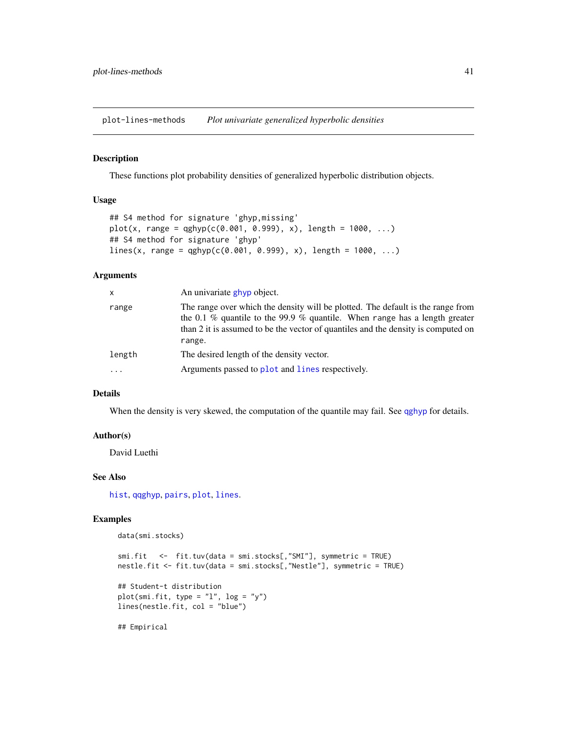plot-lines-methods *Plot univariate generalized hyperbolic densities*

## Description

These functions plot probability densities of generalized hyperbolic distribution objects.

## Usage

```
## S4 method for signature 'ghyp,missing'
plot(x, range = qghyp(c(0.001, 0.999), x), length = 1000, ...)
## S4 method for signature 'ghyp'
lines(x, range = qghyp(c(0.001, 0.999), x), length = 1000, ...)
```

## Arguments

| | |
|---|---|
| `x` | An univariate ghyp object. |
| `range` | The range over which the density will be plotted. The default is the range from the 0.1 % quantile to the 99.9 % quantile. When `range` has a length greater than 2 it is assumed to be the vector of quantiles and the density is computed on `range`. |
| `length` | The desired length of the density vector. |
| `...` | Arguments passed to `plot` and `lines` respectively. |

## Details

When the density is very skewed, the computation of the quantile may fail. See qghyp for details.

## Author(s)

David Luethi

## See Also

`hist`, `qqghyp`, `pairs`, `plot`, `lines`.

## Examples

```
data(smi.stocks)

smi.fit   <-  fit.tuv(data = smi.stocks[,"SMI"], symmetric = TRUE)
nestle.fit <- fit.tuv(data = smi.stocks[,"Nestle"], symmetric = TRUE)

## Student-t distribution
plot(smi.fit, type = "l", log = "y")
lines(nestle.fit, col = "blue")

## Empirical
```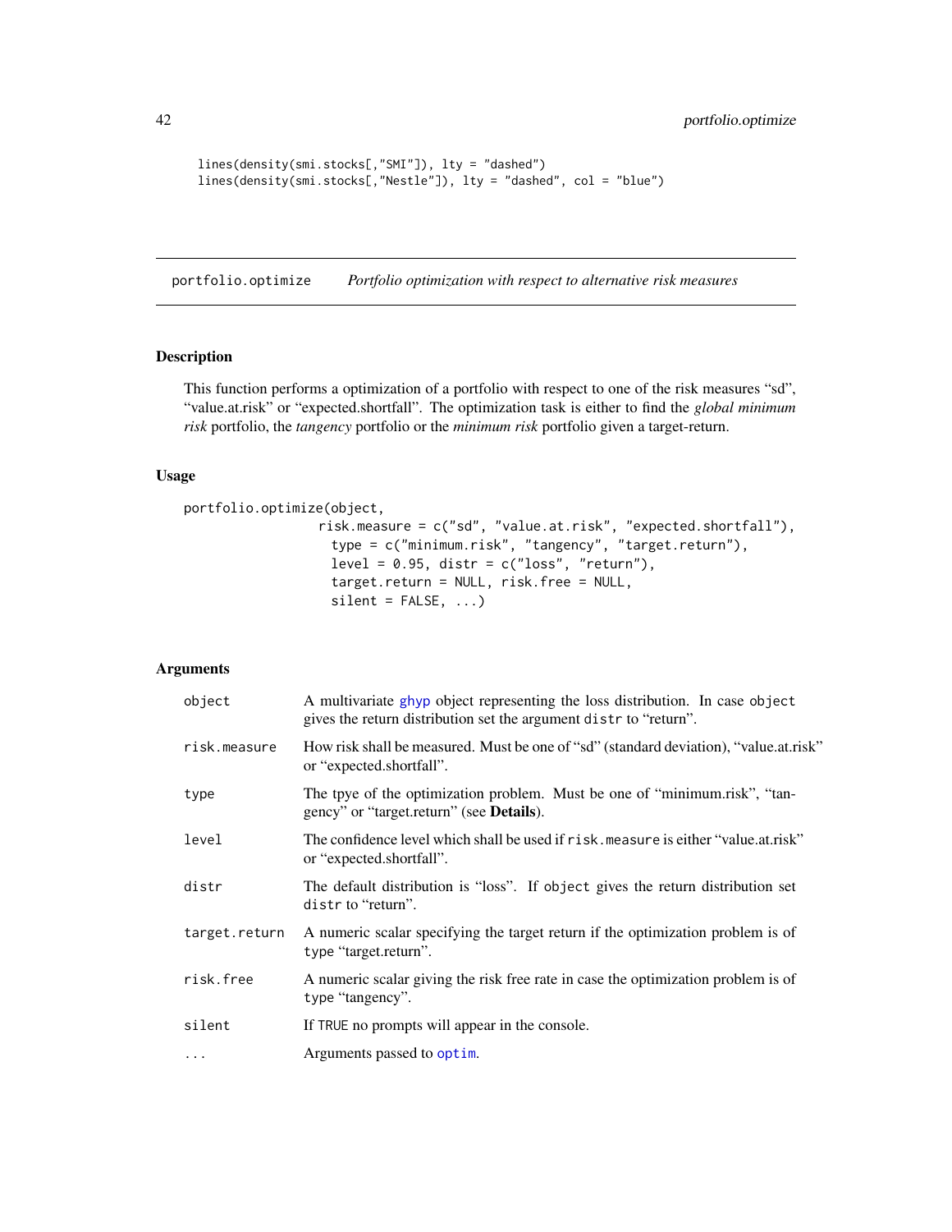```
lines(density(smi.stocks[,"SMI"]), lty = "dashed")
lines(density(smi.stocks[,"Nestle"]), lty = "dashed", col = "blue")
```

## portfolio.optimize    *Portfolio optimization with respect to alternative risk measures*

### Description

This function performs a optimization of a portfolio with respect to one of the risk measures "sd", "value.at.risk" or "expected.shortfall". The optimization task is either to find the *global minimum risk* portfolio, the *tangency* portfolio or the *minimum risk* portfolio given a target-return.

### Usage

```
portfolio.optimize(object,
                   risk.measure = c("sd", "value.at.risk", "expected.shortfall"),
                     type = c("minimum.risk", "tangency", "target.return"),
                     level = 0.95, distr = c("loss", "return"),
                     target.return = NULL, risk.free = NULL,
                     silent = FALSE, ...)
```

### Arguments

| | |
|---|---|
| `object` | A multivariate `ghyp` object representing the loss distribution. In case `object` gives the return distribution set the argument `distr` to "return". |
| `risk.measure` | How risk shall be measured. Must be one of "sd" (standard deviation), "value.at.risk" or "expected.shortfall". |
| `type` | The tpye of the optimization problem. Must be one of "minimum.risk", "tangency" or "target.return" (see **Details**). |
| `level` | The confidence level which shall be used if `risk.measure` is either "value.at.risk" or "expected.shortfall". |
| `distr` | The default distribution is "loss". If `object` gives the return distribution set `distr` to "return". |
| `target.return` | A numeric scalar specifying the target return if the optimization problem is of `type` "target.return". |
| `risk.free` | A numeric scalar giving the risk free rate in case the optimization problem is of `type` "tangency". |
| `silent` | If `TRUE` no prompts will appear in the console. |
| `...` | Arguments passed to `optim`. |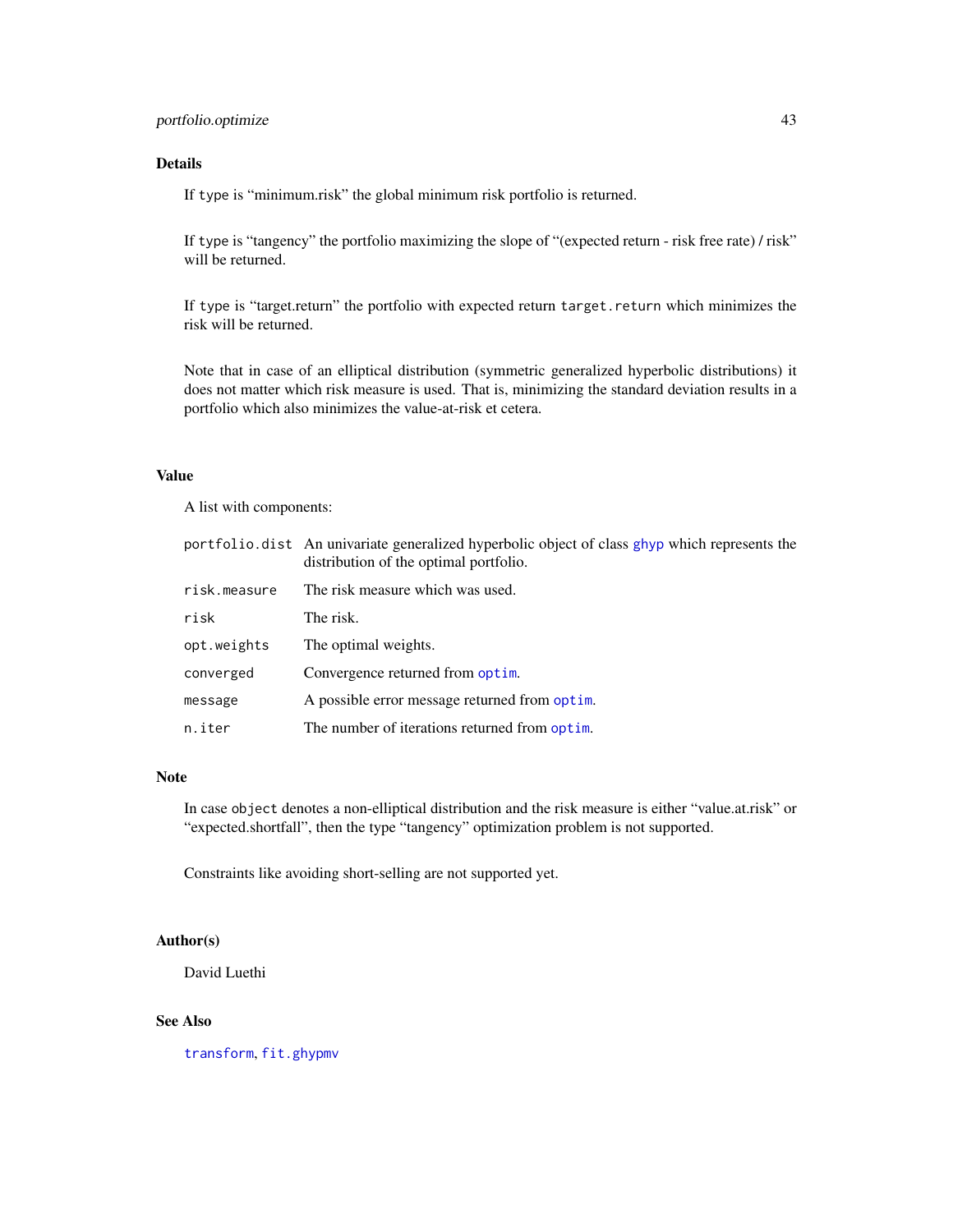## Details

If `type` is "minimum.risk" the global minimum risk portfolio is returned.

If `type` is "tangency" the portfolio maximizing the slope of "(expected return - risk free rate) / risk" will be returned.

If `type` is "target.return" the portfolio with expected return `target.return` which minimizes the risk will be returned.

Note that in case of an elliptical distribution (symmetric generalized hyperbolic distributions) it does not matter which risk measure is used. That is, minimizing the standard deviation results in a portfolio which also minimizes the value-at-risk et cetera.

## Value

A list with components:

| | |
|---|---|
| `portfolio.dist` | An univariate generalized hyperbolic object of class `ghyp` which represents the distribution of the optimal portfolio. |
| `risk.measure` | The risk measure which was used. |
| `risk` | The risk. |
| `opt.weights` | The optimal weights. |
| `converged` | Convergence returned from `optim`. |
| `message` | A possible error message returned from `optim`. |
| `n.iter` | The number of iterations returned from `optim`. |

## Note

In case `object` denotes a non-elliptical distribution and the risk measure is either "value.at.risk" or "expected.shortfall", then the type "tangency" optimization problem is not supported.

Constraints like avoiding short-selling are not supported yet.

## Author(s)

David Luethi

## See Also

`transform`, `fit.ghypmv`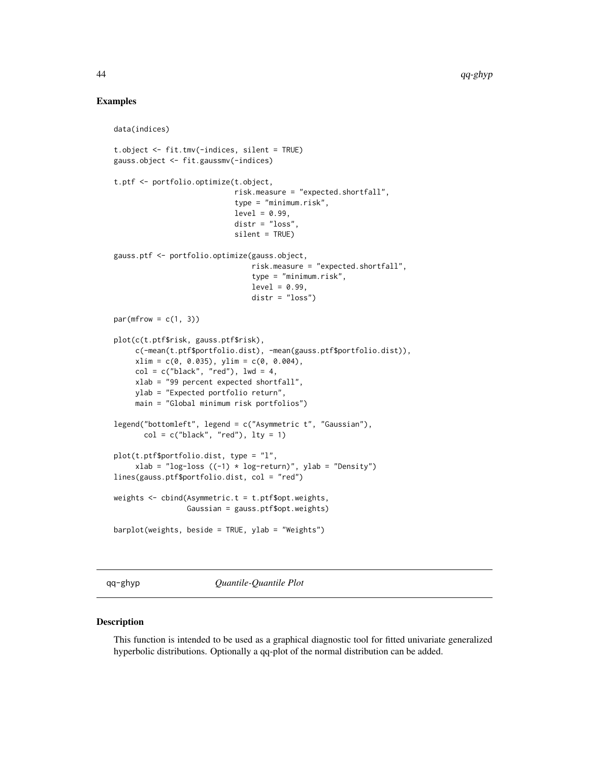## Examples

```
data(indices)

t.object <- fit.tmv(-indices, silent = TRUE)
gauss.object <- fit.gaussmv(-indices)

t.ptf <- portfolio.optimize(t.object,
                            risk.measure = "expected.shortfall",
                            type = "minimum.risk",
                            level = 0.99,
                            distr = "loss",
                            silent = TRUE)

gauss.ptf <- portfolio.optimize(gauss.object,
                                risk.measure = "expected.shortfall",
                                type = "minimum.risk",
                                level = 0.99,
                                distr = "loss")

par(mfrow = c(1, 3))

plot(c(t.ptf$risk, gauss.ptf$risk),
     c(-mean(t.ptf$portfolio.dist), -mean(gauss.ptf$portfolio.dist)),
     xlim = c(0, 0.035), ylim = c(0, 0.004),
     col = c("black", "red"), lwd = 4,
     xlab = "99 percent expected shortfall",
     ylab = "Expected portfolio return",
     main = "Global minimum risk portfolios")

legend("bottomleft", legend = c("Asymmetric t", "Gaussian"),
       col = c("black", "red"), lty = 1)

plot(t.ptf$portfolio.dist, type = "l",
     xlab = "log-loss ((-1) * log-return)", ylab = "Density")
lines(gauss.ptf$portfolio.dist, col = "red")

weights <- cbind(Asymmetric.t = t.ptf$opt.weights,
                 Gaussian = gauss.ptf$opt.weights)

barplot(weights, beside = TRUE, ylab = "Weights")
```

---

qq-ghyp *Quantile-Quantile Plot*

---

## Description

This function is intended to be used as a graphical diagnostic tool for fitted univariate generalized hyperbolic distributions. Optionally a qq-plot of the normal distribution can be added.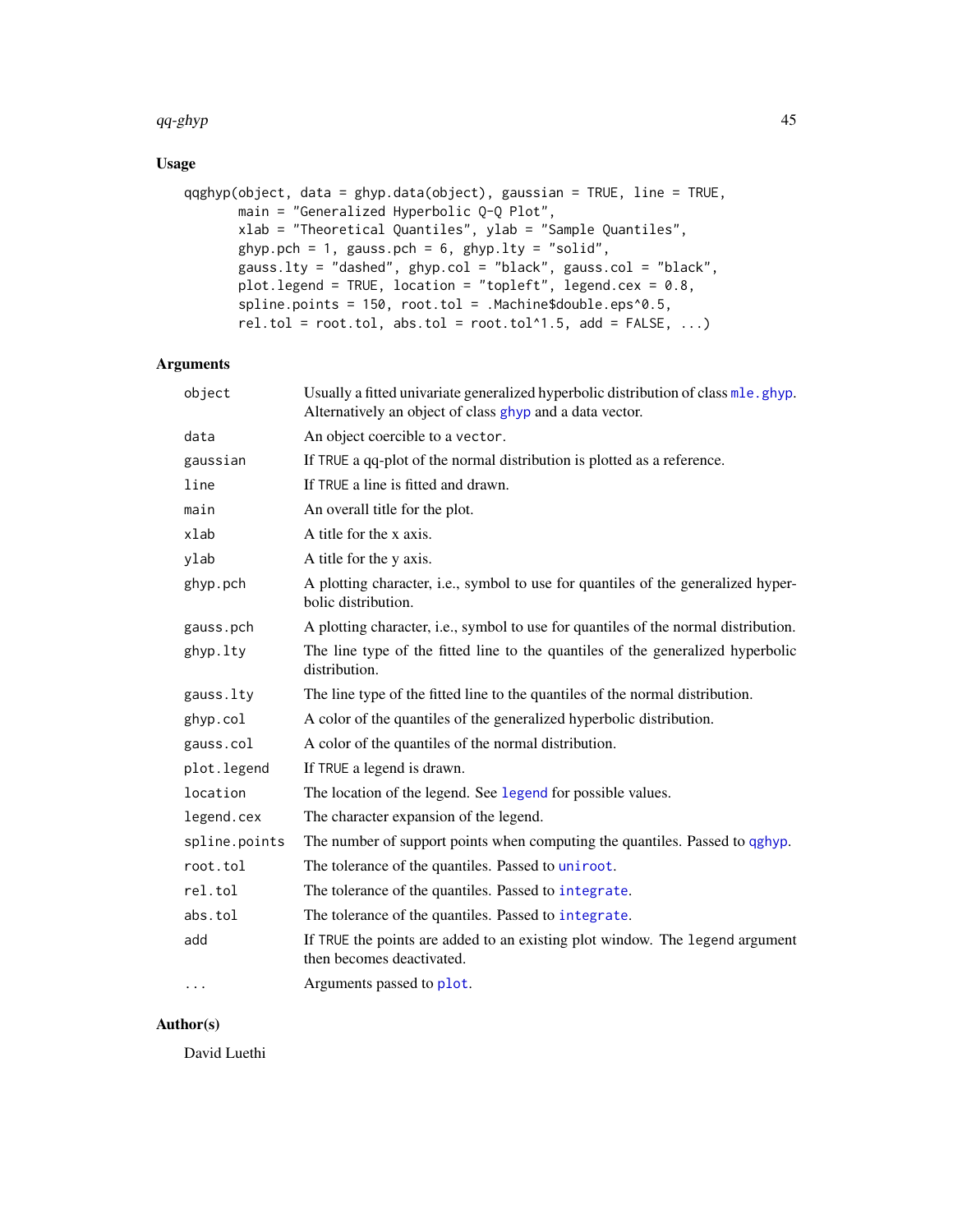## Usage

```
qqghyp(object, data = ghyp.data(object), gaussian = TRUE, line = TRUE,
       main = "Generalized Hyperbolic Q-Q Plot",
       xlab = "Theoretical Quantiles", ylab = "Sample Quantiles",
       ghyp.pch = 1, gauss.pch = 6, ghyp.lty = "solid",
       gauss.lty = "dashed", ghyp.col = "black", gauss.col = "black",
       plot.legend = TRUE, location = "topleft", legend.cex = 0.8,
       spline.points = 150, root.tol = .Machine$double.eps^0.5,
       rel.tol = root.tol, abs.tol = root.tol^1.5, add = FALSE, ...)
```

## Arguments

| Argument | Description |
|---|---|
| `object` | Usually a fitted univariate generalized hyperbolic distribution of class `mle.ghyp`. Alternatively an object of class `ghyp` and a data vector. |
| `data` | An object coercible to a `vector`. |
| `gaussian` | If `TRUE` a qq-plot of the normal distribution is plotted as a reference. |
| `line` | If `TRUE` a line is fitted and drawn. |
| `main` | An overall title for the plot. |
| `xlab` | A title for the x axis. |
| `ylab` | A title for the y axis. |
| `ghyp.pch` | A plotting character, i.e., symbol to use for quantiles of the generalized hyperbolic distribution. |
| `gauss.pch` | A plotting character, i.e., symbol to use for quantiles of the normal distribution. |
| `ghyp.lty` | The line type of the fitted line to the quantiles of the generalized hyperbolic distribution. |
| `gauss.lty` | The line type of the fitted line to the quantiles of the normal distribution. |
| `ghyp.col` | A color of the quantiles of the generalized hyperbolic distribution. |
| `gauss.col` | A color of the quantiles of the normal distribution. |
| `plot.legend` | If `TRUE` a legend is drawn. |
| `location` | The location of the legend. See `legend` for possible values. |
| `legend.cex` | The character expansion of the legend. |
| `spline.points` | The number of support points when computing the quantiles. Passed to `qghyp`. |
| `root.tol` | The tolerance of the quantiles. Passed to `uniroot`. |
| `rel.tol` | The tolerance of the quantiles. Passed to `integrate`. |
| `abs.tol` | The tolerance of the quantiles. Passed to `integrate`. |
| `add` | If `TRUE` the points are added to an existing plot window. The `legend` argument then becomes deactivated. |
| `...` | Arguments passed to `plot`. |

## Author(s)

David Luethi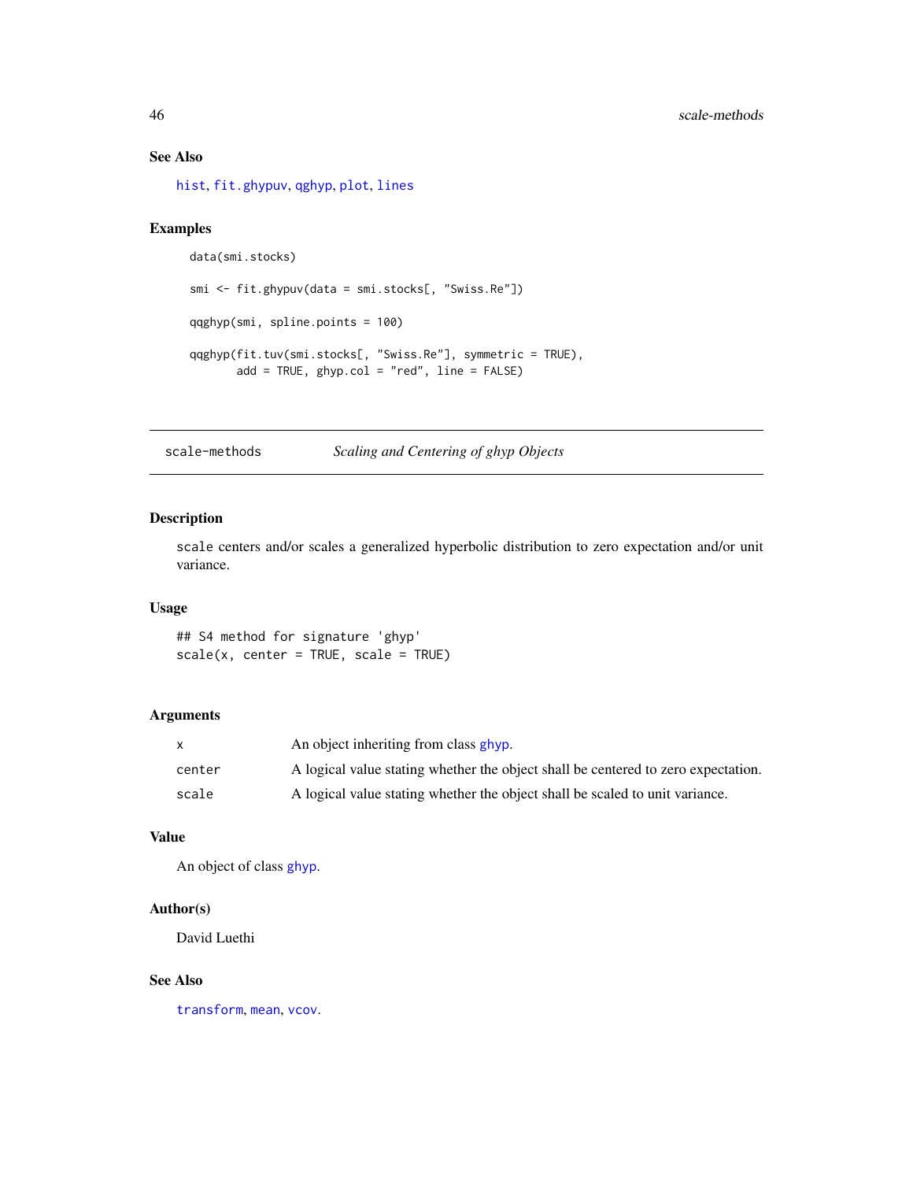### See Also

hist, fit.ghypuv, qghyp, plot, lines

### Examples

```
data(smi.stocks)

smi <- fit.ghypuv(data = smi.stocks[, "Swiss.Re"])

qqghyp(smi, spline.points = 100)

qqghyp(fit.tuv(smi.stocks[, "Swiss.Re"], symmetric = TRUE),
       add = TRUE, ghyp.col = "red", line = FALSE)
```

---

## scale-methods — *Scaling and Centering of ghyp Objects*

---

### Description

`scale` centers and/or scales a generalized hyperbolic distribution to zero expectation and/or unit variance.

### Usage

```
## S4 method for signature 'ghyp'
scale(x, center = TRUE, scale = TRUE)
```

### Arguments

| | |
|---|---|
| `x` | An object inheriting from class ghyp. |
| `center` | A logical value stating whether the object shall be centered to zero expectation. |
| `scale` | A logical value stating whether the object shall be scaled to unit variance. |

### Value

An object of class ghyp.

### Author(s)

David Luethi

### See Also

transform, mean, vcov.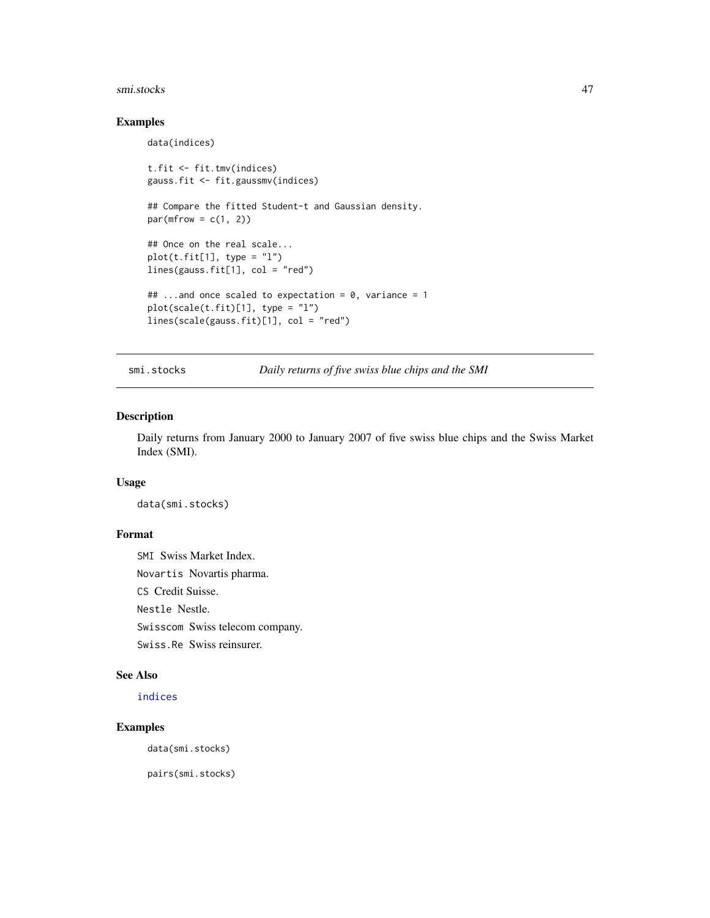## Examples

```
data(indices)

t.fit <- fit.tmv(indices)
gauss.fit <- fit.gaussmv(indices)

## Compare the fitted Student-t and Gaussian density.
par(mfrow = c(1, 2))

## Once on the real scale...
plot(t.fit[1], type = "l")
lines(gauss.fit[1], col = "red")

## ...and once scaled to expectation = 0, variance = 1
plot(scale(t.fit)[1], type = "l")
lines(scale(gauss.fit)[1], col = "red")
```

---

# smi.stocks — *Daily returns of five swiss blue chips and the SMI*

## Description

Daily returns from January 2000 to January 2007 of five swiss blue chips and the Swiss Market Index (SMI).

## Usage

```
data(smi.stocks)
```

## Format

`SMI` Swiss Market Index.

`Novartis` Novartis pharma.

`CS` Credit Suisse.

`Nestle` Nestle.

`Swisscom` Swiss telecom company.

`Swiss.Re` Swiss reinsurer.

## See Also

`indices`

## Examples

```
data(smi.stocks)

pairs(smi.stocks)
```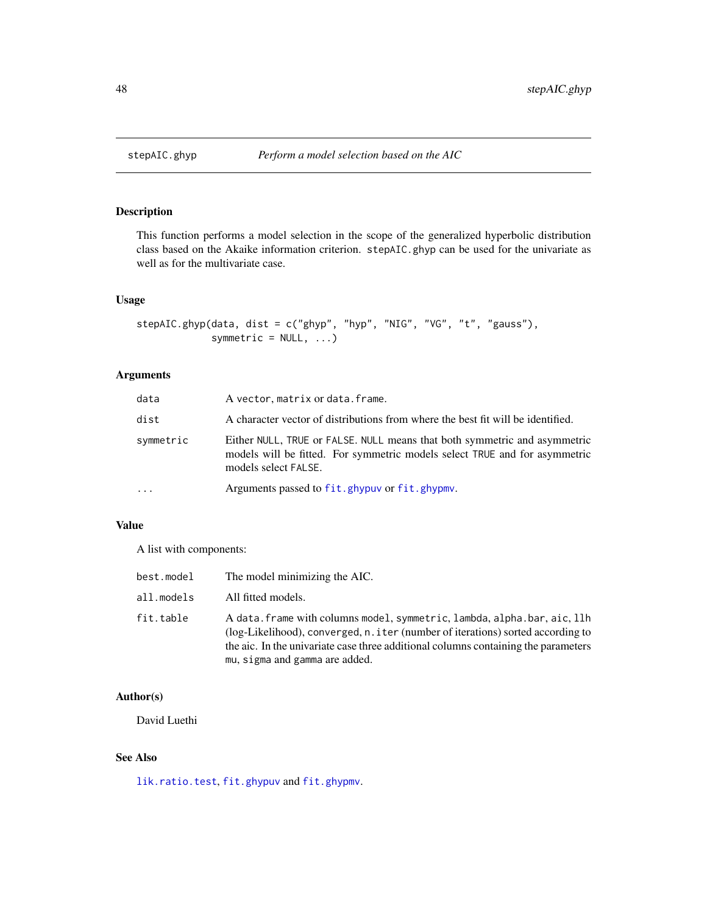## stepAIC.ghyp — *Perform a model selection based on the AIC*

### Description

This function performs a model selection in the scope of the generalized hyperbolic distribution class based on the Akaike information criterion. `stepAIC.ghyp` can be used for the univariate as well as for the multivariate case.

### Usage

```
stepAIC.ghyp(data, dist = c("ghyp", "hyp", "NIG", "VG", "t", "gauss"),
             symmetric = NULL, ...)
```

### Arguments

| | |
|---|---|
| `data` | A `vector`, `matrix` or `data.frame`. |
| `dist` | A character vector of distributions from where the best fit will be identified. |
| `symmetric` | Either `NULL`, `TRUE` or `FALSE`. `NULL` means that both symmetric and asymmetric models will be fitted. For symmetric models select `TRUE` and for asymmetric models select `FALSE`. |
| `...` | Arguments passed to `fit.ghypuv` or `fit.ghypmv`. |

### Value

A list with components:

| | |
|---|---|
| `best.model` | The model minimizing the AIC. |
| `all.models` | All fitted models. |
| `fit.table` | A `data.frame` with columns `model`, `symmetric`, `lambda`, `alpha.bar`, `aic`, `llh` (log-Likelihood), `converged`, `n.iter` (number of iterations) sorted according to the aic. In the univariate case three additional columns containing the parameters `mu`, `sigma` and `gamma` are added. |

### Author(s)

David Luethi

### See Also

`lik.ratio.test`, `fit.ghypuv` and `fit.ghypmv`.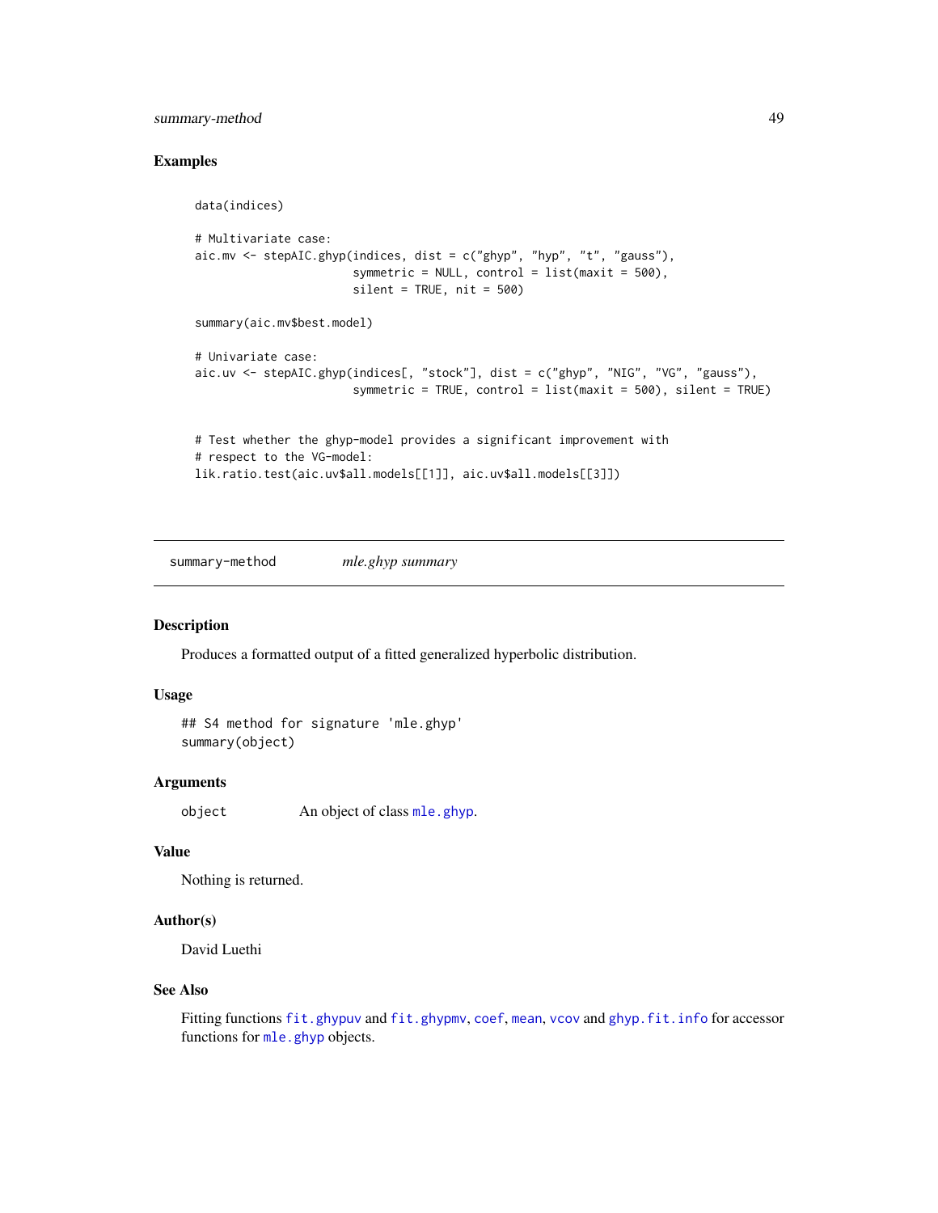### Examples

```
data(indices)

# Multivariate case:
aic.mv <- stepAIC.ghyp(indices, dist = c("ghyp", "hyp", "t", "gauss"),
                       symmetric = NULL, control = list(maxit = 500),
                       silent = TRUE, nit = 500)

summary(aic.mv$best.model)

# Univariate case:
aic.uv <- stepAIC.ghyp(indices[, "stock"], dist = c("ghyp", "NIG", "VG", "gauss"),
                       symmetric = TRUE, control = list(maxit = 500), silent = TRUE)


# Test whether the ghyp-model provides a significant improvement with
# respect to the VG-model:
lik.ratio.test(aic.uv$all.models[[1]], aic.uv$all.models[[3]])
```

---

## summary-method — *mle.ghyp summary*

---

### Description

Produces a formatted output of a fitted generalized hyperbolic distribution.

### Usage

```
## S4 method for signature 'mle.ghyp'
summary(object)
```

### Arguments

| | |
|---|---|
| object | An object of class mle.ghyp. |

### Value

Nothing is returned.

### Author(s)

David Luethi

### See Also

Fitting functions fit.ghypuv and fit.ghypmv, coef, mean, vcov and ghyp.fit.info for accessor functions for mle.ghyp objects.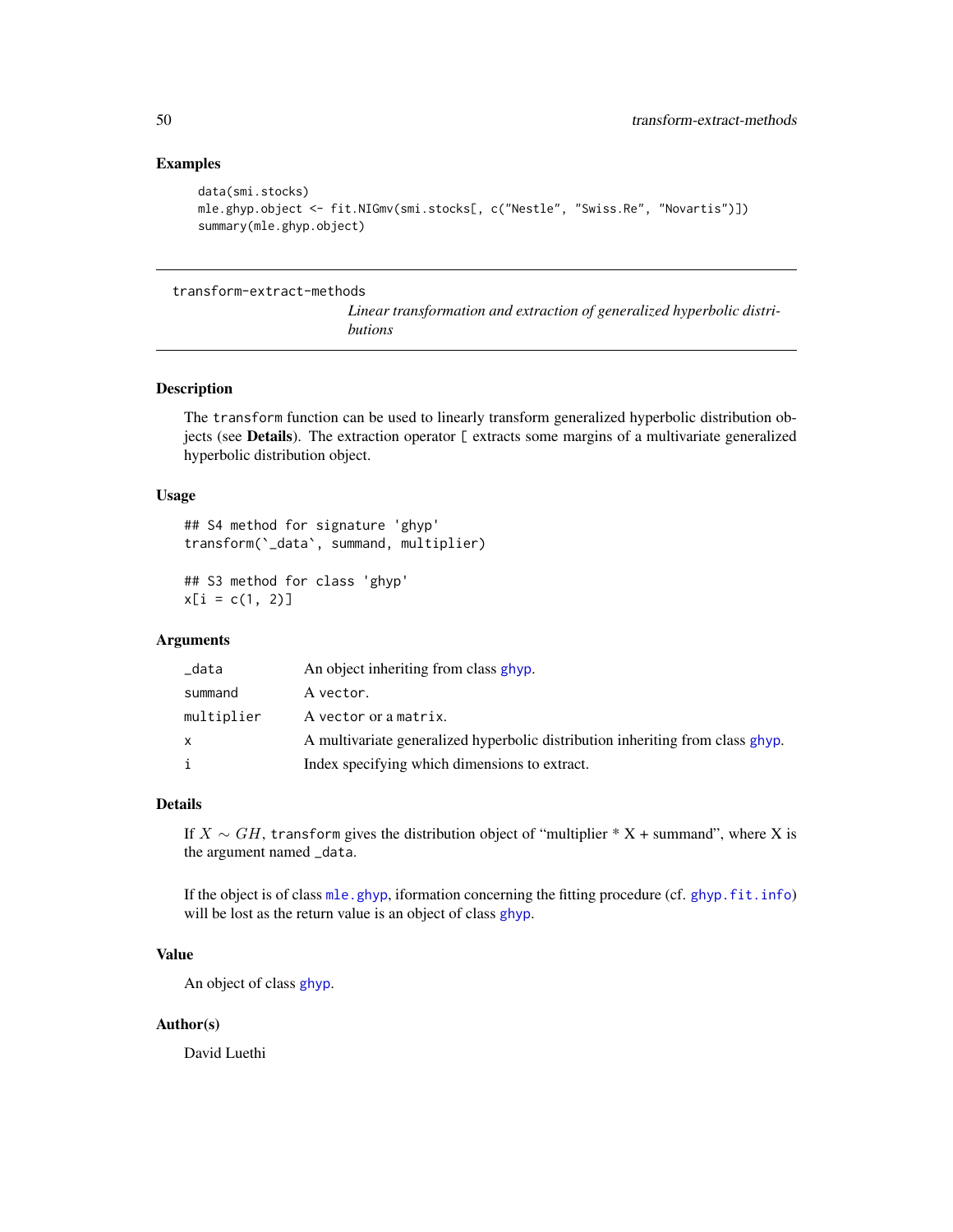## Examples

```
data(smi.stocks)
mle.ghyp.object <- fit.NIGmv(smi.stocks[, c("Nestle", "Swiss.Re", "Novartis")])
summary(mle.ghyp.object)
```

---

# transform-extract-methods

*Linear transformation and extraction of generalized hyperbolic distributions*

---

## Description

The `transform` function can be used to linearly transform generalized hyperbolic distribution objects (see **Details**). The extraction operator `[` extracts some margins of a multivariate generalized hyperbolic distribution object.

## Usage

```
## S4 method for signature 'ghyp'
transform(`_data`, summand, multiplier)

## S3 method for class 'ghyp'
x[i = c(1, 2)]
```

## Arguments

| | |
|---|---|
| `_data` | An object inheriting from class ghyp. |
| `summand` | A `vector`. |
| `multiplier` | A `vector` or a `matrix`. |
| `x` | A multivariate generalized hyperbolic distribution inheriting from class ghyp. |
| `i` | Index specifying which dimensions to extract. |

## Details

If $X \sim GH$, `transform` gives the distribution object of "multiplier * X + summand", where X is the argument named `_data`.

If the object is of class `mle.ghyp`, iformation concerning the fitting procedure (cf. `ghyp.fit.info`) will be lost as the return value is an object of class `ghyp`.

## Value

An object of class `ghyp`.

## Author(s)

David Luethi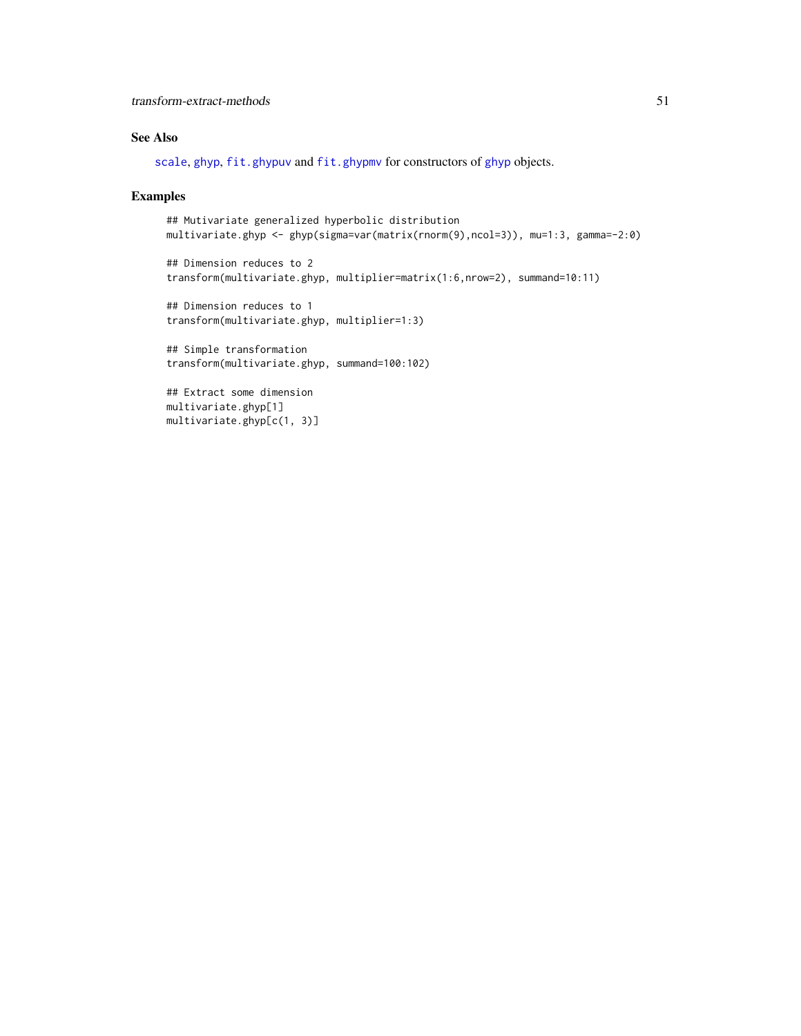## See Also

`scale`, `ghyp`, `fit.ghypuv` and `fit.ghypmv` for constructors of `ghyp` objects.

## Examples

```
## Mutivariate generalized hyperbolic distribution
multivariate.ghyp <- ghyp(sigma=var(matrix(rnorm(9),ncol=3)), mu=1:3, gamma=-2:0)

## Dimension reduces to 2
transform(multivariate.ghyp, multiplier=matrix(1:6,nrow=2), summand=10:11)

## Dimension reduces to 1
transform(multivariate.ghyp, multiplier=1:3)

## Simple transformation
transform(multivariate.ghyp, summand=100:102)

## Extract some dimension
multivariate.ghyp[1]
multivariate.ghyp[c(1, 3)]
```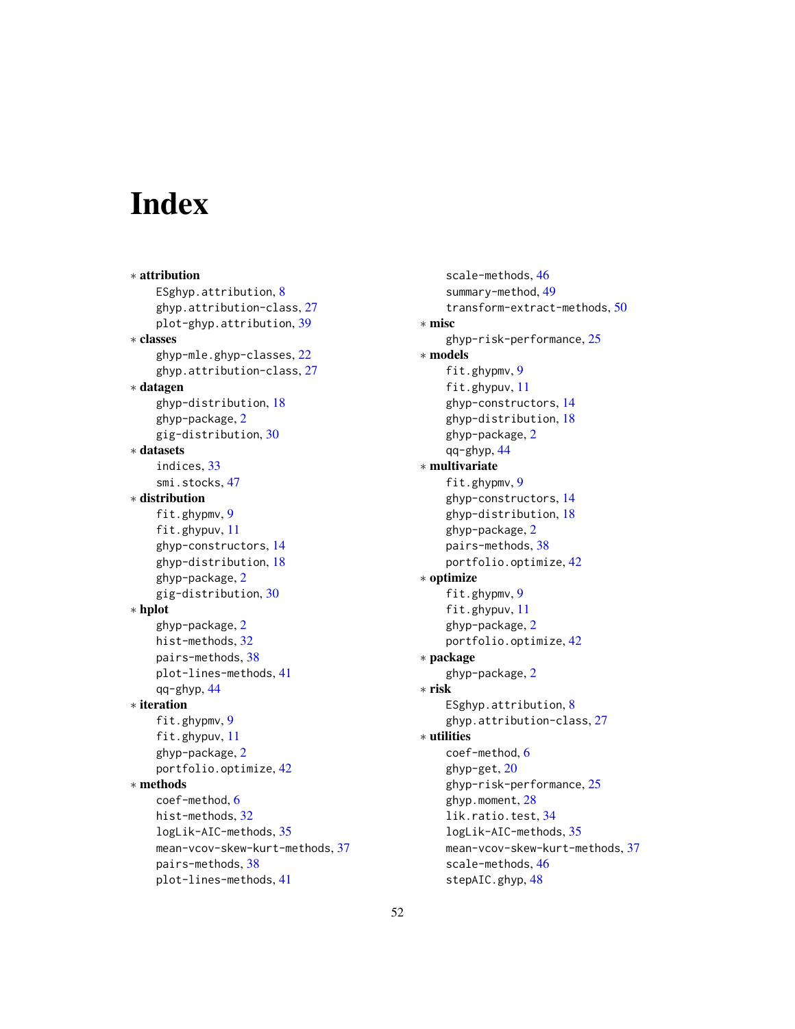# Index

* **attribution**
  - ESghyp.attribution, 8
  - ghyp.attribution-class, 27
  - plot-ghyp.attribution, 39
* **classes**
  - ghyp-mle.ghyp-classes, 22
  - ghyp.attribution-class, 27
* **datagen**
  - ghyp-distribution, 18
  - ghyp-package, 2
  - gig-distribution, 30
* **datasets**
  - indices, 33
  - smi.stocks, 47
* **distribution**
  - fit.ghypmv, 9
  - fit.ghypuv, 11
  - ghyp-constructors, 14
  - ghyp-distribution, 18
  - ghyp-package, 2
  - gig-distribution, 30
* **hplot**
  - ghyp-package, 2
  - hist-methods, 32
  - pairs-methods, 38
  - plot-lines-methods, 41
  - qq-ghyp, 44
* **iteration**
  - fit.ghypmv, 9
  - fit.ghypuv, 11
  - ghyp-package, 2
  - portfolio.optimize, 42
* **methods**
  - coef-method, 6
  - hist-methods, 32
  - logLik-AIC-methods, 35
  - mean-vcov-skew-kurt-methods, 37
  - pairs-methods, 38
  - plot-lines-methods, 41
  - scale-methods, 46
  - summary-method, 49
  - transform-extract-methods, 50
* **misc**
  - ghyp-risk-performance, 25
* **models**
  - fit.ghypmv, 9
  - fit.ghypuv, 11
  - ghyp-constructors, 14
  - ghyp-distribution, 18
  - ghyp-package, 2
  - qq-ghyp, 44
* **multivariate**
  - fit.ghypmv, 9
  - ghyp-constructors, 14
  - ghyp-distribution, 18
  - ghyp-package, 2
  - pairs-methods, 38
  - portfolio.optimize, 42
* **optimize**
  - fit.ghypmv, 9
  - fit.ghypuv, 11
  - ghyp-package, 2
  - portfolio.optimize, 42
* **package**
  - ghyp-package, 2
* **risk**
  - ESghyp.attribution, 8
  - ghyp.attribution-class, 27
* **utilities**
  - coef-method, 6
  - ghyp-get, 20
  - ghyp-risk-performance, 25
  - ghyp.moment, 28
  - lik.ratio.test, 34
  - logLik-AIC-methods, 35
  - mean-vcov-skew-kurt-methods, 37
  - scale-methods, 46
  - stepAIC.ghyp, 48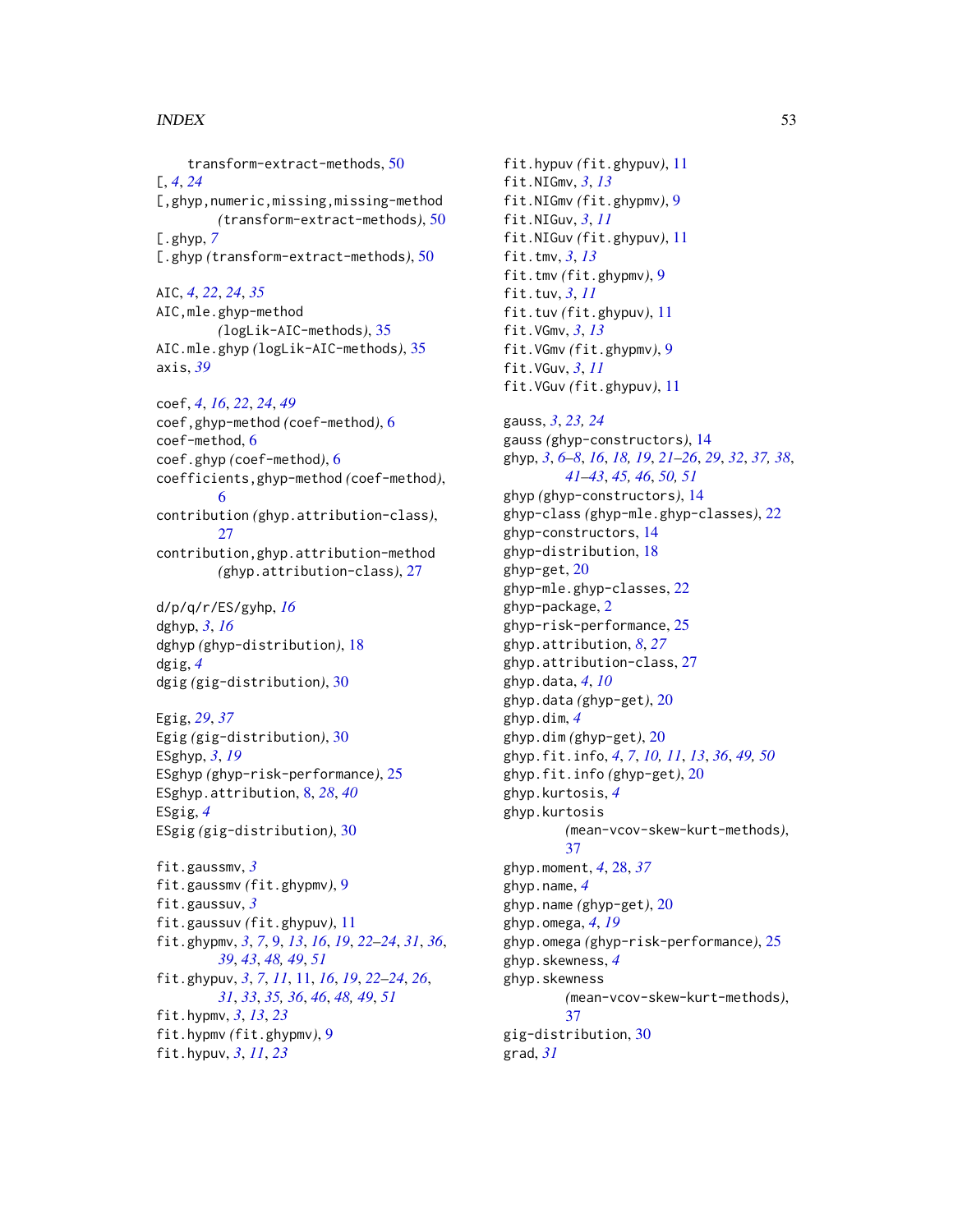transform-extract-methods, 50
[, *4*, *24*
[,ghyp,numeric,missing,missing-method
*(*transform-extract-methods*)*, 50
[.ghyp, *7*
[.ghyp *(*transform-extract-methods*)*, 50

AIC, *4*, *22*, *24*, *35*
AIC,mle.ghyp-method
*(*logLik-AIC-methods*)*, 35
AIC.mle.ghyp *(*logLik-AIC-methods*)*, 35
axis, *39*

coef, *4*, *16*, *22*, *24*, *49*
coef,ghyp-method *(*coef-method*)*, 6
coef-method, 6
coef.ghyp *(*coef-method*)*, 6
coefficients,ghyp-method *(*coef-method*)*, 6
contribution *(*ghyp.attribution-class*)*, 27
contribution,ghyp.attribution-method
*(*ghyp.attribution-class*)*, 27

d/p/q/r/ES/gyhp, *16*
dghyp, *3*, *16*
dghyp *(*ghyp-distribution*)*, 18
dgig, *4*
dgig *(*gig-distribution*)*, 30

Egig, *29*, *37*
Egig *(*gig-distribution*)*, 30
ESghyp, *3*, *19*
ESghyp *(*ghyp-risk-performance*)*, 25
ESghyp.attribution, 8, *28*, *40*
ESgig, *4*
ESgig *(*gig-distribution*)*, 30

fit.gaussmv, *3*
fit.gaussmv *(*fit.ghypmv*)*, 9
fit.gaussuv, *3*
fit.gaussuv *(*fit.ghypuv*)*, 11
fit.ghypmv, *3*, *7*, 9, *13*, *16*, *19*, *22–24*, *31*, *36*, *39*, *43*, *48, 49*, *51*
fit.ghypuv, *3*, *7*, *11*, 11, *16*, *19*, *22–24*, *26*, *31*, *33*, *35, 36*, *46*, *48, 49*, *51*
fit.hypmv, *3*, *13*, *23*
fit.hypmv *(*fit.ghypmv*)*, 9
fit.hypuv, *3*, *11*, *23*
fit.hypuv *(*fit.ghypuv*)*, 11
fit.NIGmv, *3*, *13*
fit.NIGmv *(*fit.ghypmv*)*, 9
fit.NIGuv, *3*, *11*
fit.NIGuv *(*fit.ghypuv*)*, 11
fit.tmv, *3*, *13*
fit.tmv *(*fit.ghypmv*)*, 9
fit.tuv, *3*, *11*
fit.tuv *(*fit.ghypuv*)*, 11
fit.VGmv, *3*, *13*
fit.VGmv *(*fit.ghypmv*)*, 9
fit.VGuv, *3*, *11*
fit.VGuv *(*fit.ghypuv*)*, 11

gauss, *3*, *23, 24*
gauss *(*ghyp-constructors*)*, 14
ghyp, *3*, *6–8*, *16*, *18, 19*, *21–26*, *29*, *32*, *37, 38*, *41–43*, *45, 46*, *50, 51*
ghyp *(*ghyp-constructors*)*, 14
ghyp-class *(*ghyp-mle.ghyp-classes*)*, 22
ghyp-constructors, 14
ghyp-distribution, 18
ghyp-get, 20
ghyp-mle.ghyp-classes, 22
ghyp-package, 2
ghyp-risk-performance, 25
ghyp.attribution, *8*, *27*
ghyp.attribution-class, 27
ghyp.data, *4*, *10*
ghyp.data *(*ghyp-get*)*, 20
ghyp.dim, *4*
ghyp.dim *(*ghyp-get*)*, 20
ghyp.fit.info, *4*, *7*, *10, 11*, *13*, *36*, *49, 50*
ghyp.fit.info *(*ghyp-get*)*, 20
ghyp.kurtosis, *4*
ghyp.kurtosis
*(*mean-vcov-skew-kurt-methods*)*, 37
ghyp.moment, *4*, 28, *37*
ghyp.name, *4*
ghyp.name *(*ghyp-get*)*, 20
ghyp.omega, *4*, *19*
ghyp.omega *(*ghyp-risk-performance*)*, 25
ghyp.skewness, *4*
ghyp.skewness
*(*mean-vcov-skew-kurt-methods*)*, 37
gig-distribution, 30
grad, *31*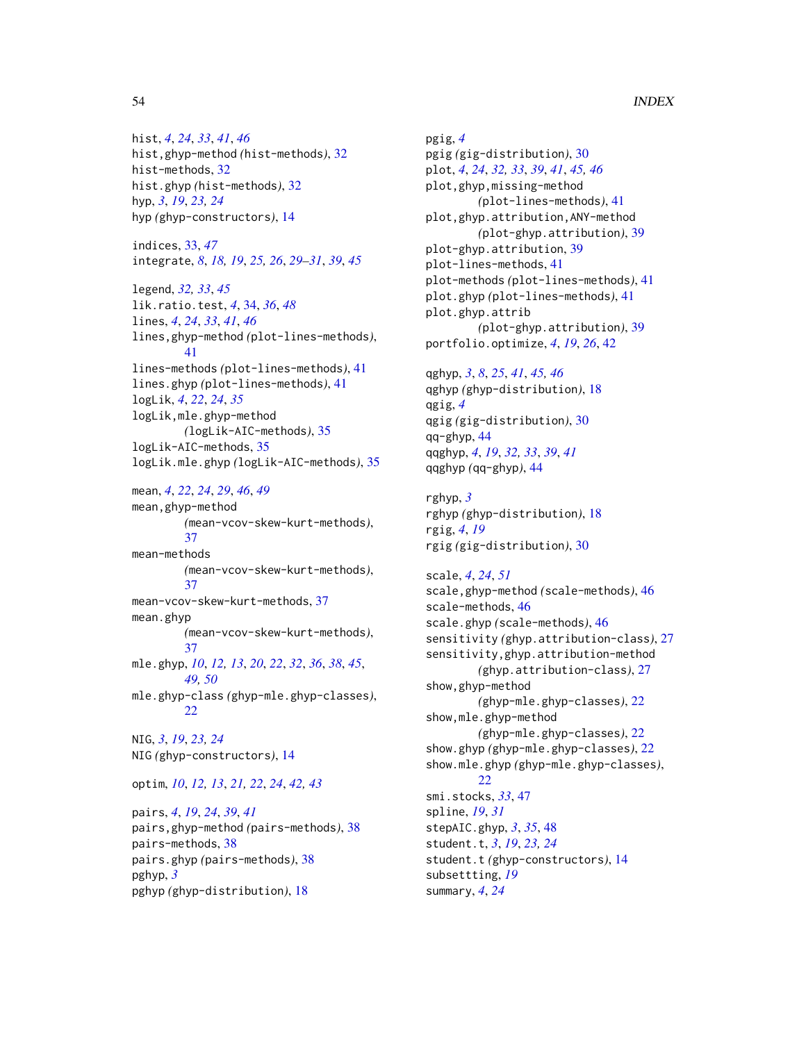hist, *4*, *24*, *33*, *41*, *46*
hist,ghyp-method *(*hist-methods*)*, 32
hist-methods, 32
hist.ghyp *(*hist-methods*)*, 32
hyp, *3*, *19*, *23, 24*
hyp *(*ghyp-constructors*)*, 14

indices, 33, *47*
integrate, *8*, *18, 19*, *25, 26*, *29–31*, *39*, *45*

legend, *32, 33*, *45*
lik.ratio.test, *4*, 34, *36*, *48*
lines, *4*, *24*, *33*, *41*, *46*
lines,ghyp-method *(*plot-lines-methods*)*, 41
lines-methods *(*plot-lines-methods*)*, 41
lines.ghyp *(*plot-lines-methods*)*, 41
logLik, *4*, *22*, *24*, *35*
logLik,mle.ghyp-method *(*logLik-AIC-methods*)*, 35
logLik-AIC-methods, 35
logLik.mle.ghyp *(*logLik-AIC-methods*)*, 35

mean, *4*, *22*, *24*, *29*, *46*, *49*
mean,ghyp-method *(*mean-vcov-skew-kurt-methods*)*, 37
mean-methods *(*mean-vcov-skew-kurt-methods*)*, 37
mean-vcov-skew-kurt-methods, 37
mean.ghyp *(*mean-vcov-skew-kurt-methods*)*, 37
mle.ghyp, *10*, *12, 13*, *20*, *22*, *32*, *36*, *38*, *45*, *49, 50*
mle.ghyp-class *(*ghyp-mle.ghyp-classes*)*, 22

NIG, *3*, *19*, *23, 24*
NIG *(*ghyp-constructors*)*, 14

optim, *10*, *12, 13*, *21, 22*, *24*, *42, 43*

pairs, *4*, *19*, *24*, *39*, *41*
pairs,ghyp-method *(*pairs-methods*)*, 38
pairs-methods, 38
pairs.ghyp *(*pairs-methods*)*, 38
pghyp, *3*
pghyp *(*ghyp-distribution*)*, 18
pgig, *4*
pgig *(*gig-distribution*)*, 30
plot, *4*, *24*, *32, 33*, *39*, *41*, *45, 46*
plot,ghyp,missing-method *(*plot-lines-methods*)*, 41
plot,ghyp.attribution,ANY-method *(*plot-ghyp.attribution*)*, 39
plot-ghyp.attribution, 39
plot-lines-methods, 41
plot-methods *(*plot-lines-methods*)*, 41
plot.ghyp *(*plot-lines-methods*)*, 41
plot.ghyp.attrib *(*plot-ghyp.attribution*)*, 39
portfolio.optimize, *4*, *19*, *26*, 42

qghyp, *3*, *8*, *25*, *41*, *45, 46*
qghyp *(*ghyp-distribution*)*, 18
qgig, *4*
qgig *(*gig-distribution*)*, 30
qq-ghyp, 44
qqghyp, *4*, *19*, *32, 33*, *39*, *41*
qqghyp *(*qq-ghyp*)*, 44

rghyp, *3*
rghyp *(*ghyp-distribution*)*, 18
rgig, *4*, *19*
rgig *(*gig-distribution*)*, 30

scale, *4*, *24*, *51*
scale,ghyp-method *(*scale-methods*)*, 46
scale-methods, 46
scale.ghyp *(*scale-methods*)*, 46
sensitivity *(*ghyp.attribution-class*)*, 27
sensitivity,ghyp.attribution-method *(*ghyp.attribution-class*)*, 27
show,ghyp-method *(*ghyp-mle.ghyp-classes*)*, 22
show,mle.ghyp-method *(*ghyp-mle.ghyp-classes*)*, 22
show.ghyp *(*ghyp-mle.ghyp-classes*)*, 22
show.mle.ghyp *(*ghyp-mle.ghyp-classes*)*, 22
smi.stocks, *33*, 47
spline, *19*, *31*
stepAIC.ghyp, *3*, *35*, 48
student.t, *3*, *19*, *23, 24*
student.t *(*ghyp-constructors*)*, 14
subsettting, *19*
summary, *4*, *24*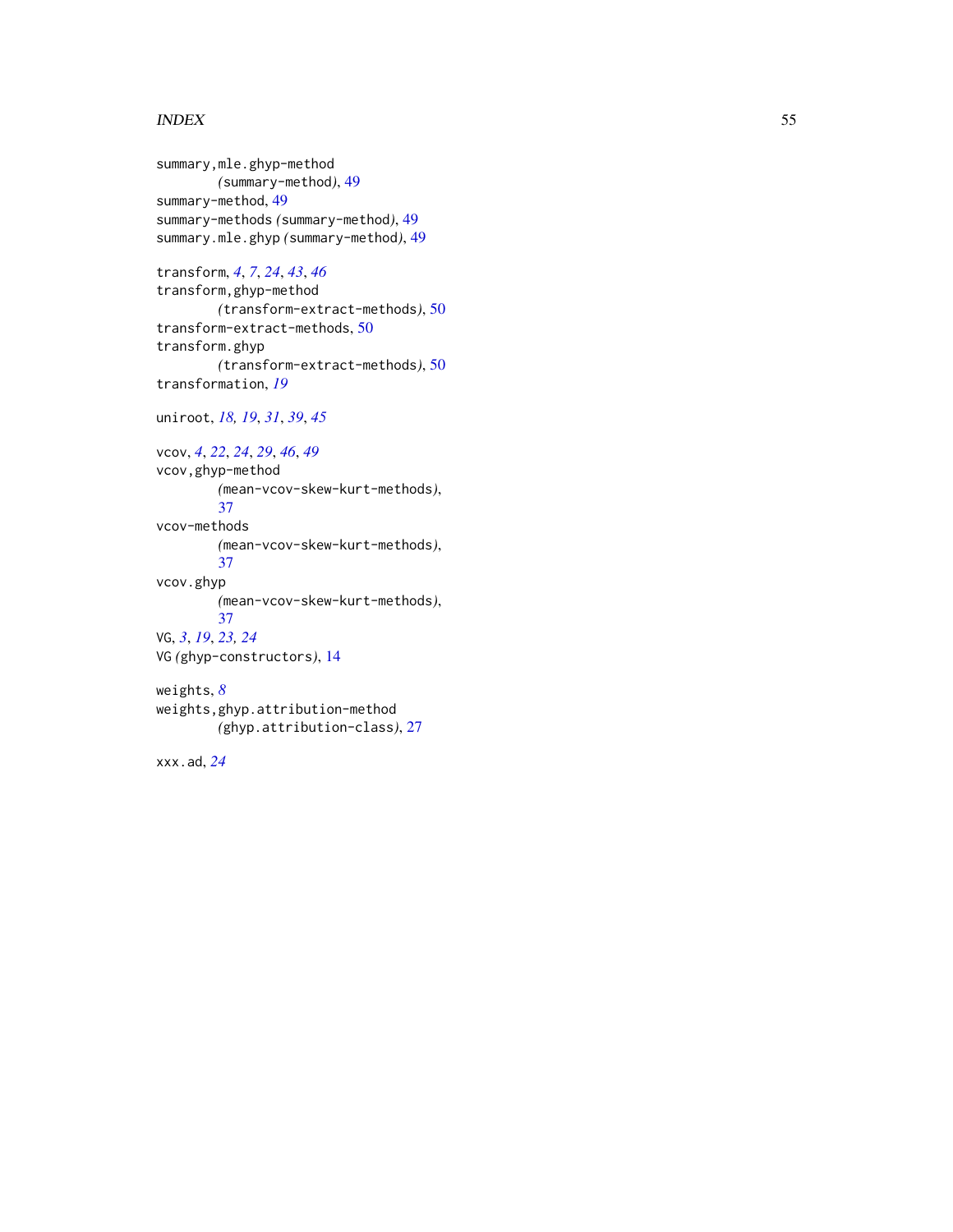summary,mle.ghyp-method
    *(*summary-method*)*, 49
summary-method, 49
summary-methods *(*summary-method*)*, 49
summary.mle.ghyp *(*summary-method*)*, 49

transform, *4*, *7*, *24*, *43*, *46*
transform,ghyp-method
    *(*transform-extract-methods*)*, 50
transform-extract-methods, 50
transform.ghyp
    *(*transform-extract-methods*)*, 50
transformation, *19*

uniroot, *18, 19*, *31*, *39*, *45*

vcov, *4*, *22*, *24*, *29*, *46*, *49*
vcov,ghyp-method
    *(*mean-vcov-skew-kurt-methods*)*,
    37
vcov-methods
    *(*mean-vcov-skew-kurt-methods*)*,
    37
vcov.ghyp
    *(*mean-vcov-skew-kurt-methods*)*,
    37
VG, *3*, *19*, *23, 24*
VG *(*ghyp-constructors*)*, 14

weights, *8*
weights,ghyp.attribution-method
    *(*ghyp.attribution-class*)*, 27

xxx.ad, *24*